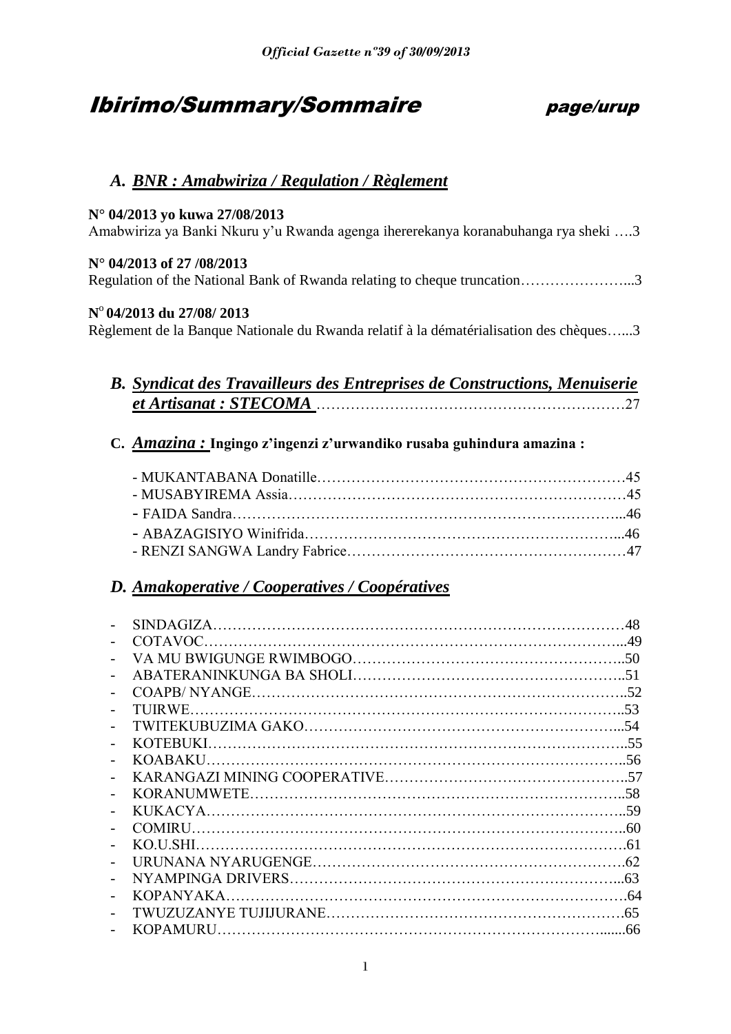# Ibirimo/Summary/Sommaire

page/urup

## A. BNR : Amabwiriza / Regulation / Règlement

**N° 04/2013 yo kuwa 27/08/2013**
Amabwiriza ya Banki Nkuru y'u Rwanda agenga ihererekanya koranabuhanga rya sheki ….3

**N° 04/2013 of 27 /08/2013**
Regulation of the National Bank of Rwanda relating to cheque truncation…………………...3

**N° 04/2013 du 27/08/ 2013**
Règlement de la Banque Nationale du Rwanda relatif à la dématérialisation des chèques…...3

## B. Syndicat des Travailleurs des Entreprises de Constructions, Menuiserie et Artisanat : STECOMA ……………………………………………………….27

## C. Amazina : Ingingo z'ingenzi z'urwandiko rusaba guhindura amazina :

- MUKANTABANA Donatille……………………………………………………45
- MUSABYIREMA Assia…………………………………………………………45
- FAIDA Sandra………………………………………………………………...46
- ABAZAGISIYO Winifrida……………………………………………………...46
- RENZI SANGWA Landry Fabrice………………………………………………47

## D. Amakoperative / Cooperatives / Coopératives

- SINDAGIZA……………………………………………………………………48
- COTAVOC……………………………………………………………………...49
- VA MU BWIGUNGE RWIMBOGO……………………………………………..50
- ABATERANINKUNGA BA SHOLI……………………………………………..51
- COAPB/ NYANGE……………………………………………………………..52
- TUIRWE………………………………………………………………………..53
- TWITEKUBUZIMA GAKO……………………………………………………...54
- KOTEBUKI……………………………………………………………………..55
- KOABAKU……………………………………………………………………..56
- KARANGAZI MINING COOPERATIVE………………………………………..57
- KORANUMWETE……………………………………………………………..58
- KUKACYA……………………………………………………………………..59
- COMIRU………………………………………………………………………..60
- KO.U.SHI……………………………………………………………………….61
- URUNANA NYARUGENGE…………………………………………………….62
- NYAMPINGA DRIVERS………………………………………………………...63
- KOPANYAKA…………………………………………………………………..64
- TWUZUZANYE TUJIJURANE…………………………………………………..65
- KOPAMURU…………………………………………………………………......66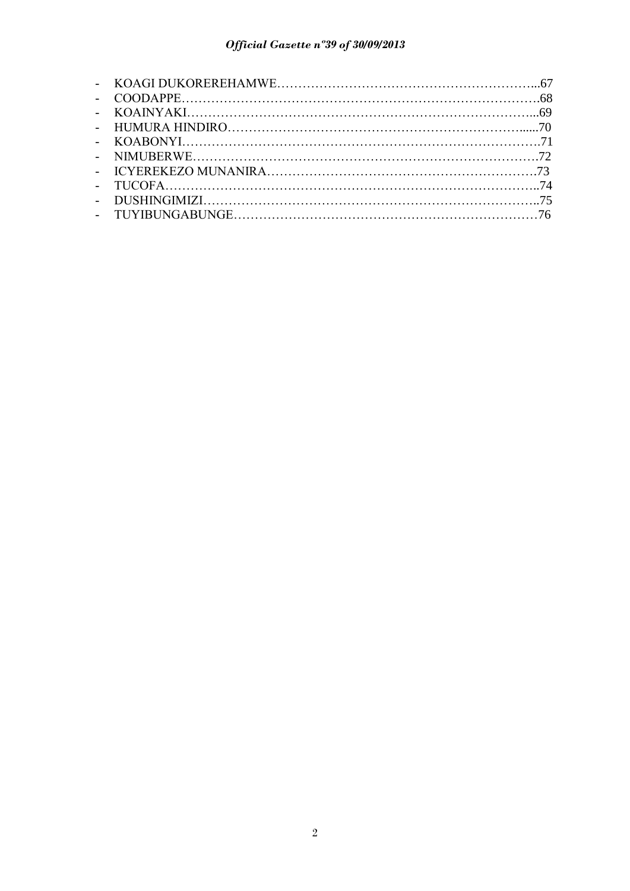- KOAGI DUKOREREHAMWE…………………………………………………………...67
- COODAPPE……………………………………………………………………………….68
- KOAINYAKI……………………………………………………………………………...69
- HUMURA HINDIRO…………………………………………………………….......70
- KOABONYI……………………………………………………………………………….71
- NIMUBERWE………………………………………………………………………….72
- ICYEREKEZO MUNANIRA……………………………………………………….73
- TUCOFA…………………………………………………………………………………..74
- DUSHINGIMIZI………………………………………………………………………..75
- TUYIBUNGABUNGE…………………………………………………………………76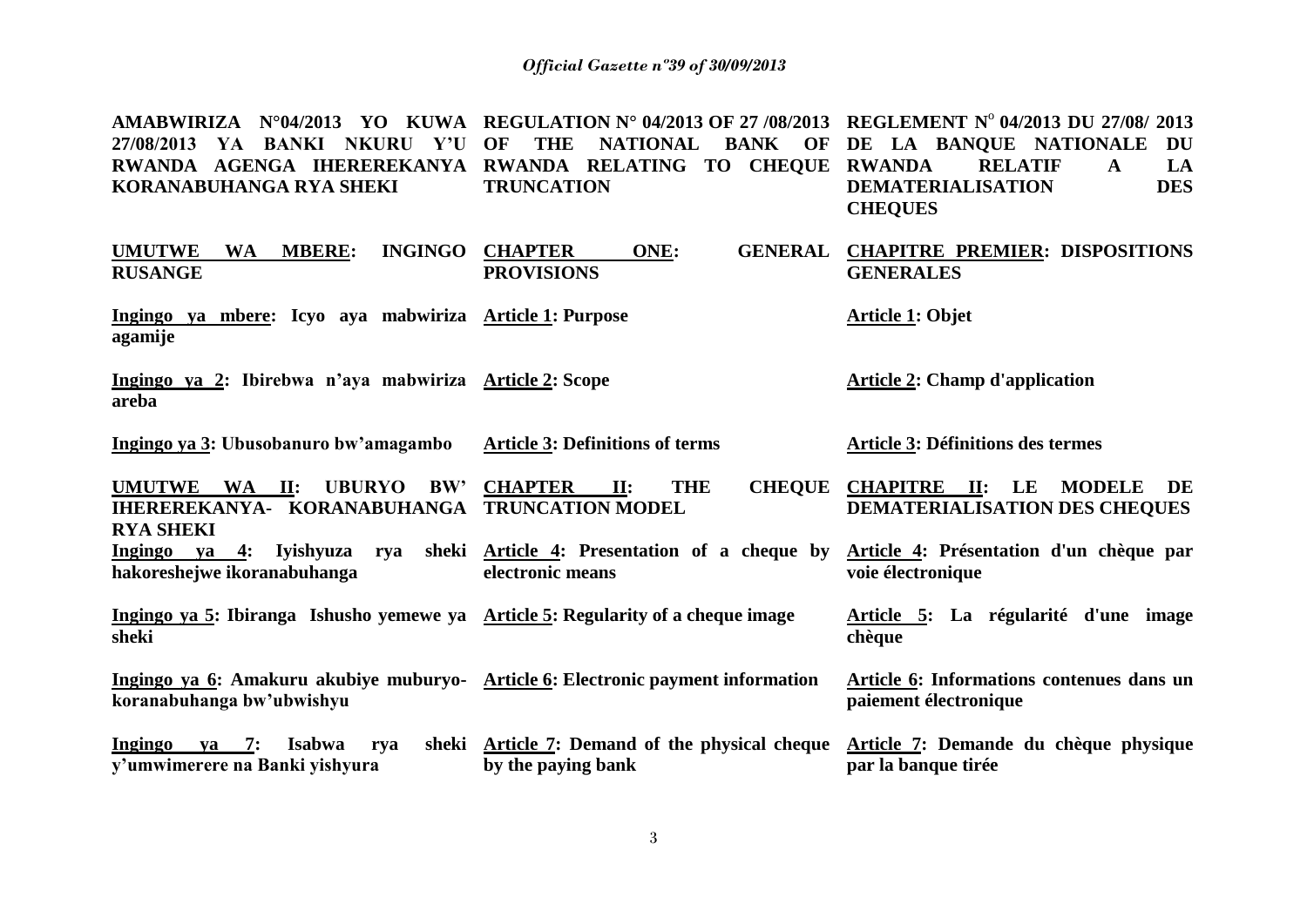| AMABWIRIZA N°04/2013 YO KUWA 27/08/2013 YA BANKI NKURU Y'U RWANDA AGENGA IHEREREKANYA KORANABUHANGA RYA SHEKI | REGULATION N° 04/2013 OF 27 /08/2013 OF THE NATIONAL BANK OF RWANDA RELATING TO CHEQUE TRUNCATION | REGLEMENT N° 04/2013 DU 27/08/ 2013 DE LA BANQUE NATIONALE DU RWANDA RELATIF A LA DEMATERIALISATION DES CHEQUES |
|---|---|---|
| **UMUTWE WA MBERE: INGINGO RUSANGE** | **CHAPTER ONE: GENERAL PROVISIONS** | **CHAPITRE PREMIER: DISPOSITIONS GENERALES** |
| **Ingingo ya mbere: Icyo aya mabwiriza agamije** | **Article 1: Purpose** | **Article 1: Objet** |
| **Ingingo ya 2: Ibirebwa n'aya mabwiriza areba** | **Article 2: Scope** | **Article 2: Champ d'application** |
| **Ingingo ya 3: Ubusobanuro bw'amagambo** | **Article 3: Definitions of terms** | **Article 3: Définitions des termes** |
| **UMUTWE WA II: UBURYO BW' IHEREREKANYA- KORANABUHANGA RYA SHEKI** | **CHAPTER II: THE CHEQUE TRUNCATION MODEL** | **CHAPITRE II: LE MODELE DE DEMATERIALISATION DES CHEQUES** |
| **Ingingo ya 4: Iyishyuza rya sheki hakoreshejwe ikoranabuhanga** | **Article 4: Presentation of a cheque by electronic means** | **Article 4: Présentation d'un chèque par voie électronique** |
| **Ingingo ya 5: Ibiranga Ishusho yemewe ya sheki** | **Article 5: Regularity of a cheque image** | **Article 5: La régularité d'une image chèque** |
| **Ingingo ya 6: Amakuru akubiye muburyo-koranabuhanga bw'ubwishyu** | **Article 6: Electronic payment information** | **Article 6: Informations contenues dans un paiement électronique** |
| **Ingingo ya 7: Isabwa rya sheki y'umwimerere na Banki yishyura** | **Article 7: Demand of the physical cheque by the paying bank** | **Article 7: Demande du chèque physique par la banque tirée** |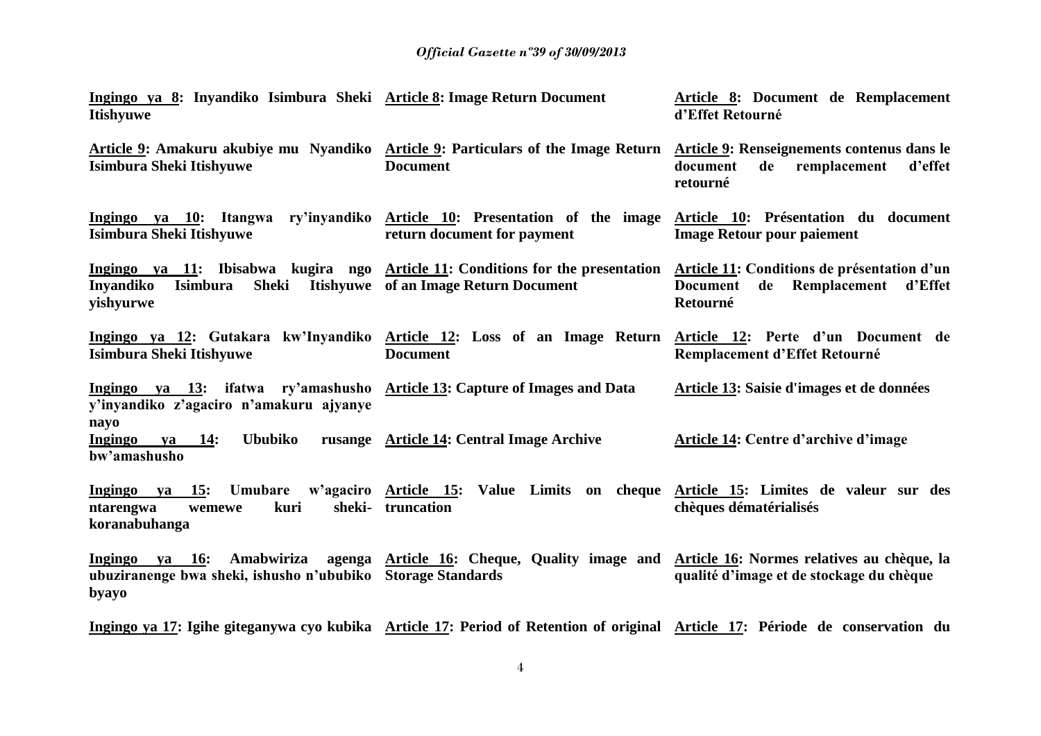| | | |
|---|---|---|
| **Ingingo ya 8: Inyandiko Isimbura Sheki Itishyuwe** | **Article 8: Image Return Document** | **Article 8: Document de Remplacement d'Effet Retourné** |
| **Article 9: Amakuru akubiye mu Nyandiko Isimbura Sheki Itishyuwe** | **Article 9: Particulars of the Image Return Document** | **Article 9: Renseignements contenus dans le document de remplacement d'effet retourné** |
| **Ingingo ya 10: Itangwa ry'inyandiko Isimbura Sheki Itishyuwe** | **Article 10: Presentation of the image return document for payment** | **Article 10: Présentation du document Image Retour pour paiement** |
| **Ingingo ya 11: Ibisabwa kugira ngo Inyandiko Isimbura Sheki Itishyuwe yishyurwe** | **Article 11: Conditions for the presentation of an Image Return Document** | **Article 11: Conditions de présentation d'un Document de Remplacement d'Effet Retourné** |
| **Ingingo ya 12: Gutakara kw'Inyandiko Isimbura Sheki Itishyuwe** | **Article 12: Loss of an Image Return Document** | **Article 12: Perte d'un Document de Remplacement d'Effet Retourné** |
| **Ingingo ya 13: ifatwa ry'amashusho y'inyandiko z'agaciro n'amakuru ajyanye nayo** | **Article 13: Capture of Images and Data** | **Article 13: Saisie d'images et de données** |
| **Ingingo ya 14: Ububiko rusange bw'amashusho** | **Article 14: Central Image Archive** | **Article 14: Centre d'archive d'image** |
| **Ingingo ya 15: Umubare w'agaciro ntarengwa wemewe kuri sheki-koranabuhanga** | **Article 15: Value Limits on cheque truncation** | **Article 15: Limites de valeur sur des chèques dématérialisés** |
| **Ingingo ya 16: Amabwiriza agenga ubuziranenge bwa sheki, ishusho n'ububiko byayo** | **Article 16: Cheque, Quality image and Storage Standards** | **Article 16: Normes relatives au chèque, la qualité d'image et de stockage du chèque** |
| **Ingingo ya 17: Igihe giteganywa cyo kubika** | **Article 17: Period of Retention of original** | **Article 17: Période de conservation du** |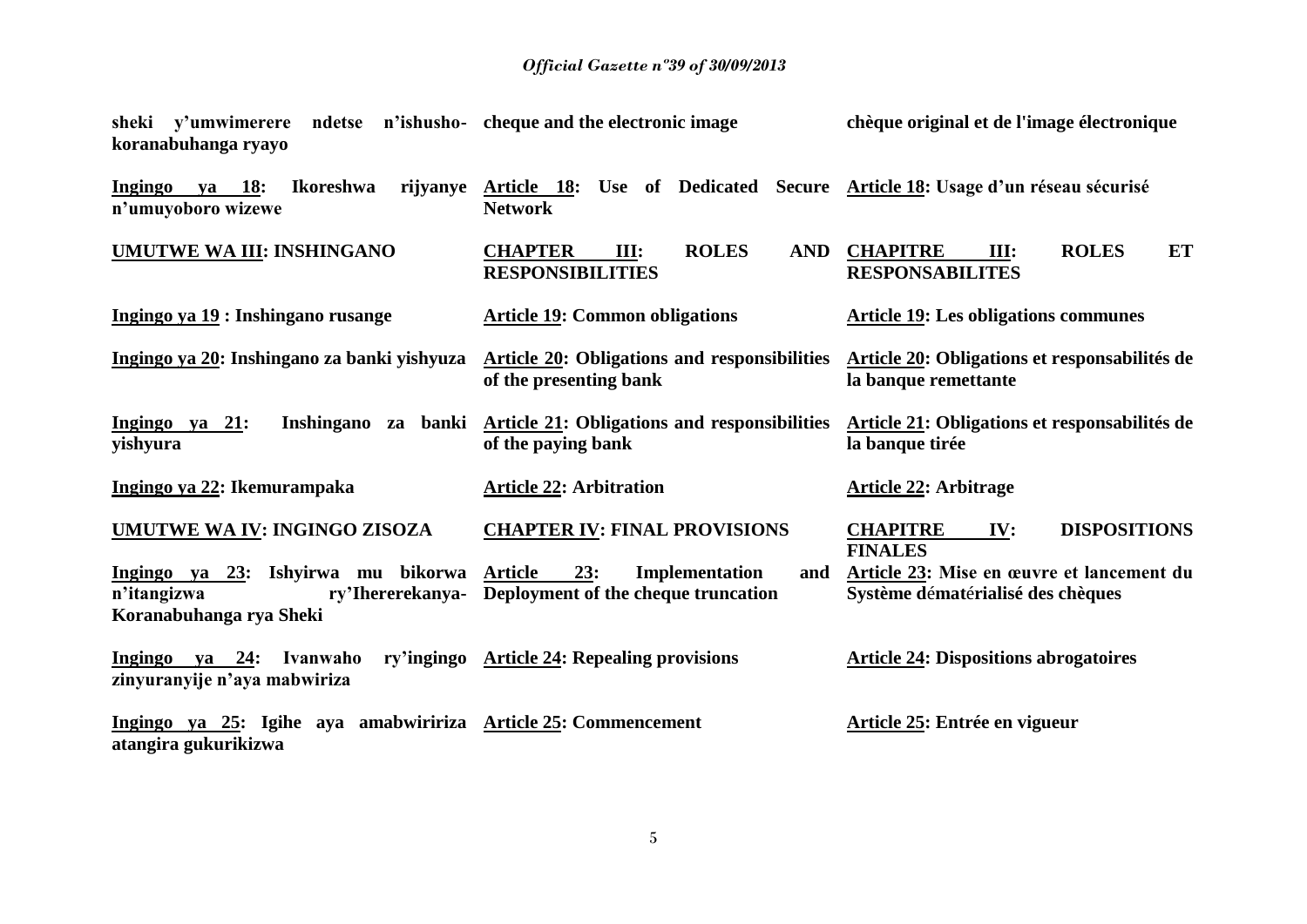| | | |
|---|---|---|
| **sheki y'umwimerere ndetse n'ishusho-koranabuhanga ryayo** | **cheque and the electronic image** | **chèque original et de l'image électronique** |
| **Ingingo ya 18: Ikoreshwa rijyanye n'umuyoboro wizewe** | **Article 18: Use of Dedicated Secure Network** | **Article 18: Usage d'un réseau sécurisé** |
| **UMUTWE WA III: INSHINGANO** | **CHAPTER III: ROLES AND RESPONSIBILITIES** | **CHAPITRE III: ROLES ET RESPONSABILITES** |
| **Ingingo ya 19 : Inshingano rusange** | **Article 19: Common obligations** | **Article 19: Les obligations communes** |
| **Ingingo ya 20: Inshingano za banki yishyuza** | **Article 20: Obligations and responsibilities of the presenting bank** | **Article 20: Obligations et responsabilités de la banque remettante** |
| **Ingingo ya 21: Inshingano za banki yishyura** | **Article 21: Obligations and responsibilities of the paying bank** | **Article 21: Obligations et responsabilités de la banque tirée** |
| **Ingingo ya 22: Ikemurampaka** | **Article 22: Arbitration** | **Article 22: Arbitrage** |
| **UMUTWE WA IV: INGINGO ZISOZA** | **CHAPTER IV: FINAL PROVISIONS** | **CHAPITRE IV: DISPOSITIONS FINALES** |
| **Ingingo ya 23: Ishyirwa mu bikorwa n'itangizwa ry'Ihererekanya-Koranabuhanga rya Sheki** | **Article 23: Implementation and Deployment of the cheque truncation** | **Article 23: Mise en œuvre et lancement du Système dématérialisé des chèques** |
| **Ingingo ya 24: Ivanwaho ry'ingingo zinyuranyije n'aya mabwiriza** | **Article 24: Repealing provisions** | **Article 24: Dispositions abrogatoires** |
| **Ingingo ya 25: Igihe aya amabwiririza atangira gukurikizwa** | **Article 25: Commencement** | **Article 25: Entrée en vigueur** |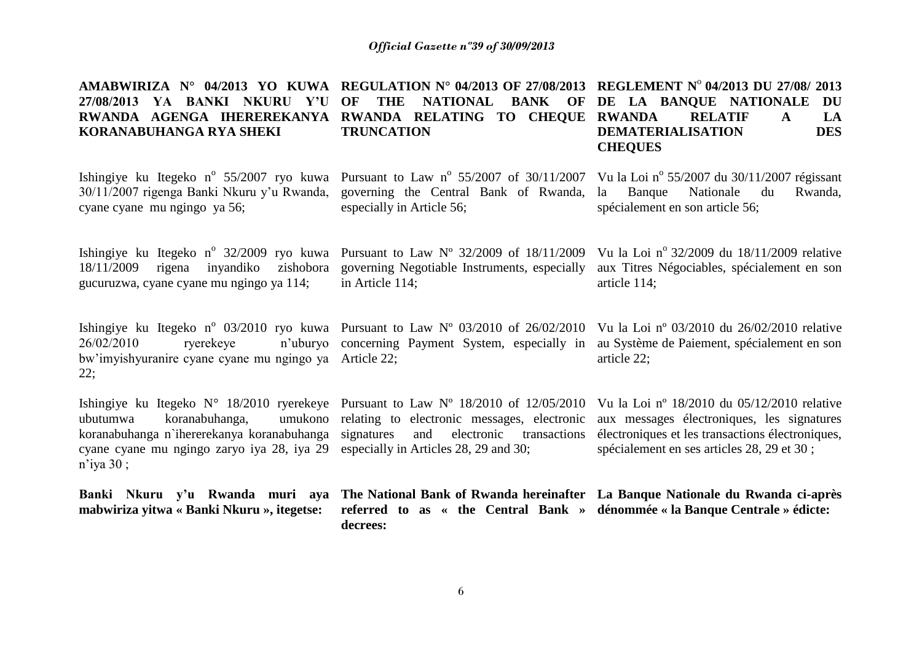**AMABWIRIZA N° 04/2013 YO KUWA 27/08/2013 YA BANKI NKURU Y'U RWANDA AGENGA IHEREREKANYA KORANABUHANGA RYA SHEKI**

Ishingiye ku Itegeko n° 55/2007 ryo kuwa 30/11/2007 rigenga Banki Nkuru y'u Rwanda, cyane cyane mu ngingo ya 56;

Ishingiye ku Itegeko n° 32/2009 ryo kuwa 18/11/2009 rigena inyandiko zishobora gucuruzwa, cyane cyane mu ngingo ya 114;

Ishingiye ku Itegeko n° 03/2010 ryo kuwa 26/02/2010 ryerekeye n'uburyo bw'imyishyuranire cyane cyane mu ngingo ya 22;

Ishingiye ku Itegeko N° 18/2010 ryerekeye ubutumwa koranabuhanga, umukono koranabuhanga n`ihererekanya koranabuhanga cyane cyane mu ngingo zaryo iya 28, iya 29 n'iya 30 ;

**Banki Nkuru y'u Rwanda muri aya mabwiriza yitwa « Banki Nkuru », itegetse:**

**REGULATION N° 04/2013 OF 27/08/2013 OF THE NATIONAL BANK OF RWANDA RELATING TO CHEQUE TRUNCATION**

Pursuant to Law n° 55/2007 of 30/11/2007 governing the Central Bank of Rwanda, especially in Article 56;

Pursuant to Law Nº 32/2009 of 18/11/2009 governing Negotiable Instruments, especially in Article 114;

Pursuant to Law Nº 03/2010 of 26/02/2010 concerning Payment System, especially in Article 22;

Pursuant to Law Nº 18/2010 of 12/05/2010 relating to electronic messages, electronic signatures and electronic transactions especially in Articles 28, 29 and 30;

**The National Bank of Rwanda hereinafter referred to as « the Central Bank » decrees:**

**REGLEMENT N° 04/2013 DU 27/08/ 2013 DE LA BANQUE NATIONALE DU RWANDA RELATIF A LA DEMATERIALISATION DES CHEQUES**

Vu la Loi n° 55/2007 du 30/11/2007 régissant la Banque Nationale du Rwanda, spécialement en son article 56;

Vu la Loi n° 32/2009 du 18/11/2009 relative aux Titres Négociables, spécialement en son article 114;

Vu la Loi nº 03/2010 du 26/02/2010 relative au Système de Paiement, spécialement en son article 22;

Vu la Loi nº 18/2010 du 05/12/2010 relative aux messages électroniques, les signatures électroniques et les transactions électroniques, spécialement en ses articles 28, 29 et 30 ;

**La Banque Nationale du Rwanda ci-après dénommée « la Banque Centrale » édicte:**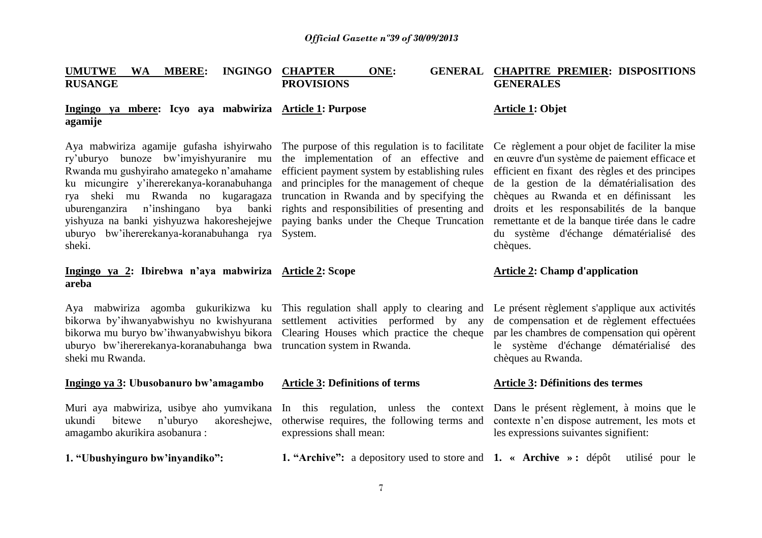**UMUTWE WA MBERE: INGINGO RUSANGE**

**Ingingo ya mbere: Icyo aya mabwiriza agamije**

Aya mabwiriza agamije gufasha ishyirwaho ry'uburyo bunoze bw'imyishyuranire mu Rwanda mu gushyiraho amategeko n'amahame ku micungire y'ihererekanya-koranabuhanga rya sheki mu Rwanda no kugaragaza uburenganzira n'inshingano bya banki yishyuza na banki yishyuzwa hakoreshejejwe uburyo bw'ihererekanya-koranabuhanga rya sheki.

**Ingingo ya 2: Ibirebwa n'aya mabwiriza areba**

Aya mabwiriza agomba gukurikizwa ku bikorwa by'ihwanyabwishyu no kwishyurana bikorwa mu buryo bw'ihwanyabwishyu bikora uburyo bw'ihererekanya-koranabuhanga bwa sheki mu Rwanda.

**Ingingo ya 3: Ubusobanuro bw'amagambo**

Muri aya mabwiriza, usibye aho yumvikana ukundi bitewe n'uburyo akoreshejwe, amagambo akurikira asobanura :

**1. "Ubushyinguro bw'inyandiko":**

**CHAPTER ONE: GENERAL PROVISIONS**

**Article 1: Purpose**

The purpose of this regulation is to facilitate the implementation of an effective and efficient payment system by establishing rules and principles for the management of cheque truncation in Rwanda and by specifying the rights and responsibilities of presenting and paying banks under the Cheque Truncation System.

**Article 2: Scope**

This regulation shall apply to clearing and settlement activities performed by any Clearing Houses which practice the cheque truncation system in Rwanda.

**Article 3: Definitions of terms**

In this regulation, unless the context otherwise requires, the following terms and expressions shall mean:

**1. "Archive":** a depository used to store and

**CHAPITRE PREMIER: DISPOSITIONS GENERALES**

**Article 1: Objet**

Ce règlement a pour objet de faciliter la mise en œuvre d'un système de paiement efficace et efficient en fixant des règles et des principes de la gestion de la dématérialisation des chèques au Rwanda et en définissant les droits et les responsabilités de la banque remettante et de la banque tirée dans le cadre du système d'échange dématérialisé des chèques.

**Article 2: Champ d'application**

Le présent règlement s'applique aux activités de compensation et de règlement effectuées par les chambres de compensation qui opèrent le système d'échange dématérialisé des chèques au Rwanda.

**Article 3: Définitions des termes**

Dans le présent règlement, à moins que le contexte n'en dispose autrement, les mots et les expressions suivantes signifient:

**1. « Archive » :** dépôt utilisé pour le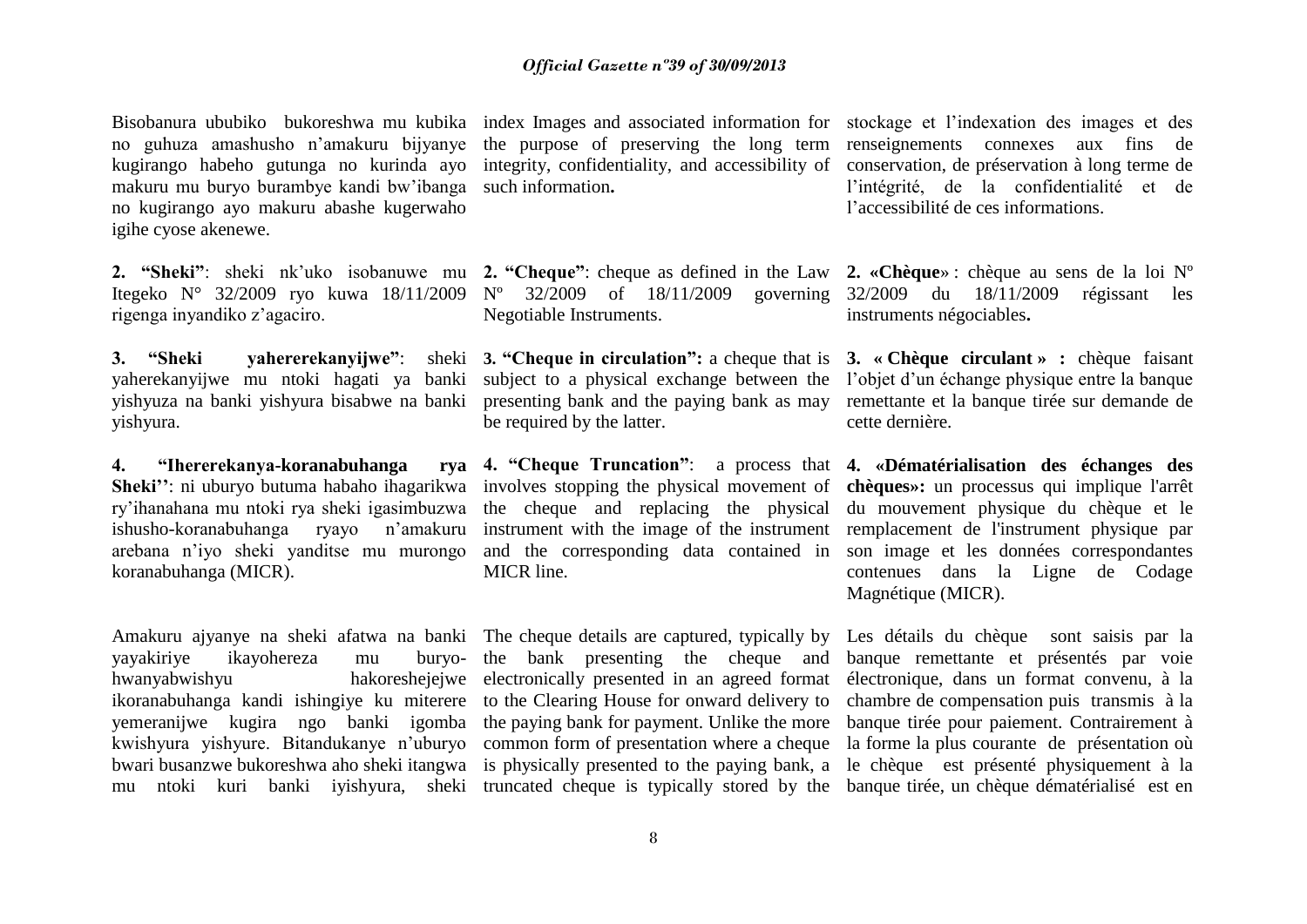Bisobanura ububiko bukoreshwa mu kubika no guhuza amashusho n'amakuru bijyanye kugirango habeho gutunga no kurinda ayo makuru mu buryo burambye kandi bw'ibanga no kugirango ayo makuru abashe kugerwaho igihe cyose akenewe.

**2. "Sheki"**: sheki nk'uko isobanuwe mu Itegeko N° 32/2009 ryo kuwa 18/11/2009 rigenga inyandiko z'agaciro.

**3. "Sheki yahererekanyijwe"**: sheki yaherekanyijwe mu ntoki hagati ya banki yishyuza na banki yishyura bisabwe na banki yishyura.

**4. "Ihererekanya-koranabuhanga rya Sheki''**: ni uburyo butuma habaho ihagarikwa ry'ihanahana mu ntoki rya sheki igasimbuzwa ishusho-koranabuhanga ryayo n'amakuru arebana n'iyo sheki yanditse mu murongo koranabuhanga (MICR).

Amakuru ajyanye na sheki afatwa na banki yayakiriye ikayohereza mu buryo-hwanyabwishyu hakoreshejejwe ikoranabuhanga kandi ishingiye ku miterere yemeranijwe kugira ngo banki igomba kwishyura yishyure. Bitandukanye n'uburyo bwari busanzwe bukoreshwa aho sheki itangwa mu ntoki kuri banki iyishyura, sheki

index Images and associated information for the purpose of preserving the long term integrity, confidentiality, and accessibility of such information**.**

**2. "Cheque"**: cheque as defined in the Law Nº 32/2009 of 18/11/2009 governing Negotiable Instruments.

**3. "Cheque in circulation":** a cheque that is subject to a physical exchange between the presenting bank and the paying bank as may be required by the latter.

**4. "Cheque Truncation"**: a process that involves stopping the physical movement of the cheque and replacing the physical instrument with the image of the instrument and the corresponding data contained in MICR line.

The cheque details are captured, typically by the bank presenting the cheque and electronically presented in an agreed format to the Clearing House for onward delivery to the paying bank for payment. Unlike the more common form of presentation where a cheque is physically presented to the paying bank, a truncated cheque is typically stored by the

stockage et l'indexation des images et des renseignements connexes aux fins de conservation, de préservation à long terme de l'intégrité, de la confidentialité et de l'accessibilité de ces informations.

**2. «Chèque»** : chèque au sens de la loi Nº 32/2009 du 18/11/2009 régissant les instruments négociables**.**

**3. « Chèque circulant » :** chèque faisant l'objet d'un échange physique entre la banque remettante et la banque tirée sur demande de cette dernière.

**4. «Dématérialisation des échanges des chèques»:** un processus qui implique l'arrêt du mouvement physique du chèque et le remplacement de l'instrument physique par son image et les données correspondantes contenues dans la Ligne de Codage Magnétique (MICR).

Les détails du chèque sont saisis par la banque remettante et présentés par voie électronique, dans un format convenu, à la chambre de compensation puis transmis à la banque tirée pour paiement. Contrairement à la forme la plus courante de présentation où le chèque est présenté physiquement à la banque tirée, un chèque dématérialisé est en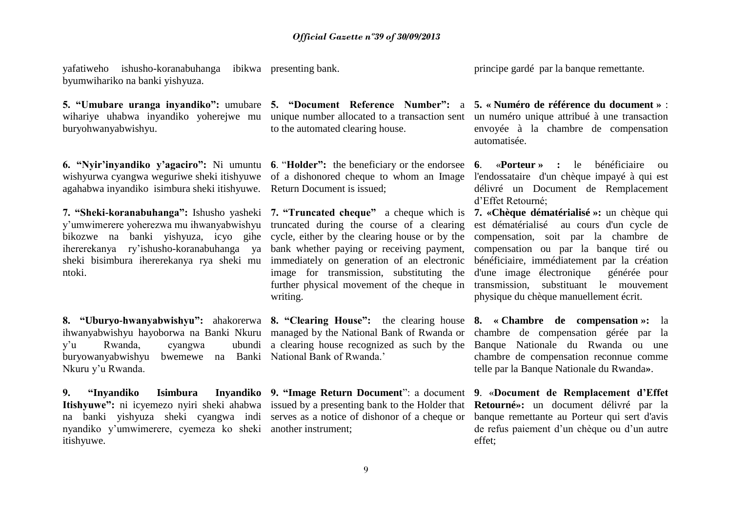yafatiweho ishusho-koranabuhanga ibikwa byumwihariko na banki yishyuza.

presenting bank.

principe gardé par la banque remettante.

**5. "Umubare uranga inyandiko":** umubare wihariye uhabwa inyandiko yoherejwe mu buryohwanyabwishyu.

**5. "Document Reference Number":** a unique number allocated to a transaction sent to the automated clearing house.

**5. « Numéro de référence du document »** : un numéro unique attribué à une transaction envoyée à la chambre de compensation automatisée.

**6. "Nyir'inyandiko y'agaciro":** Ni umuntu wishyurwa cyangwa weguriwe sheki itishyuwe agahabwa inyandiko isimbura sheki itishyuwe.

**6**. "**Holder":** the beneficiary or the endorsee of a dishonored cheque to whom an Image Return Document is issued;

**6**. «**Porteur » :** le bénéficiaire ou l'endossataire d'un chèque impayé à qui est délivré un Document de Remplacement d'Effet Retourné;

**7. "Sheki-koranabuhanga":** Ishusho yasheki y'umwimerere yoherezwa mu ihwanyabwishyu bikozwe na banki yishyuza, icyo gihe ihererekanya ry'ishusho-koranabuhanga ya sheki bisimbura ihererekanya rya sheki mu ntoki.

**7. "Truncated cheque"** a cheque which is truncated during the course of a clearing cycle, either by the clearing house or by the bank whether paying or receiving payment, immediately on generation of an electronic image for transmission, substituting the further physical movement of the cheque in writing.

**7. «Chèque dématérialisé »:** un chèque qui est dématérialisé au cours d'un cycle de compensation, soit par la chambre de compensation ou par la banque tiré ou bénéficiaire, immédiatement par la création d'une image électronique générée pour transmission, substituant le mouvement physique du chèque manuellement écrit.

**8. "Uburyo-hwanyabwishyu":** ahakorerwa ihwanyabwishyu hayoborwa na Banki Nkuru y'u Rwanda, cyangwa ubundi buryowanyabwishyu bwemewe na Banki Nkuru y'u Rwanda.

**8. "Clearing House":** the clearing house managed by the National Bank of Rwanda or a clearing house recognized as such by the National Bank of Rwanda.'

**8. « Chambre de compensation »:** la chambre de compensation gérée par la Banque Nationale du Rwanda ou une chambre de compensation reconnue comme telle par la Banque Nationale du Rwanda**»**.

**9. "Inyandiko Isimbura Inyandiko Itishyuwe":** ni icyemezo nyiri sheki ahabwa na banki yishyuza sheki cyangwa indi nyandiko y'umwimerere, cyemeza ko sheki itishyuwe.

**9. "Image Return Document**": a document issued by a presenting bank to the Holder that serves as a notice of dishonor of a cheque or another instrument;

**9**. «**Document de Remplacement d'Effet Retourné»:** un document délivré par la banque remettante au Porteur qui sert d'avis de refus paiement d'un chèque ou d'un autre effet;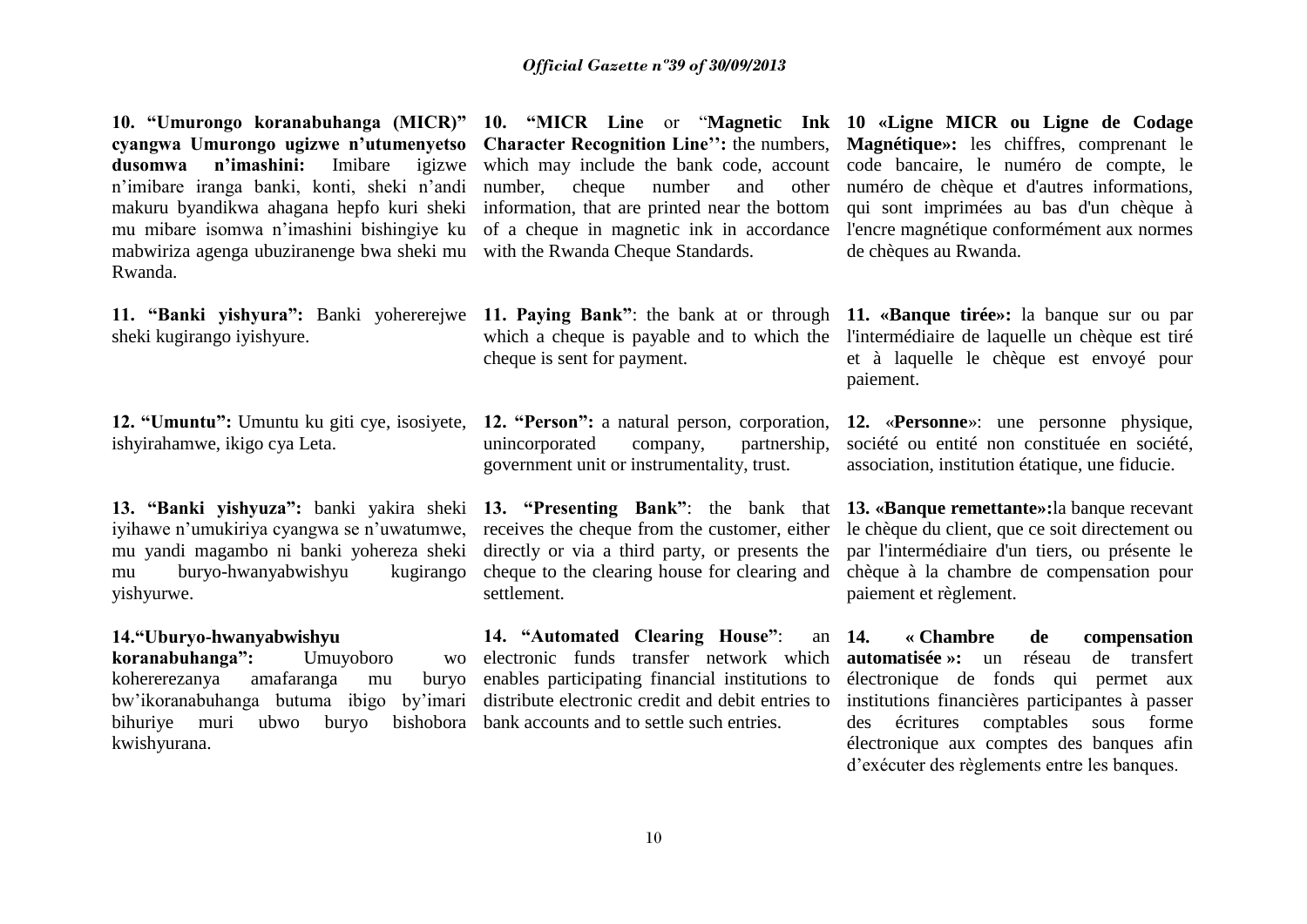**10. "Umurongo koranabuhanga (MICR)" cyangwa Umurongo ugizwe n'utumenyetso dusomwa n'imashini:** Imibare igizwe n'imibare iranga banki, konti, sheki n'andi makuru byandikwa ahagana hepfo kuri sheki mu mibare isomwa n'imashini bishingiye ku mabwiriza agenga ubuziranenge bwa sheki mu Rwanda.

**11. "Banki yishyura":** Banki yohererejwe sheki kugirango iyishyure.

**12. "Umuntu":** Umuntu ku giti cye, isosiyete, ishyirahamwe, ikigo cya Leta.

**13. "Banki yishyuza":** banki yakira sheki iyihawe n'umukiriya cyangwa se n'uwatumwe, mu yandi magambo ni banki yohereza sheki mu buryo-hwanyabwishyu kugirango yishyurwe.

**14."Uburyo-hwanyabwishyu koranabuhanga":** Umuyoboro wo kohererezanya amafaranga mu buryo bw'ikoranabuhanga butuma ibigo by'imari bihuriye muri ubwo buryo bishobora kwishyurana.

**10. "MICR Line** or "**Magnetic Ink Character Recognition Line'':** the numbers, which may include the bank code, account number, cheque number and other information, that are printed near the bottom of a cheque in magnetic ink in accordance with the Rwanda Cheque Standards.

**11. Paying Bank"**: the bank at or through which a cheque is payable and to which the cheque is sent for payment.

**12. "Person":** a natural person, corporation, unincorporated company, partnership, government unit or instrumentality, trust.

**13. "Presenting Bank"**: the bank that receives the cheque from the customer, either directly or via a third party, or presents the cheque to the clearing house for clearing and settlement.

**14. "Automated Clearing House"**: an electronic funds transfer network which enables participating financial institutions to distribute electronic credit and debit entries to bank accounts and to settle such entries.

**10 «Ligne MICR ou Ligne de Codage Magnétique»:** les chiffres, comprenant le code bancaire, le numéro de compte, le numéro de chèque et d'autres informations, qui sont imprimées au bas d'un chèque à l'encre magnétique conformément aux normes de chèques au Rwanda.

**11. «Banque tirée»:** la banque sur ou par l'intermédiaire de laquelle un chèque est tiré et à laquelle le chèque est envoyé pour paiement.

**12.** «**Personne**»: une personne physique, société ou entité non constituée en société, association, institution étatique, une fiducie.

**13. «Banque remettante»:**la banque recevant le chèque du client, que ce soit directement ou par l'intermédiaire d'un tiers, ou présente le chèque à la chambre de compensation pour paiement et règlement.

**14. « Chambre de compensation automatisée »:** un réseau de transfert électronique de fonds qui permet aux institutions financières participantes à passer des écritures comptables sous forme électronique aux comptes des banques afin d'exécuter des règlements entre les banques.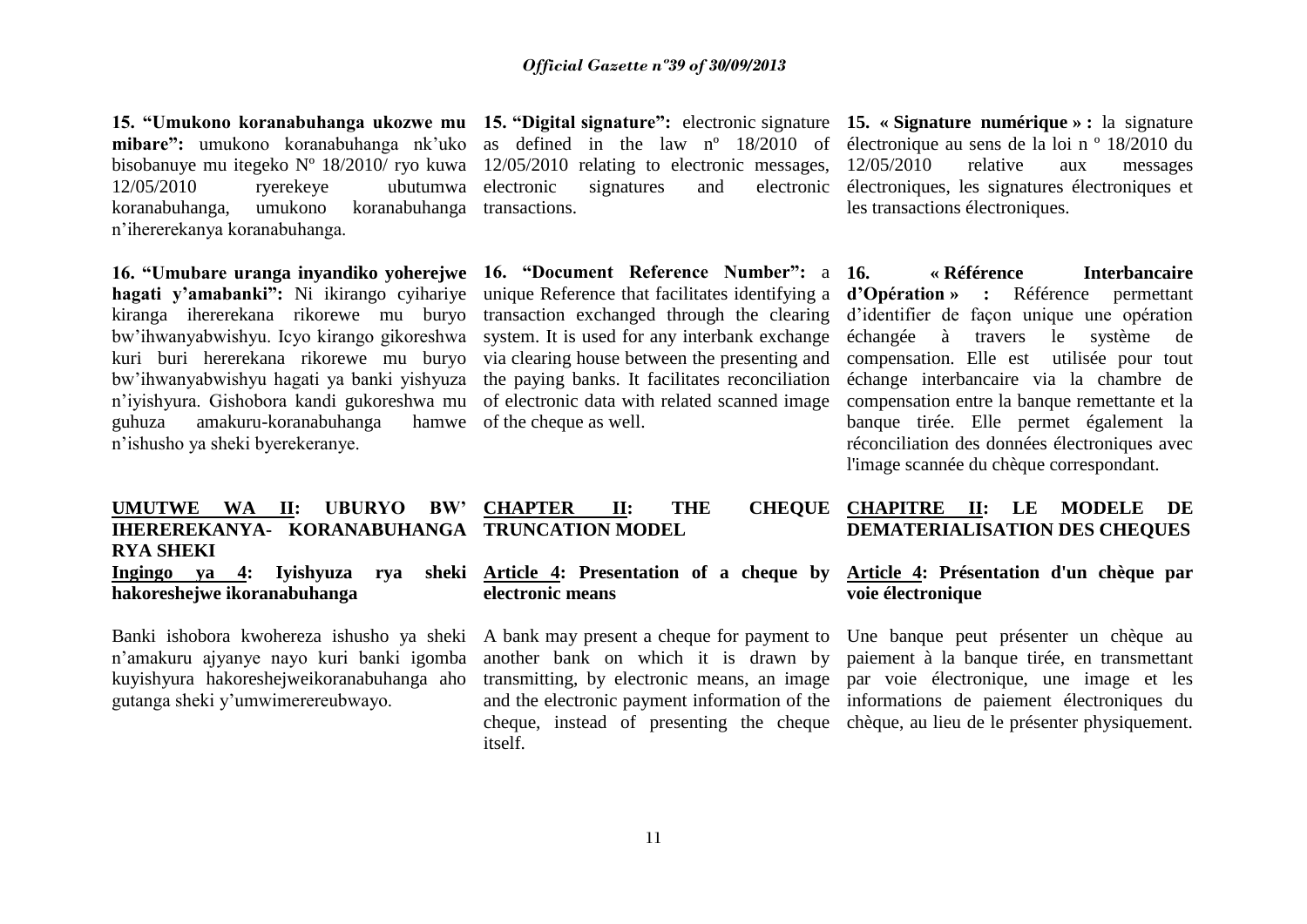**15. "Umukono koranabuhanga ukozwe mu mibare":** umukono koranabuhanga nk'uko bisobanuye mu itegeko Nº 18/2010/ ryo kuwa 12/05/2010 ryerekeye ubutumwa koranabuhanga, umukono koranabuhanga n'ihererekanya koranabuhanga.

**16. "Umubare uranga inyandiko yoherejwe hagati y'amabanki":** Ni ikirango cyihariye kiranga ihererekana rikorewe mu buryo bw'ihwanyabwishyu. Icyo kirango gikoreshwa kuri buri hererekana rikorewe mu buryo bw'ihwanyabwishyu hagati ya banki yishyuza n'iyishyura. Gishobora kandi gukoreshwa mu guhuza amakuru-koranabuhanga hamwe n'ishusho ya sheki byerekeranye.

## UMUTWE WA II: UBURYO BW' IHEREREKANYA- KORANABUHANGA RYA SHEKI

### Ingingo ya 4: Iyishyuza rya sheki hakoreshejwe ikoranabuhanga

Banki ishobora kwohereza ishusho ya sheki n'amakuru ajyanye nayo kuri banki igomba kuyishyura hakoreshejweikoranabuhanga aho gutanga sheki y'umwimerereubwayo.

**15. "Digital signature":** electronic signature as defined in the law nº 18/2010 of 12/05/2010 relating to electronic messages, electronic signatures and electronic transactions.

**16. "Document Reference Number":** a unique Reference that facilitates identifying a transaction exchanged through the clearing system. It is used for any interbank exchange via clearing house between the presenting and the paying banks. It facilitates reconciliation of electronic data with related scanned image of the cheque as well.

## CHAPTER II: THE CHEQUE TRUNCATION MODEL

### Article 4: Presentation of a cheque by electronic means

A bank may present a cheque for payment to another bank on which it is drawn by transmitting, by electronic means, an image and the electronic payment information of the cheque, instead of presenting the cheque itself.

**15. « Signature numérique » :** la signature électronique au sens de la loi n º 18/2010 du 12/05/2010 relative aux messages électroniques, les signatures électroniques et les transactions électroniques.

**16. « Référence Interbancaire d'Opération » :** Référence permettant d'identifier de façon unique une opération échangée à travers le système de compensation. Elle est utilisée pour tout échange interbancaire via la chambre de compensation entre la banque remettante et la banque tirée. Elle permet également la réconciliation des données électroniques avec l'image scannée du chèque correspondant.

## CHAPITRE II: LE MODELE DE DEMATERIALISATION DES CHEQUES

### Article 4: Présentation d'un chèque par voie électronique

Une banque peut présenter un chèque au paiement à la banque tirée, en transmettant par voie électronique, une image et les informations de paiement électroniques du chèque, au lieu de le présenter physiquement.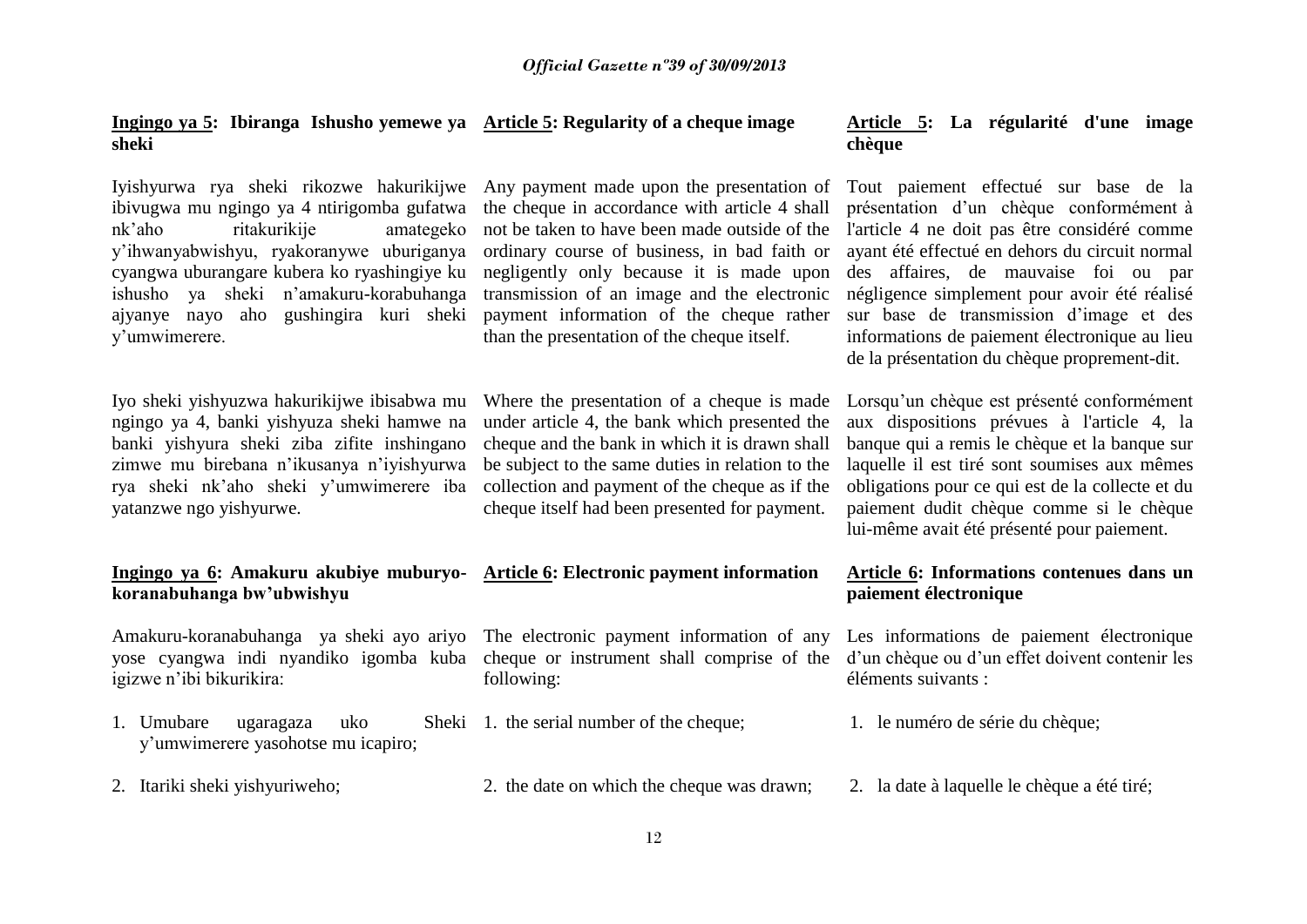**Ingingo ya 5: Ibiranga Ishusho yemewe ya sheki**

Iyishyurwa rya sheki rikozwe hakurikijwe ibivugwa mu ngingo ya 4 ntirigomba gufatwa nk'aho ritakurikije amategeko y'ihwanyabwishyu, ryakoranywe uburiganya cyangwa uburangare kubera ko ryashingiye ku ishusho ya sheki n'amakuru-korabuhanga ajyanye nayo aho gushingira kuri sheki y'umwimerere.

Iyo sheki yishyuzwa hakurikijwe ibisabwa mu ngingo ya 4, banki yishyuza sheki hamwe na banki yishyura sheki ziba zifite inshingano zimwe mu birebana n'ikusanya n'iyishyurwa rya sheki nk'aho sheki y'umwimerere iba yatanzwe ngo yishyurwe.

**Ingingo ya 6: Amakuru akubiye muburyo-koranabuhanga bw'ubwishyu**

Amakuru-koranabuhanga ya sheki ayo ariyo yose cyangwa indi nyandiko igomba kuba igizwe n'ibi bikurikira:

1. Umubare ugaragaza uko Sheki y'umwimerere yasohotse mu icapiro;
2. Itariki sheki yishyuriweho;

**Article 5: Regularity of a cheque image**

Any payment made upon the presentation of the cheque in accordance with article 4 shall not be taken to have been made outside of the ordinary course of business, in bad faith or negligently only because it is made upon transmission of an image and the electronic payment information of the cheque rather than the presentation of the cheque itself.

Where the presentation of a cheque is made under article 4, the bank which presented the cheque and the bank in which it is drawn shall be subject to the same duties in relation to the collection and payment of the cheque as if the cheque itself had been presented for payment.

**Article 6: Electronic payment information**

The electronic payment information of any cheque or instrument shall comprise of the following:

1. the serial number of the cheque;
2. the date on which the cheque was drawn;

**Article 5: La régularité d'une image chèque**

Tout paiement effectué sur base de la présentation d'un chèque conformément à l'article 4 ne doit pas être considéré comme ayant été effectué en dehors du circuit normal des affaires, de mauvaise foi ou par négligence simplement pour avoir été réalisé sur base de transmission d'image et des informations de paiement électronique au lieu de la présentation du chèque proprement-dit.

Lorsqu'un chèque est présenté conformément aux dispositions prévues à l'article 4, la banque qui a remis le chèque et la banque sur laquelle il est tiré sont soumises aux mêmes obligations pour ce qui est de la collecte et du paiement dudit chèque comme si le chèque lui-même avait été présenté pour paiement.

**Article 6: Informations contenues dans un paiement électronique**

Les informations de paiement électronique d'un chèque ou d'un effet doivent contenir les éléments suivants :

1. le numéro de série du chèque;
2. la date à laquelle le chèque a été tiré;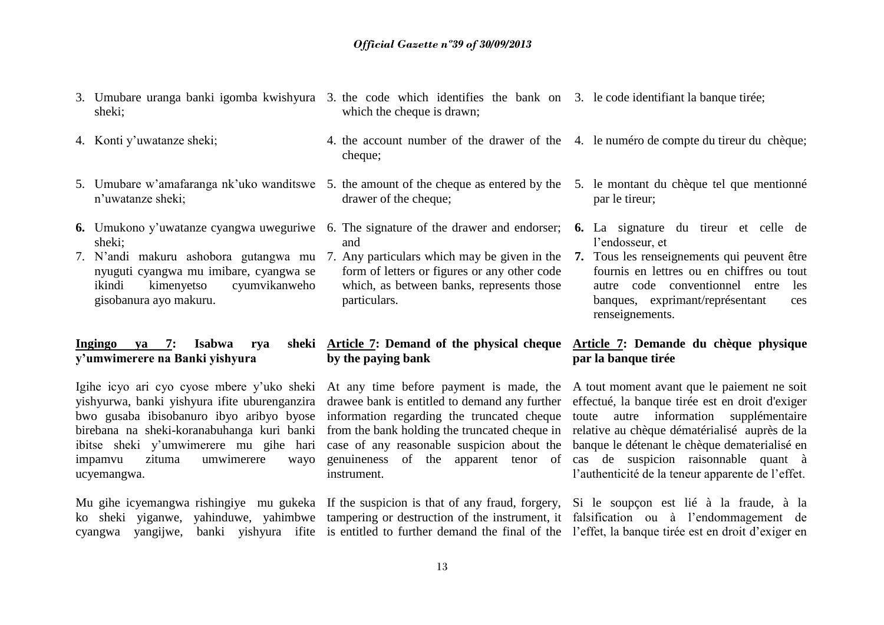3. Umubare uranga banki igomba kwishyura sheki;

4. Konti y'uwatanze sheki;

5. Umubare w'amafaranga nk'uko wanditswe n'uwatanze sheki;

**6.** Umukono y'uwatanze cyangwa uweguriwe sheki;

7. N'andi makuru ashobora gutangwa mu nyuguti cyangwa mu imibare, cyangwa se ikindi kimenyetso cyumvikanweho gisobanura ayo makuru.

#### Ingingo ya 7: Isabwa rya sheki y'umwimerere na Banki yishyura

Igihe icyo ari cyo cyose mbere y'uko sheki yishyurwa, banki yishyura ifite uburenganzira bwo gusaba ibisobanuro ibyo aribyo byose birebana na sheki-koranabuhanga kuri banki ibitse sheki y'umwimerere mu gihe hari impamvu zituma umwimerere wayo ucyemangwa.

Mu gihe icyemangwa rishingiye mu gukeka ko sheki yiganwe, yahinduwe, yahimbwe cyangwa yangijwe, banki yishyura ifite

3. the code which identifies the bank on which the cheque is drawn;

4. the account number of the drawer of the cheque;

5. the amount of the cheque as entered by the drawer of the cheque;

6. The signature of the drawer and endorser; and

7. Any particulars which may be given in the form of letters or figures or any other code which, as between banks, represents those particulars.

#### Article 7: Demand of the physical cheque by the paying bank

At any time before payment is made, the drawee bank is entitled to demand any further information regarding the truncated cheque from the bank holding the truncated cheque in case of any reasonable suspicion about the genuineness of the apparent tenor of instrument.

If the suspicion is that of any fraud, forgery, tampering or destruction of the instrument, it is entitled to further demand the final of the

3. le code identifiant la banque tirée;

4. le numéro de compte du tireur du chèque;

5. le montant du chèque tel que mentionné par le tireur;

**6.** La signature du tireur et celle de l'endosseur, et

**7.** Tous les renseignements qui peuvent être fournis en lettres ou en chiffres ou tout autre code conventionnel entre les banques, exprimant/représentant ces renseignements.

#### Article 7: Demande du chèque physique par la banque tirée

A tout moment avant que le paiement ne soit effectué, la banque tirée est en droit d'exiger toute autre information supplémentaire relative au chèque dématérialisé auprès de la banque le détenant le chèque dematerialisé en cas de suspicion raisonnable quant à l'authenticité de la teneur apparente de l'effet.

Si le soupçon est lié à la fraude, à la falsification ou à l'endommagement de l'effet, la banque tirée est en droit d'exiger en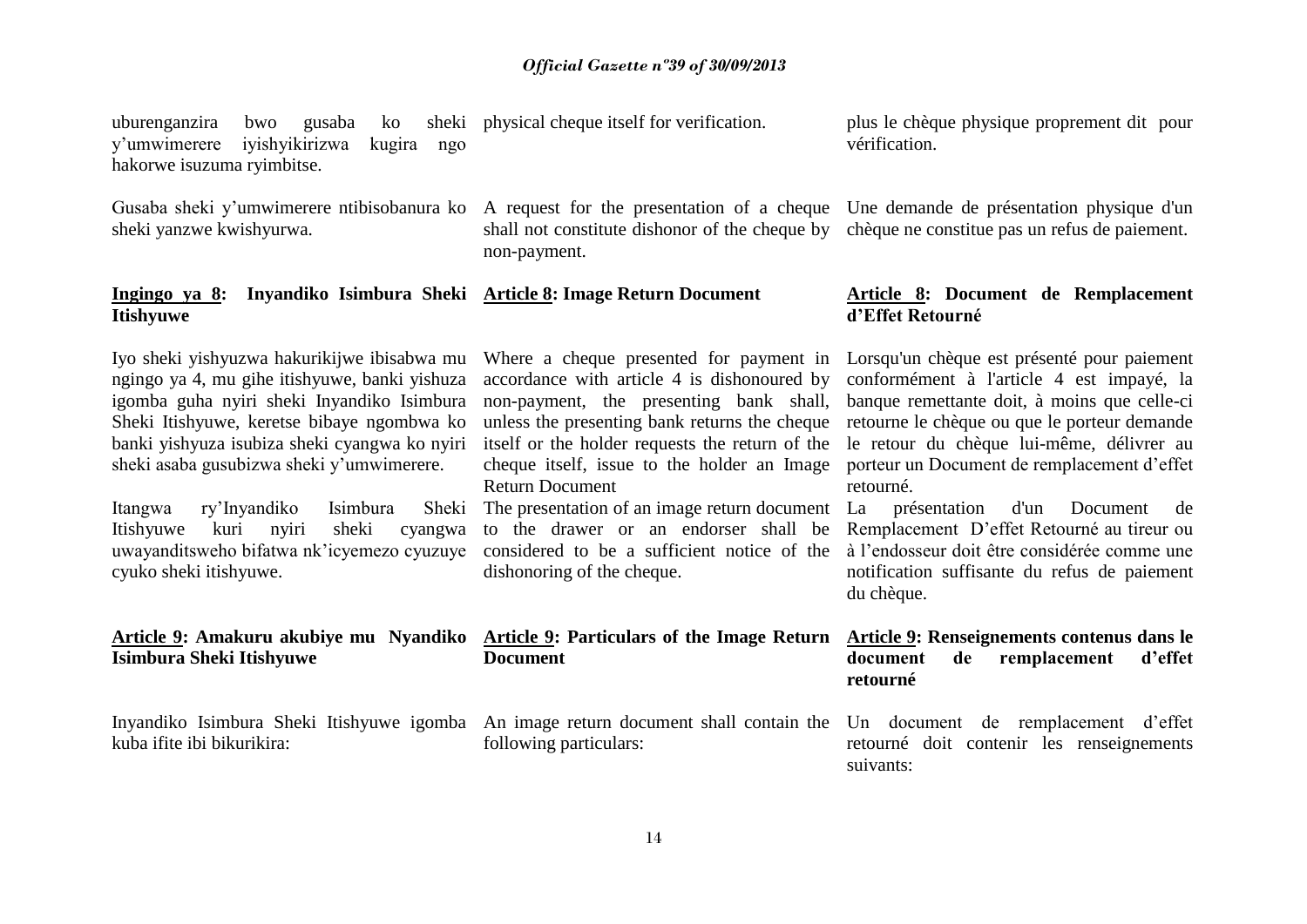uburenganzira bwo gusaba ko sheki y'umwimerere iyishyikirizwa kugira ngo hakorwe isuzuma ryimbitse.

Gusaba sheki y'umwimerere ntibisobanura ko sheki yanzwe kwishyurwa.

**Ingingo ya 8: Inyandiko Isimbura Sheki Itishyuwe**

Iyo sheki yishyuzwa hakurikijwe ibisabwa mu ngingo ya 4, mu gihe itishyuwe, banki yishyuza igomba guha nyiri sheki Inyandiko Isimbura Sheki Itishyuwe, keretse bibaye ngombwa ko banki yishyuza isubiza sheki cyangwa ko nyiri sheki asaba gusubizwa sheki y'umwimerere.

Itangwa ry'Inyandiko Isimbura Sheki Itishyuwe kuri nyiri sheki cyangwa uwayanditsweho bifatwa nk'icyemezo cyuzuye cyuko sheki itishyuwe.

**Article 9: Amakuru akubiye mu Nyandiko Isimbura Sheki Itishyuwe**

Inyandiko Isimbura Sheki Itishyuwe igomba kuba ifite ibi bikurikira:

physical cheque itself for verification.

A request for the presentation of a cheque shall not constitute dishonor of the cheque by non-payment.

**Article 8: Image Return Document**

Where a cheque presented for payment in accordance with article 4 is dishonoured by non-payment, the presenting bank shall, unless the presenting bank returns the cheque itself or the holder requests the return of the cheque itself, issue to the holder an Image Return Document

The presentation of an image return document to the drawer or an endorser shall be considered to be a sufficient notice of the dishonoring of the cheque.

**Article 9: Particulars of the Image Return Document**

An image return document shall contain the following particulars:

plus le chèque physique proprement dit pour vérification.

Une demande de présentation physique d'un chèque ne constitue pas un refus de paiement.

**Article 8: Document de Remplacement d'Effet Retourné**

Lorsqu'un chèque est présenté pour paiement conformément à l'article 4 est impayé, la banque remettante doit, à moins que celle-ci retourne le chèque ou que le porteur demande le retour du chèque lui-même, délivrer au porteur un Document de remplacement d'effet retourné.

La présentation d'un Document de Remplacement D'effet Retourné au tireur ou à l'endosseur doit être considérée comme une notification suffisante du refus de paiement du chèque.

**Article 9: Renseignements contenus dans le document de remplacement d'effet retourné**

Un document de remplacement d'effet retourné doit contenir les renseignements suivants: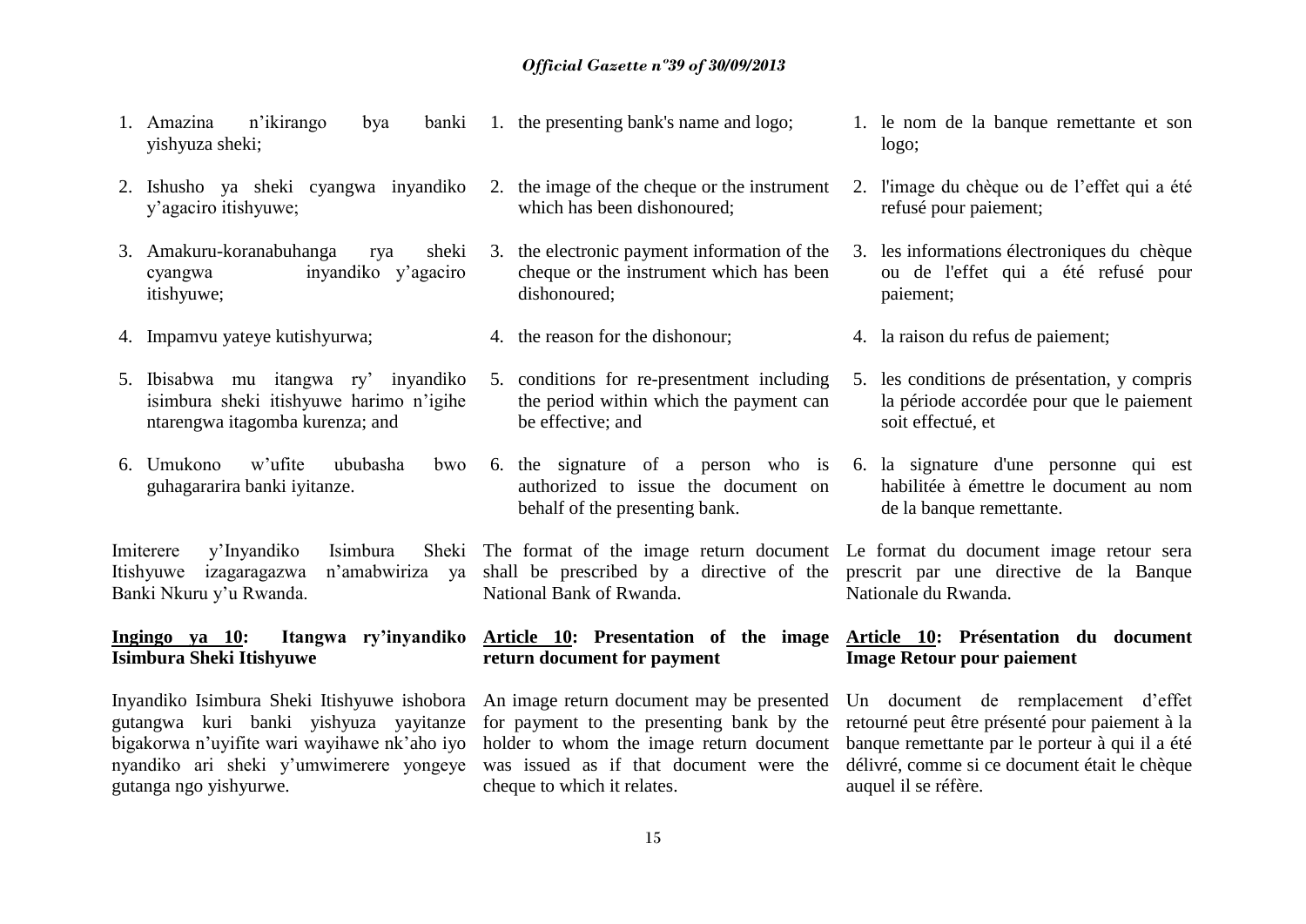1. Amazina n'ikirango bya banki yishyuza sheki;

2. Ishusho ya sheki cyangwa inyandiko y'agaciro itishyuwe;

3. Amakuru-koranabuhanga rya sheki cyangwa inyandiko y'agaciro itishyuwe;

4. Impamvu yateye kutishyurwa;

5. Ibisabwa mu itangwa ry' inyandiko isimbura sheki itishyuwe harimo n'igihe ntarengwa itagomba kurenza; and

6. Umukono w'ufite ububasha bwo guhagararira banki iyitanze.

Imiterere y'Inyandiko Isimbura Sheki Itishyuwe izagaragazwa n'amabwiriza ya Banki Nkuru y'u Rwanda.

**<u>Ingingo ya 10</u>: Itangwa ry'inyandiko Isimbura Sheki Itishyuwe**

Inyandiko Isimbura Sheki Itishyuwe ishobora gutangwa kuri banki yishyuza yayitanze bigakorwa n'uyifite wari wayihawe nk'aho iyo nyandiko ari sheki y'umwimerere yongeye gutanga ngo yishyurwe.

1. the presenting bank's name and logo;

2. the image of the cheque or the instrument which has been dishonoured;

3. the electronic payment information of the cheque or the instrument which has been dishonoured;

4. the reason for the dishonour;

5. conditions for re-presentment including the period within which the payment can be effective; and

6. the signature of a person who is authorized to issue the document on behalf of the presenting bank.

The format of the image return document shall be prescribed by a directive of the National Bank of Rwanda.

**<u>Article 10</u>: Presentation of the image return document for payment**

An image return document may be presented for payment to the presenting bank by the holder to whom the image return document was issued as if that document were the cheque to which it relates.

1. le nom de la banque remettante et son logo;

2. l'image du chèque ou de l'effet qui a été refusé pour paiement;

3. les informations électroniques du chèque ou de l'effet qui a été refusé pour paiement;

4. la raison du refus de paiement;

5. les conditions de présentation, y compris la période accordée pour que le paiement soit effectué, et

6. la signature d'une personne qui est habilitée à émettre le document au nom de la banque remettante.

Le format du document image retour sera prescrit par une directive de la Banque Nationale du Rwanda.

**<u>Article 10</u>: Présentation du document Image Retour pour paiement**

Un document de remplacement d'effet retourné peut être présenté pour paiement à la banque remettante par le porteur à qui il a été délivré, comme si ce document était le chèque auquel il se réfère.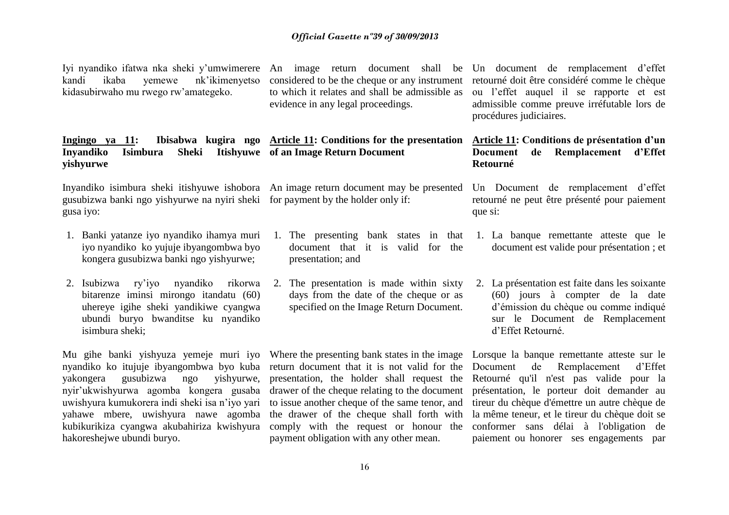Iyi nyandiko ifatwa nka sheki y'umwimerere kandi ikaba yemewe nk'ikimenyetso kidasubirwaho mu rwego rw'amategeko.

**Ingingo ya 11: Ibisabwa kugira ngo Inyandiko Isimbura Sheki Itishyuwe yishyurwe**

Inyandiko isimbura sheki itishyuwe ishobora gusubizwa banki ngo yishyurwe na nyiri sheki gusa iyo:

1. Banki yatanze iyo nyandiko ihamya muri iyo nyandiko ko yujuje ibyangombwa byo kongera gusubizwa banki ngo yishyurwe;
2. Isubizwa ry'iyo nyandiko rikorwa bitarenze iminsi mirongo itandatu (60) uhereye igihe sheki yandikiwe cyangwa ubundi buryo bwanditse ku nyandiko isimbura sheki;

Mu gihe banki yishyuza yemeje muri iyo nyandiko ko itujuje ibyangombwa byo kuba yakongera gusubizwa ngo yishyurwe, nyir'ukwishyurwa agomba kongera gusaba uwishyura kumukorera indi sheki isa n'iyo yari yahawe mbere, uwishyura nawe agomba kubikurikiza cyangwa akubahiriza kwishyura hakoreshejwe ubundi buryo.

An image return document shall be considered to be the cheque or any instrument to which it relates and shall be admissible as evidence in any legal proceedings.

**Article 11: Conditions for the presentation of an Image Return Document**

An image return document may be presented for payment by the holder only if:

1. The presenting bank states in that document that it is valid for the presentation; and
2. The presentation is made within sixty days from the date of the cheque or as specified on the Image Return Document.

Where the presenting bank states in the image return document that it is not valid for the presentation, the holder shall request the drawer of the cheque relating to the document to issue another cheque of the same tenor, and the drawer of the cheque shall forth with comply with the request or honour the payment obligation with any other mean.

Un document de remplacement d'effet retourné doit être considéré comme le chèque ou l'effet auquel il se rapporte et est admissible comme preuve irréfutable lors de procédures judiciaires.

**Article 11: Conditions de présentation d'un Document de Remplacement d'Effet Retourné**

Un Document de remplacement d'effet retourné ne peut être présenté pour paiement que si:

1. La banque remettante atteste que le document est valide pour présentation ; et
2. La présentation est faite dans les soixante (60) jours à compter de la date d'émission du chèque ou comme indiqué sur le Document de Remplacement d'Effet Retourné.

Lorsque la banque remettante atteste sur le Document de Remplacement d'Effet Retourné qu'il n'est pas valide pour la présentation, le porteur doit demander au tireur du chèque d'émettre un autre chèque de la même teneur, et le tireur du chèque doit se conformer sans délai à l'obligation de paiement ou honorer ses engagements par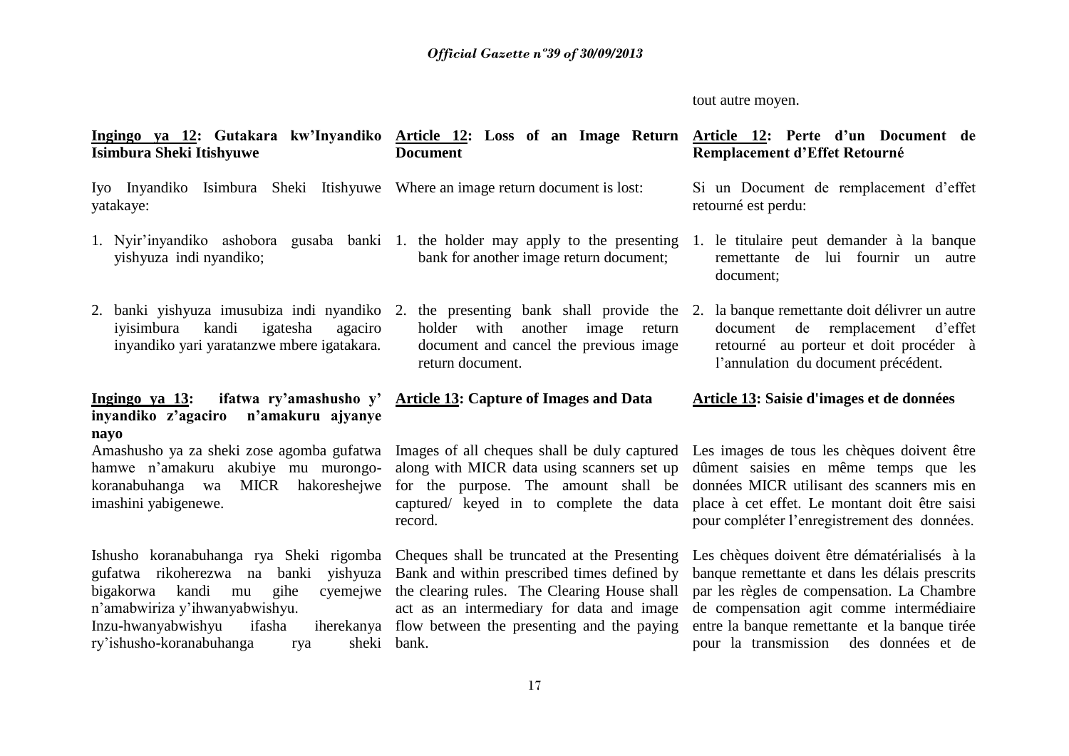tout autre moyen.

**Ingingo ya 12: Gutakara kw'Inyandiko Isimbura Sheki Itishyuwe**

Iyo Inyandiko Isimbura Sheki Itishyuwe yatakaye:

1. Nyir'inyandiko ashobora gusaba banki yishyuza indi nyandiko;
2. banki yishyuza imusubiza indi nyandiko iyisimbura kandi igatesha agaciro inyandiko yari yaratanzwe mbere igatakara.

**Ingingo ya 13: ifatwa ry'amashusho y' inyandiko z'agaciro n'amakuru ajyanye nayo**

Amashusho ya za sheki zose agomba gufatwa hamwe n'amakuru akubiye mu murongo-koranabuhanga wa MICR hakoreshejwe imashini yabigenewe.

Ishusho koranabuhanga rya Sheki rigomba gufatwa rikoherezwa na banki yishyuza bigakorwa kandi mu gihe cyemejwe n'amabwiriza y'ihwanyabwishyu.
Inzu-hwanyabwishyu ifasha iherekanya ry'ishusho-koranabuhanga rya sheki

**Article 12: Loss of an Image Return Document**

Where an image return document is lost:

1. the holder may apply to the presenting bank for another image return document;
2. the presenting bank shall provide the holder with another image return document and cancel the previous image return document.

**Article 13: Capture of Images and Data**

Images of all cheques shall be duly captured along with MICR data using scanners set up for the purpose. The amount shall be captured/ keyed in to complete the data record.

Cheques shall be truncated at the Presenting Bank and within prescribed times defined by the clearing rules. The Clearing House shall act as an intermediary for data and image flow between the presenting and the paying bank.

**Article 12: Perte d'un Document de Remplacement d'Effet Retourné**

Si un Document de remplacement d'effet retourné est perdu:

1. le titulaire peut demander à la banque remettante de lui fournir un autre document;
2. la banque remettante doit délivrer un autre document de remplacement d'effet retourné au porteur et doit procéder à l'annulation du document précédent.

**Article 13: Saisie d'images et de données**

Les images de tous les chèques doivent être dûment saisies en même temps que les données MICR utilisant des scanners mis en place à cet effet. Le montant doit être saisi pour compléter l'enregistrement des données.

Les chèques doivent être dématérialisés à la banque remettante et dans les délais prescrits par les règles de compensation. La Chambre de compensation agit comme intermédiaire entre la banque remettante et la banque tirée pour la transmission des données et de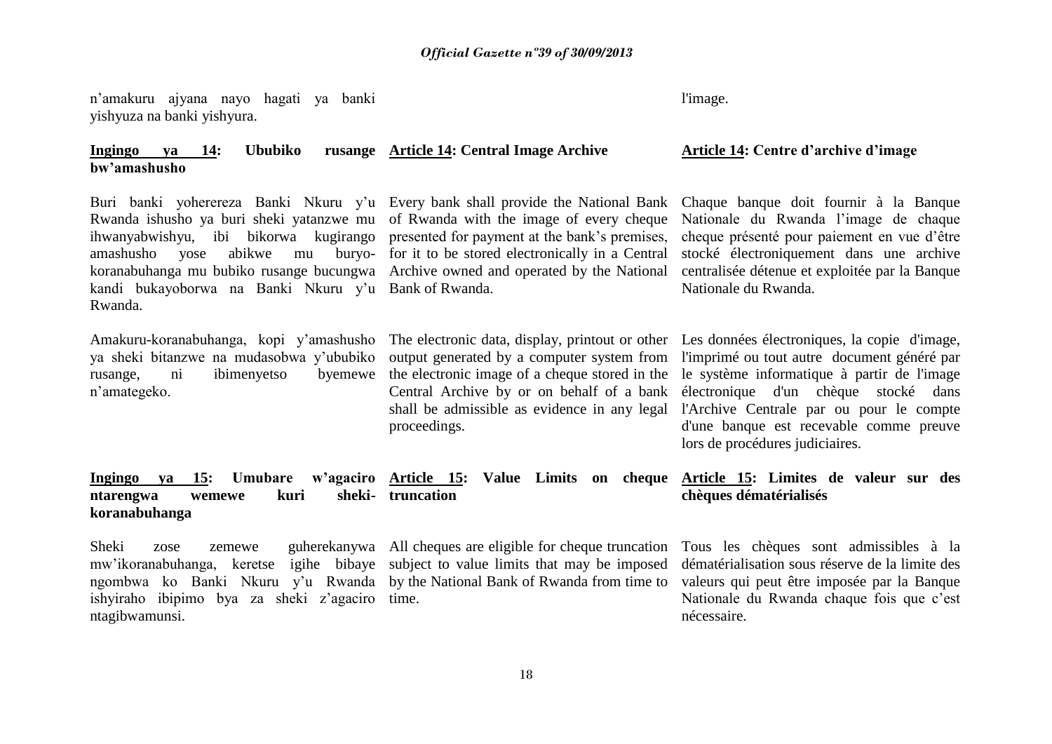n'amakuru ajyana nayo hagati ya banki yishyuza na banki yishyura.

l'image.

**Ingingo ya 14: Ububiko rusange bw'amashusho**

Buri banki yohereza Banki Nkuru y'u Rwanda ishusho ya buri sheki yatanzwe mu ihwanyabwishyu, ibi bikorwa kugirango amashusho yose abikwe mu buryo-koranabuhanga mu bubiko rusange bucungwa kandi bukayoborwa na Banki Nkuru y'u Rwanda.

Amakuru-koranabuhanga, kopi y'amashusho ya sheki bitanzwe na mudasobwa y'ububiko rusange, ni ibimenyetso byemewe n'amategeko.

**Ingingo ya 15: Umubare w'agaciro ntarengwa wemewe kuri sheki-koranabuhanga**

Sheki zose zemewe guherekanywa mw'ikoranabuhanga, keretse igihe bibaye ngombwa ko Banki Nkuru y'u Rwanda ishyiraho ibipimo bya za sheki z'agaciro ntagibwamunsi.

**Article 14: Central Image Archive**

Every bank shall provide the National Bank of Rwanda with the image of every cheque presented for payment at the bank's premises, for it to be stored electronically in a Central Archive owned and operated by the National Bank of Rwanda.

The electronic data, display, printout or other output generated by a computer system from the electronic image of a cheque stored in the Central Archive by or on behalf of a bank shall be admissible as evidence in any legal proceedings.

**Article 15: Value Limits on cheque truncation**

All cheques are eligible for cheque truncation subject to value limits that may be imposed by the National Bank of Rwanda from time to time.

**Article 14: Centre d'archive d'image**

Chaque banque doit fournir à la Banque Nationale du Rwanda l'image de chaque cheque présenté pour paiement en vue d'être stocké électroniquement dans une archive centralisée détenue et exploitée par la Banque Nationale du Rwanda.

Les données électroniques, la copie d'image, l'imprimé ou tout autre document généré par le système informatique à partir de l'image électronique d'un chèque stocké dans l'Archive Centrale par ou pour le compte d'une banque est recevable comme preuve lors de procédures judiciaires.

**Article 15: Limites de valeur sur des chèques dématérialisés**

Tous les chèques sont admissibles à la dématérialisation sous réserve de la limite des valeurs qui peut être imposée par la Banque Nationale du Rwanda chaque fois que c'est nécessaire.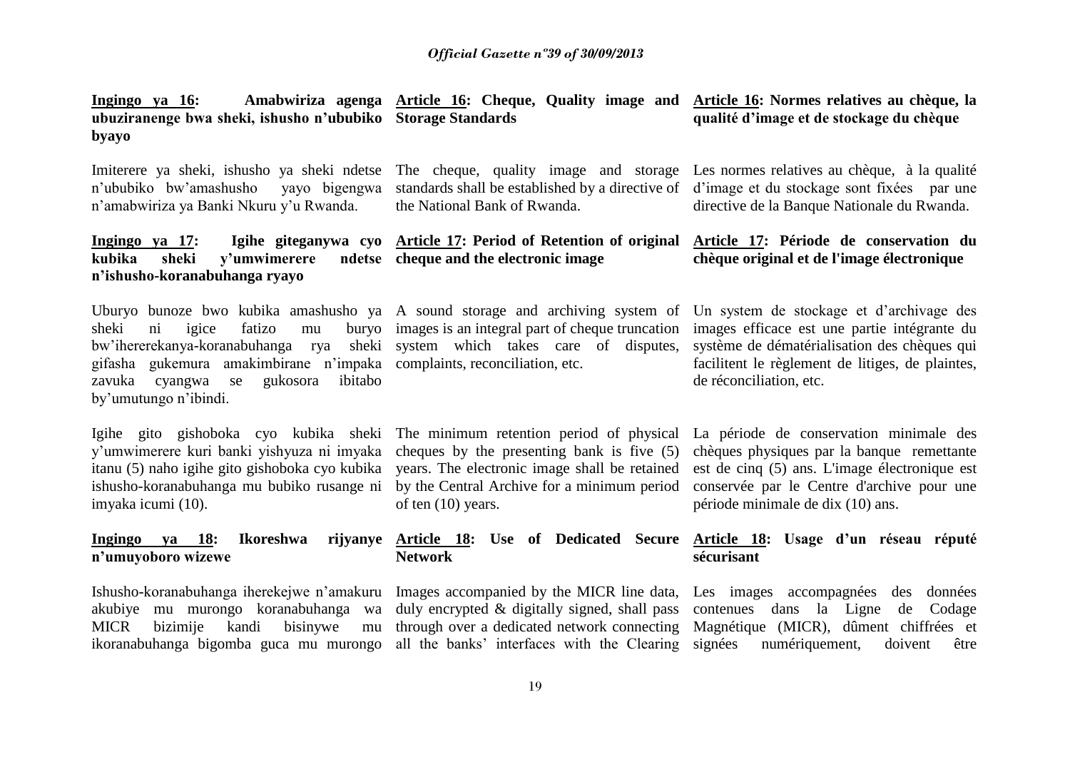**Ingingo ya 16: Amabwiriza agenga ubuziranenge bwa sheki, ishusho n'ububiko byayo**

Imiterere ya sheki, ishusho ya sheki ndetse n'ububiko bw'amashusho yayo bigengwa n'amabwiriza ya Banki Nkuru y'u Rwanda.

**Ingingo ya 17: Igihe giteganywa cyo kubika sheki y'umwimerere ndetse n'ishusho-koranabuhanga ryayo**

Uburyo bunoze bwo kubika amashusho ya sheki ni igice fatizo mu buryo bw'ihererekanya-koranabuhanga rya sheki gifasha gukemura amakimbirane n'impaka zavuka cyangwa se gukosora ibitabo by'umutungo n'ibindi.

Igihe gito gishoboka cyo kubika sheki y'umwimerere kuri banki yishyuza ni imyaka itanu (5) naho igihe gito gishoboka cyo kubika ishusho-koranabuhanga mu bubiko rusange ni imyaka icumi (10).

**Ingingo ya 18: Ikoreshwa rijyanye n'umuyoboro wizewe**

Ishusho-koranabuhanga iherekejwe n'amakuru akubiye mu murongo koranabuhanga wa MICR bizimije kandi bisinywe mu ikoranabuhanga bigomba guca mu murongo

**Article 16: Cheque, Quality image and Storage Standards**

The cheque, quality image and storage standards shall be established by a directive of the National Bank of Rwanda.

**Article 17: Period of Retention of original cheque and the electronic image**

A sound storage and archiving system of images is an integral part of cheque truncation system which takes care of disputes, complaints, reconciliation, etc.

The minimum retention period of physical cheques by the presenting bank is five (5) years. The electronic image shall be retained by the Central Archive for a minimum period of ten (10) years.

**Article 18: Use of Dedicated Secure Network**

Images accompanied by the MICR line data, duly encrypted & digitally signed, shall pass through over a dedicated network connecting all the banks' interfaces with the Clearing

**Article 16: Normes relatives au chèque, la qualité d'image et de stockage du chèque**

Les normes relatives au chèque, à la qualité d'image et du stockage sont fixées par une directive de la Banque Nationale du Rwanda.

**Article 17: Période de conservation du chèque original et de l'image électronique**

Un system de stockage et d'archivage des images efficace est une partie intégrante du système de dématérialisation des chèques qui facilitent le règlement de litiges, de plaintes, de réconciliation, etc.

La période de conservation minimale des chèques physiques par la banque remettante est de cinq (5) ans. L'image électronique est conservée par le Centre d'archive pour une période minimale de dix (10) ans.

**Article 18: Usage d'un réseau réputé sécurisant**

Les images accompagnées des données contenues dans la Ligne de Codage Magnétique (MICR), dûment chiffrées et signées numériquement, doivent être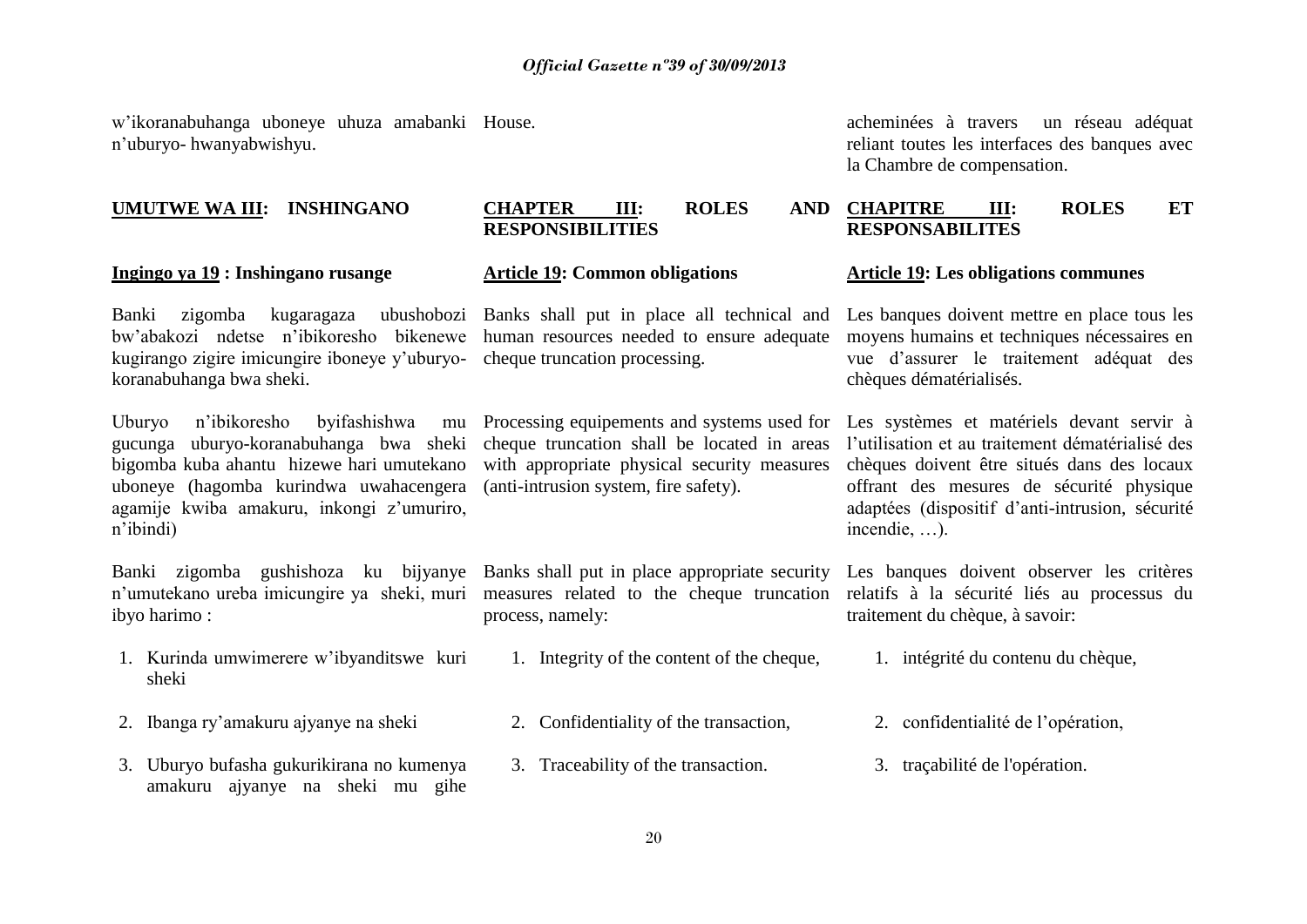w'ikoranabuhanga uboneye uhuza amabanki n'uburyo- hwanyabwishyu.

House.

acheminées à travers un réseau adéquat reliant toutes les interfaces des banques avec la Chambre de compensation.

## UMUTWE WA III: INSHINGANO

### Ingingo ya 19 : Inshingano rusange

Banki zigomba kugaragaza ubushobozi bw'abakozi ndetse n'ibikoresho bikenewe kugirango zigire imicungire iboneye y'uburyo-koranabuhanga bwa sheki.

Uburyo n'ibikoresho byifashishwa mu gucunga uburyo-koranabuhanga bwa sheki bigomba kuba ahantu hizewe hari umutekano uboneye (hagomba kurindwa uwahacengera agamije kwiba amakuru, inkongi z'umuriro, n'ibindi)

Banki zigomba gushishoza ku bijyanye n'umutekano ureba imicungire ya sheki, muri ibyo harimo :

1. Kurinda umwimerere w'ibyanditswe kuri sheki
2. Ibanga ry'amakuru ajyanye na sheki
3. Uburyo bufasha gukurikirana no kumenya amakuru ajyanye na sheki mu gihe

## CHAPTER III: ROLES AND RESPONSIBILITIES

### Article 19: Common obligations

Banks shall put in place all technical and human resources needed to ensure adequate cheque truncation processing.

Processing equipements and systems used for cheque truncation shall be located in areas with appropriate physical security measures (anti-intrusion system, fire safety).

Banks shall put in place appropriate security measures related to the cheque truncation process, namely:

1. Integrity of the content of the cheque,
2. Confidentiality of the transaction,
3. Traceability of the transaction.

## CHAPITRE III: ROLES ET RESPONSABILITES

### Article 19: Les obligations communes

Les banques doivent mettre en place tous les moyens humains et techniques nécessaires en vue d'assurer le traitement adéquat des chèques dématérialisés.

Les systèmes et matériels devant servir à l'utilisation et au traitement dématérialisé des chèques doivent être situés dans des locaux offrant des mesures de sécurité physique adaptées (dispositif d'anti-intrusion, sécurité incendie, …).

Les banques doivent observer les critères relatifs à la sécurité liés au processus du traitement du chèque, à savoir:

1. intégrité du contenu du chèque,
2. confidentialité de l'opération,
3. traçabilité de l'opération.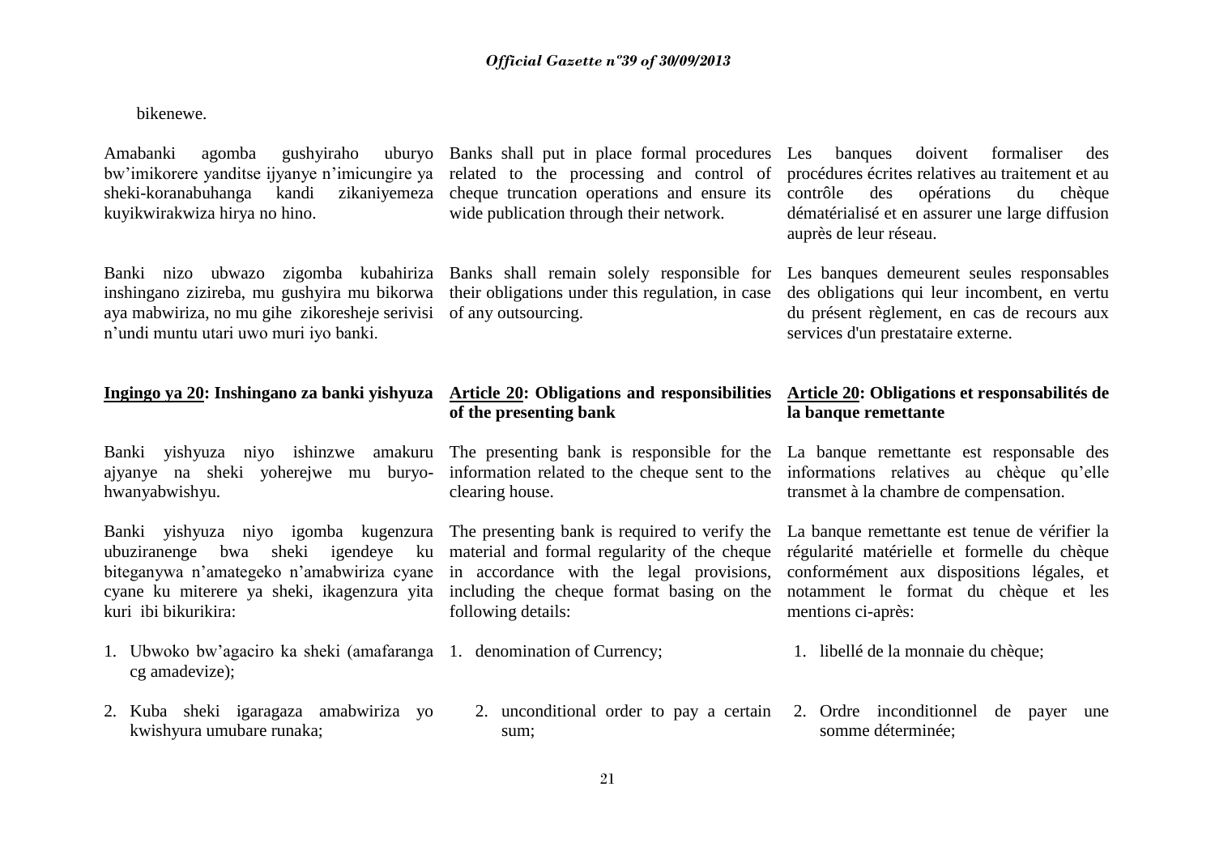bikenewe.

Amabanki agomba gushyiraho uburyo bw'imikorere yanditse ijyanye n'imicungire ya sheki-koranabuhanga kandi zikaniyemeza kuyikwirakwiza hirya no hino.

Banki nizo ubwazo zigomba kubahiriza inshingano zizireba, mu gushyira mu bikorwa aya mabwiriza, no mu gihe zikoresheje serivisi n'undi muntu utari uwo muri iyo banki.

**Ingingo ya 20: Inshingano za banki yishyuza**

Banki yishyuza niyo ishinzwe amakuru ajyanye na sheki yoherejwe mu buryo-hwanyabwishyu.

Banki yishyuza niyo igomba kugenzura ubuziranenge bwa sheki igendeye ku biteganywa n'amategeko n'amabwiriza cyane cyane ku miterere ya sheki, ikagenzura yita kuri ibi bikurikira:

1. Ubwoko bw'agaciro ka sheki (amafaranga cg amadevize);
2. Kuba sheki igaragaza amabwiriza yo kwishyura umubare runaka;

Banks shall put in place formal procedures related to the processing and control of cheque truncation operations and ensure its wide publication through their network.

Banks shall remain solely responsible for their obligations under this regulation, in case of any outsourcing.

**Article 20: Obligations and responsibilities of the presenting bank**

The presenting bank is responsible for the information related to the cheque sent to the clearing house.

The presenting bank is required to verify the material and formal regularity of the cheque in accordance with the legal provisions, including the cheque format basing on the following details:

1. denomination of Currency;
2. unconditional order to pay a certain sum;

Les banques doivent formaliser des procédures écrites relatives au traitement et au contrôle des opérations du chèque dématérialisé et en assurer une large diffusion auprès de leur réseau.

Les banques demeurent seules responsables des obligations qui leur incombent, en vertu du présent règlement, en cas de recours aux services d'un prestataire externe.

**Article 20: Obligations et responsabilités de la banque remettante**

La banque remettante est responsable des informations relatives au chèque qu'elle transmet à la chambre de compensation.

La banque remettante est tenue de vérifier la régularité matérielle et formelle du chèque conformément aux dispositions légales, et notamment le format du chèque et les mentions ci-après:

1. libellé de la monnaie du chèque;
2. Ordre inconditionnel de payer une somme déterminée;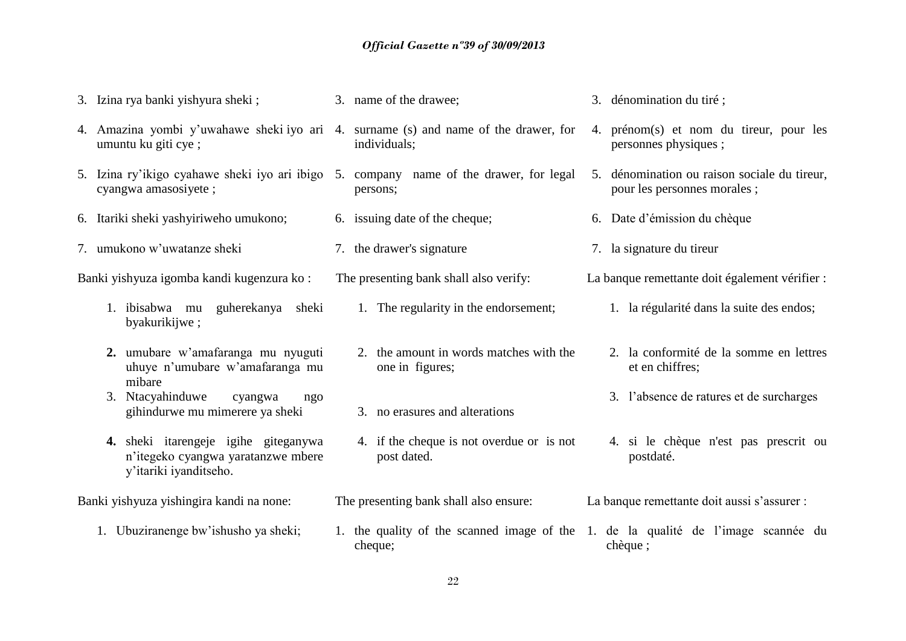3. Izina rya banki yishyura sheki ;
4. Amazina yombi y'uwahawe sheki iyo ari umuntu ku giti cye ;
5. Izina ry'ikigo cyahawe sheki iyo ari ibigo cyangwa amasosiyete ;
6. Itariki sheki yashyiriweho umukono;
7. umukono w'uwatanze sheki

Banki yishyuza igomba kandi kugenzura ko :

1. ibisabwa mu guherekanya sheki byakurikijwe ;
2. umubare w'amafaranga mu nyuguti uhuye n'umubare w'amafaranga mu mibare
3. Ntacyahinduwe cyangwa ngo gihindurwe mu mimerere ya sheki
4. sheki itarengeje igihe giteganywa n'itegeko cyangwa yaratanzwe mbere y'itariki iyanditseho.

Banki yishyuza yishingira kandi na none:

1. Ubuziranenge bw'ishusho ya sheki;

3. name of the drawee;
4. surname (s) and name of the drawer, for individuals;
5. company name of the drawer, for legal persons;
6. issuing date of the cheque;
7. the drawer's signature

The presenting bank shall also verify:

1. The regularity in the endorsement;
2. the amount in words matches with the one in figures;
3. no erasures and alterations
4. if the cheque is not overdue or is not post dated.

The presenting bank shall also ensure:

1. the quality of the scanned image of the cheque;

3. dénomination du tiré ;
4. prénom(s) et nom du tireur, pour les personnes physiques ;
5. dénomination ou raison sociale du tireur, pour les personnes morales ;
6. Date d'émission du chèque
7. la signature du tireur

La banque remettante doit également vérifier :

1. la régularité dans la suite des endos;
2. la conformité de la somme en lettres et en chiffres;
3. l'absence de ratures et de surcharges
4. si le chèque n'est pas prescrit ou postdaté.

La banque remettante doit aussi s'assurer :

1. de la qualité de l'image scannée du chèque ;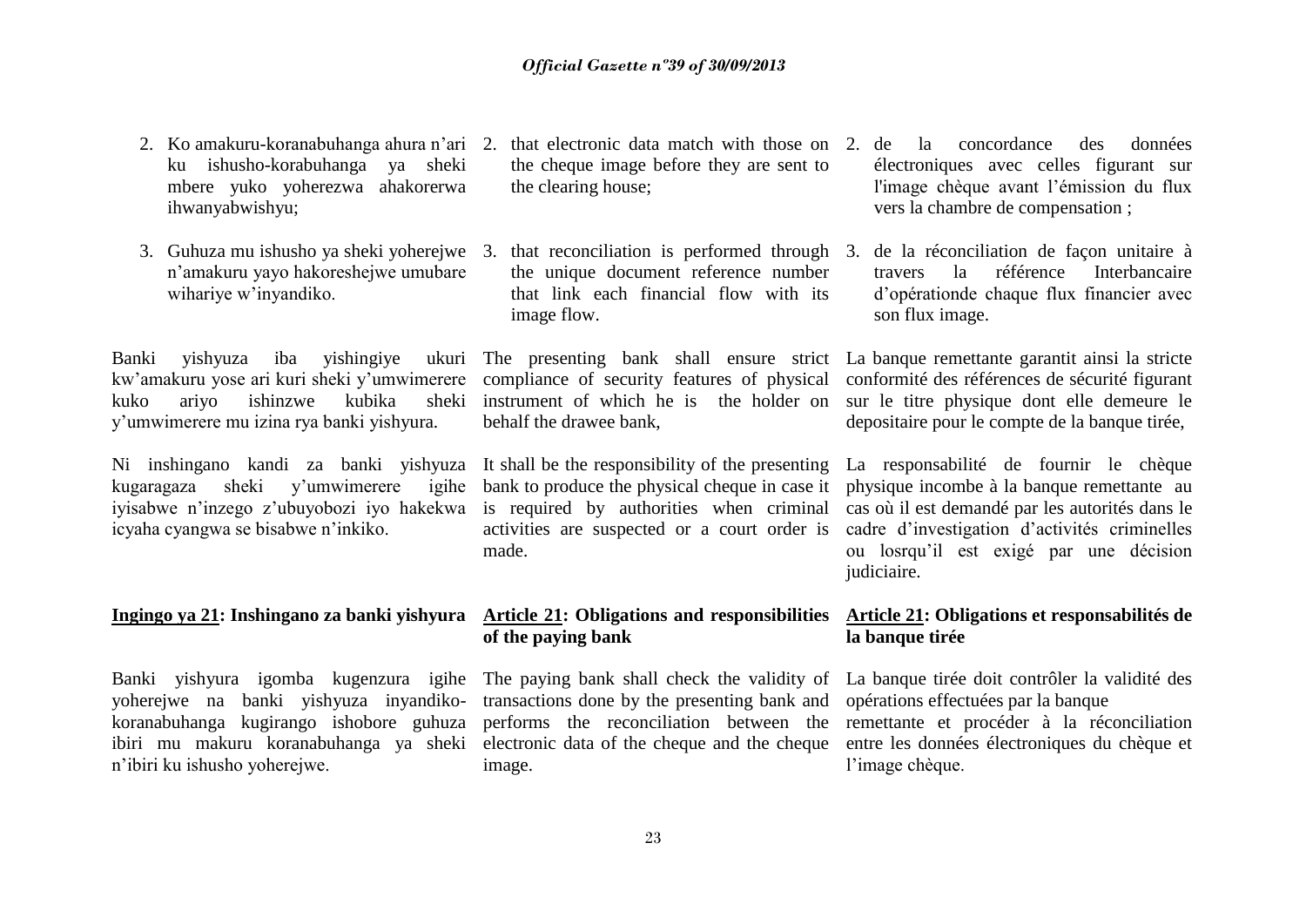2. Ko amakuru-koranabuhanga ahura n'ari ku ishusho-korabuhanga ya sheki mbere yuko yoherezwa ahakorerwa ihwanyabwishyu;

3. Guhuza mu ishusho ya sheki yoherejwe n'amakuru yayo hakoreshejwe umubare wihariye w'inyandiko.

Banki yishyuza iba yishingiye ukuri kw'amakuru yose ari kuri sheki y'umwimerere kuko ariyo ishinzwe kubika sheki y'umwimerere mu izina rya banki yishyura.

Ni inshingano kandi za banki yishyuza kugaragaza sheki y'umwimerere igihe iyisabwe n'inzego z'ubuyobozi iyo hakekwa icyaha cyangwa se bisabwe n'inkiko.

**<u>Ingingo ya 21</u>: Inshingano za banki yishyura**

Banki yishyura igomba kugenzura igihe yoherejwe na banki yishyuza inyandiko-koranabuhanga kugirango ishobore guhuza ibiri mu makuru koranabuhanga ya sheki n'ibiri ku ishusho yoherejwe.

2. that electronic data match with those on the cheque image before they are sent to the clearing house;

3. that reconciliation is performed through the unique document reference number that link each financial flow with its image flow.

The presenting bank shall ensure strict compliance of security features of physical instrument of which he is the holder on behalf the drawee bank,

It shall be the responsibility of the presenting bank to produce the physical cheque in case it is required by authorities when criminal activities are suspected or a court order is made.

**<u>Article 21</u>: Obligations and responsibilities of the paying bank**

The paying bank shall check the validity of transactions done by the presenting bank and performs the reconciliation between the electronic data of the cheque and the cheque image.

2. de la concordance des données électroniques avec celles figurant sur l'image chèque avant l'émission du flux vers la chambre de compensation ;

3. de la réconciliation de façon unitaire à travers la référence Interbancaire d'opérationde chaque flux financier avec son flux image.

La banque remettante garantit ainsi la stricte conformité des références de sécurité figurant sur le titre physique dont elle demeure le depositaire pour le compte de la banque tirée,

La responsabilité de fournir le chèque physique incombe à la banque remettante au cas où il est demandé par les autorités dans le cadre d'investigation d'activités criminelles ou losrqu'il est exigé par une décision judiciaire.

**<u>Article 21</u>: Obligations et responsabilités de la banque tirée**

La banque tirée doit contrôler la validité des opérations effectuées par la banque remettante et procéder à la réconciliation entre les données électroniques du chèque et l'image chèque.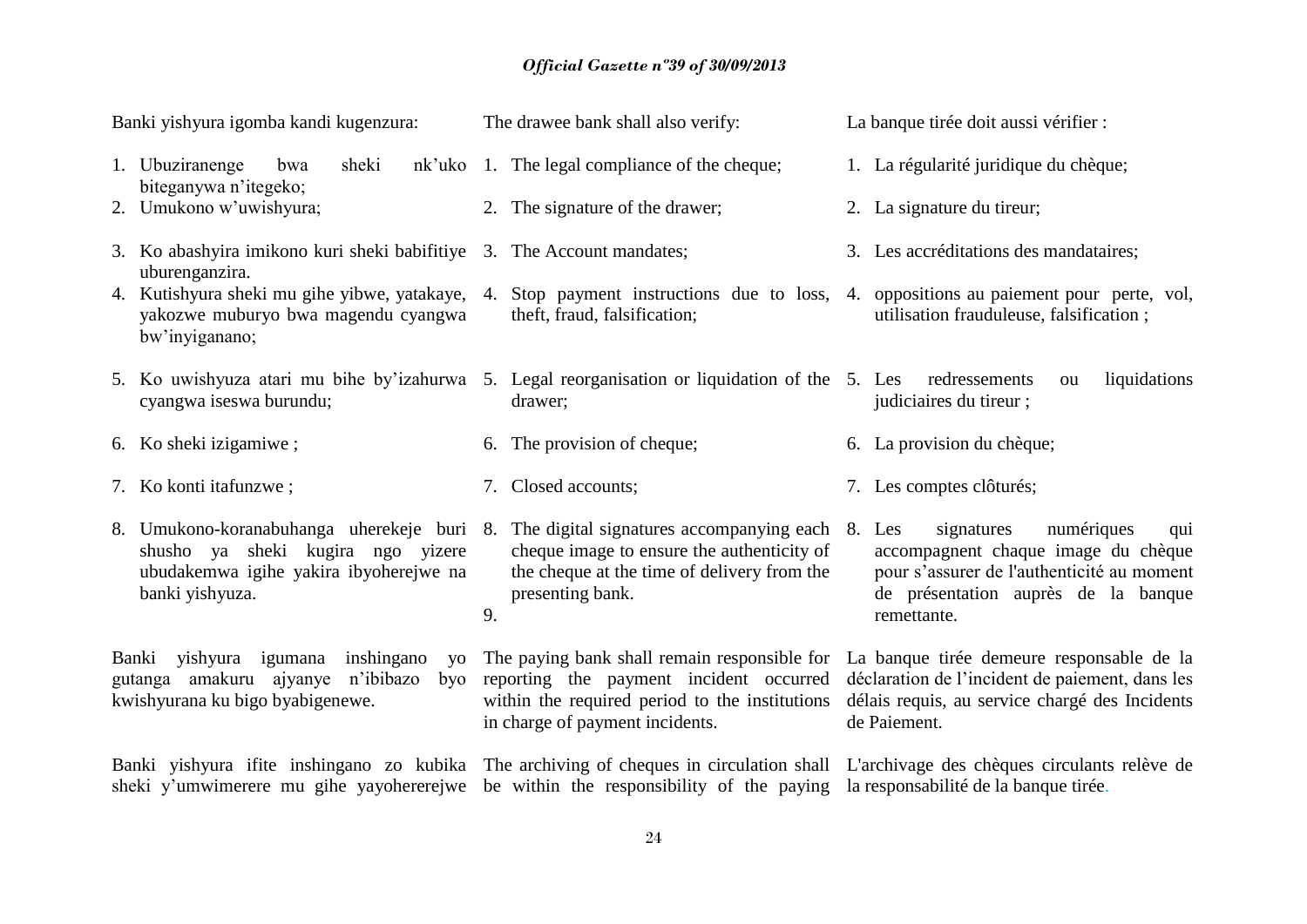Banki yishyura igomba kandi kugenzura:

1. Ubuziranenge bwa sheki nk'uko biteganywa n'itegeko;
2. Umukono w'uwishyura;
3. Ko abashyira imikono kuri sheki babifitiye uburenganzira.
4. Kutishyura sheki mu gihe yibwe, yatakaye, yakozwe muburyo bwa magendu cyangwa bw'inyiganano;
5. Ko uwishyuza atari mu bihe by'izahurwa cyangwa iseswa burundu;
6. Ko sheki izigamiwe ;
7. Ko konti itafunzwe ;
8. Umukono-koranabuhanga uherekeje buri shusho ya sheki kugira ngo yizere ubudakemwa igihe yakira ibyoherejwe na banki yishyuza.

Banki yishyura igumana inshingano yo gutanga amakuru ajyanye n'ibibazo byo kwishyurana ku bigo byabigenewe.

Banki yishyura ifite inshingano zo kubika sheki y'umwimerere mu gihe yayohererejwe

The drawee bank shall also verify:

1. The legal compliance of the cheque;
2. The signature of the drawer;
3. The Account mandates;
4. Stop payment instructions due to loss, theft, fraud, falsification;
5. Legal reorganisation or liquidation of the drawer;
6. The provision of cheque;
7. Closed accounts;
8. The digital signatures accompanying each cheque image to ensure the authenticity of the cheque at the time of delivery from the presenting bank.
9. 

The paying bank shall remain responsible for reporting the payment incident occurred within the required period to the institutions in charge of payment incidents.

The archiving of cheques in circulation shall be within the responsibility of the paying

La banque tirée doit aussi vérifier :

1. La régularité juridique du chèque;
2. La signature du tireur;
3. Les accréditations des mandataires;
4. oppositions au paiement pour perte, vol, utilisation frauduleuse, falsification ;
5. Les redressements ou liquidations judiciaires du tireur ;
6. La provision du chèque;
7. Les comptes clôturés;
8. Les signatures numériques qui accompagnent chaque image du chèque pour s'assurer de l'authenticité au moment de présentation auprès de la banque remettante.

La banque tirée demeure responsable de la déclaration de l'incident de paiement, dans les délais requis, au service chargé des Incidents de Paiement.

L'archivage des chèques circulants relève de la responsabilité de la banque tirée.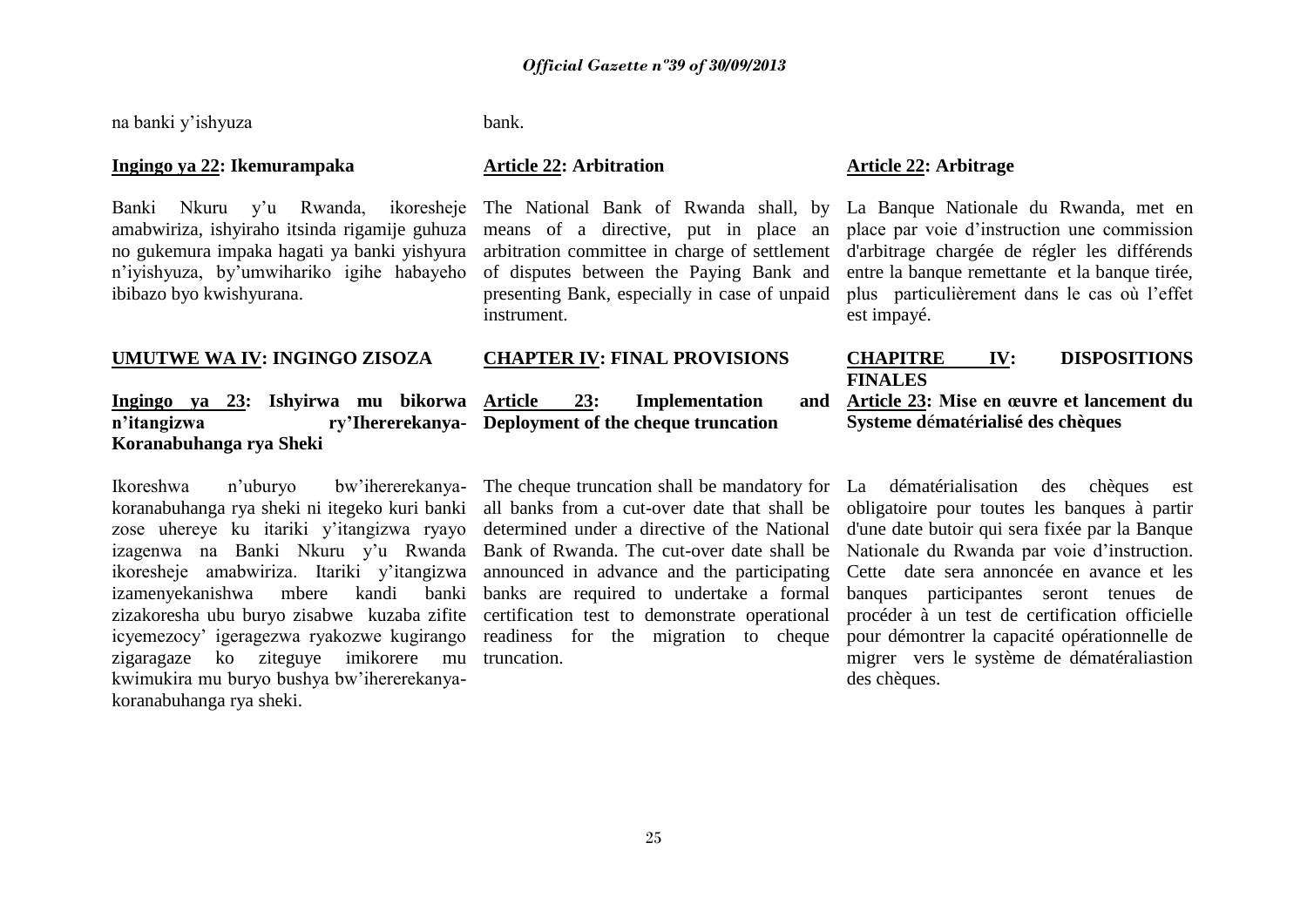na banki y'ishyuza

**Ingingo ya 22: Ikemurampaka**

Banki Nkuru y'u Rwanda, ikoresheje amabwiriza, ishyiraho itsinda rigamije guhuza no gukemura impaka hagati ya banki yishyura n'iyishyuza, by'umwihariko igihe habayeho ibibazo byo kwishyurana.

**UMUTWE WA IV: INGINGO ZISOZA**

**Ingingo ya 23: Ishyirwa mu bikorwa n'itangizwa ry'Ihererekanya-Koranabuhanga rya Sheki**

Ikoreshwa n'uburyo bw'ihererekanya-koranabuhanga rya sheki ni itegeko kuri banki zose uhereye ku itariki y'itangizwa ryayo izagenwa na Banki Nkuru y'u Rwanda ikoresheje amabwiriza. Itariki y'itangizwa izamenyekanishwa mbere kandi banki zizakoresha ubu buryo zisabwe kuzaba zifite icyemezocy' igeragezwa ryakozwe kugirango zigaragaze ko ziteguye imikorere mu kwimukira mu buryo bushya bw'ihererekanya-koranabuhanga rya sheki.

bank.

**Article 22: Arbitration**

The National Bank of Rwanda shall, by means of a directive, put in place an arbitration committee in charge of settlement of disputes between the Paying Bank and presenting Bank, especially in case of unpaid instrument.

**CHAPTER IV: FINAL PROVISIONS**

**Article 23: Implementation and Deployment of the cheque truncation**

The cheque truncation shall be mandatory for all banks from a cut-over date that shall be determined under a directive of the National Bank of Rwanda. The cut-over date shall be announced in advance and the participating banks are required to undertake a formal certification test to demonstrate operational readiness for the migration to cheque truncation.

**Article 22: Arbitrage**

La Banque Nationale du Rwanda, met en place par voie d'instruction une commission d'arbitrage chargée de régler les différends entre la banque remettante et la banque tirée, plus particulièrement dans le cas où l'effet est impayé.

**CHAPITRE IV: DISPOSITIONS FINALES**

**Article 23: Mise en œuvre et lancement du Systeme dématérialisé des chèques**

La dématérialisation des chèques est obligatoire pour toutes les banques à partir d'une date butoir qui sera fixée par la Banque Nationale du Rwanda par voie d'instruction. Cette date sera annoncée en avance et les banques participantes seront tenues de procéder à un test de certification officielle pour démontrer la capacité opérationnelle de migrer vers le système de dématéraliastion des chèques.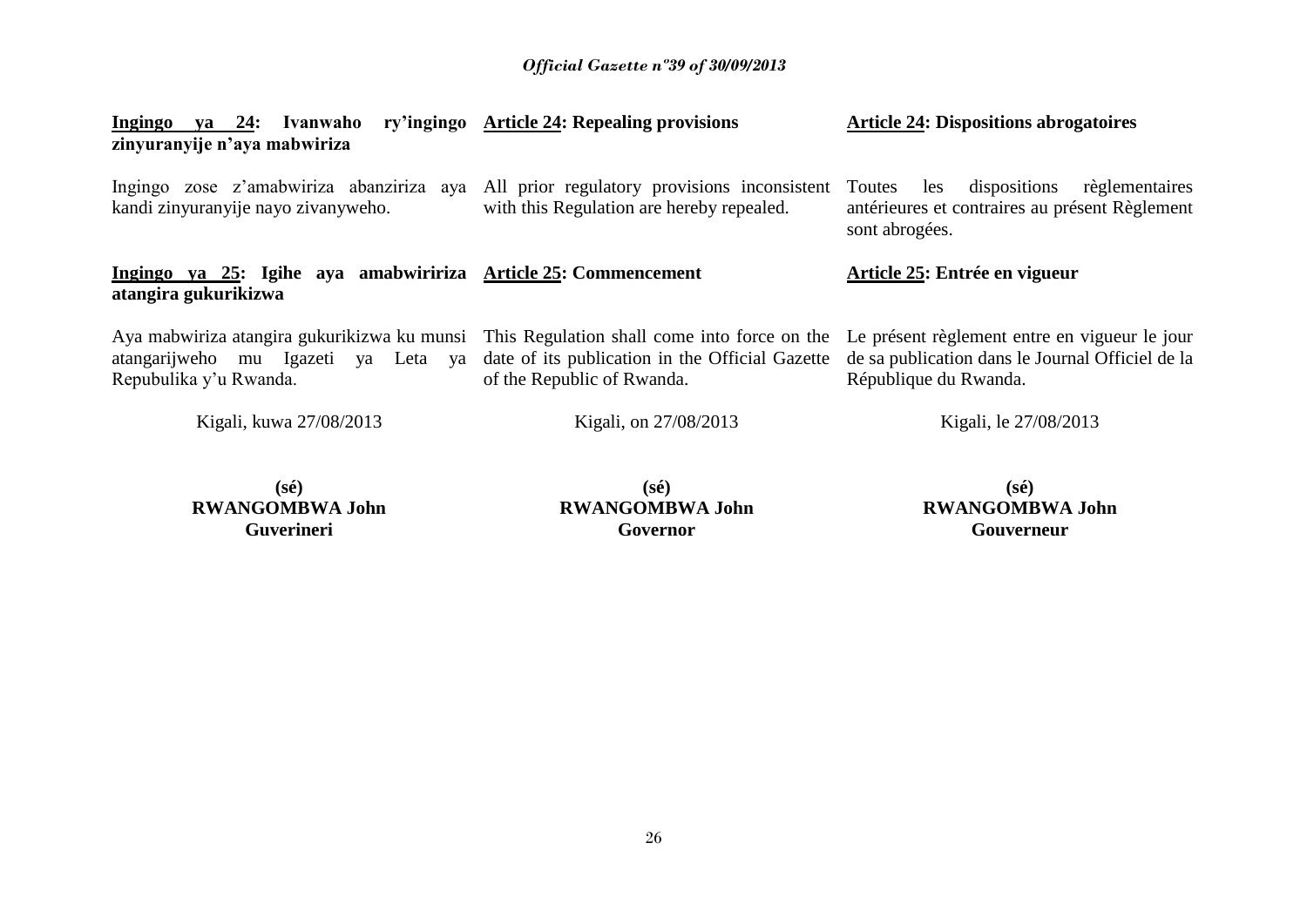**Ingingo ya 24: Ivanwaho ry'ingingo zinyuranyije n'aya mabwiriza**

Ingingo zose z'amabwiriza abanziriza aya kandi zinyuranyije nayo zivanyweho.

**Ingingo ya 25: Igihe aya amabwiriza atangira gukurikizwa**

Aya mabwiriza atangira gukurikizwa ku munsi atangarijweho mu Igazeti ya Leta ya Repubulika y'u Rwanda.

Kigali, kuwa 27/08/2013

**(sé)**
**RWANGOMBWA John**
**Guverineri**

**Article 24: Repealing provisions**

All prior regulatory provisions inconsistent with this Regulation are hereby repealed.

**Article 25: Commencement**

This Regulation shall come into force on the date of its publication in the Official Gazette of the Republic of Rwanda.

Kigali, on 27/08/2013

**(sé)**
**RWANGOMBWA John**
**Governor**

**Article 24: Dispositions abrogatoires**

Toutes les dispositions règlementaires antérieures et contraires au présent Règlement sont abrogées.

**Article 25: Entrée en vigueur**

Le présent règlement entre en vigueur le jour de sa publication dans le Journal Officiel de la République du Rwanda.

Kigali, le 27/08/2013

**(sé)**
**RWANGOMBWA John**
**Gouverneur**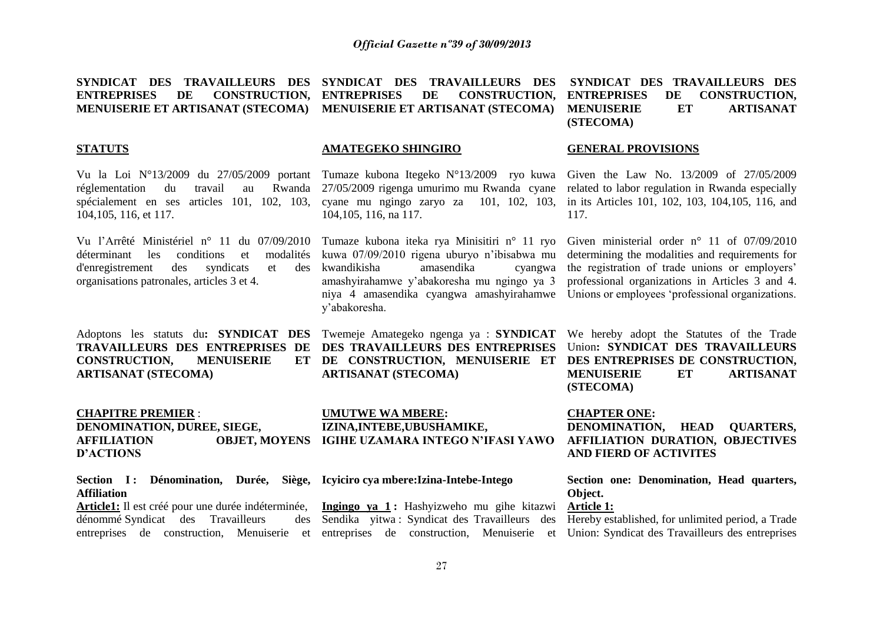**SYNDICAT DES TRAVAILLEURS DES ENTREPRISES DE CONSTRUCTION, MENUISERIE ET ARTISANAT (STECOMA)**

**STATUTS**

Vu la Loi N°13/2009 du 27/05/2009 portant réglementation du travail au Rwanda spécialement en ses articles 101, 102, 103, 104,105, 116, et 117.

Vu l'Arrêté Ministériel n° 11 du 07/09/2010 déterminant les conditions et modalités d'enregistrement des syndicats et des organisations patronales, articles 3 et 4.

Adoptons les statuts du**: SYNDICAT DES TRAVAILLEURS DES ENTREPRISES DE CONSTRUCTION, MENUISERIE ET ARTISANAT (STECOMA)**

**CHAPITRE PREMIER** :
**DENOMINATION, DUREE, SIEGE, AFFILIATION OBJET, MOYENS D'ACTIONS**

**Section I : Dénomination, Durée, Siège, Affiliation**

**Article1:** Il est créé pour une durée indéterminée, dénommé Syndicat des Travailleurs des entreprises de construction, Menuiserie et

**SYNDICAT DES TRAVAILLEURS DES ENTREPRISES DE CONSTRUCTION, MENUISERIE ET ARTISANAT (STECOMA)**

**AMATEGEKO SHINGIRO**

Tumaze kubona Itegeko N°13/2009 ryo kuwa 27/05/2009 rigenga umurimo mu Rwanda cyane cyane mu ngingo zaryo za 101, 102, 103, 104,105, 116, na 117.

Tumaze kubona iteka rya Minisitiri n° 11 ryo kuwa 07/09/2010 rigena uburyo n'ibisabwa mu kwandikisha amasendika cyangwa amashyirahamwe y'abakoresha mu ngingo ya 3 niya 4 amasendika cyangwa amashyirahamwe y'abakoresha.

Twemeje Amategeko ngenga ya : **SYNDICAT DES TRAVAILLEURS DES ENTREPRISES DE CONSTRUCTION, MENUISERIE ET ARTISANAT (STECOMA)**

**UMUTWE WA MBERE:**
**IZINA,INTEBE,UBUSHAMIKE, IGIHE UZAMARA INTEGO N'IFASI YAWO**

**Icyiciro cya mbere:Izina-Intebe-Intego**

**Ingingo ya 1 :** Hashyizweho mu gihe kitazwi Sendika yitwa : Syndicat des Travailleurs des entreprises de construction, Menuiserie et

**SYNDICAT DES TRAVAILLEURS DES ENTREPRISES DE CONSTRUCTION, MENUISERIE ET ARTISANAT (STECOMA)**

**GENERAL PROVISIONS**

Given the Law No. 13/2009 of 27/05/2009 related to labor regulation in Rwanda especially in its Articles 101, 102, 103, 104,105, 116, and 117.

Given ministerial order n° 11 of 07/09/2010 determining the modalities and requirements for the registration of trade unions or employers' professional organizations in Articles 3 and 4. Unions or employees 'professional organizations.

We hereby adopt the Statutes of the Trade Union**: SYNDICAT DES TRAVAILLEURS DES ENTREPRISES DE CONSTRUCTION, MENUISERIE ET ARTISANAT (STECOMA)**

**CHAPTER ONE:**
**DENOMINATION, HEAD QUARTERS, AFFILIATION DURATION, OBJECTIVES AND FIERD OF ACTIVITES**

**Section one: Denomination, Head quarters, Object.**

**Article 1:**
Hereby established, for unlimited period, a Trade Union: Syndicat des Travailleurs des entreprises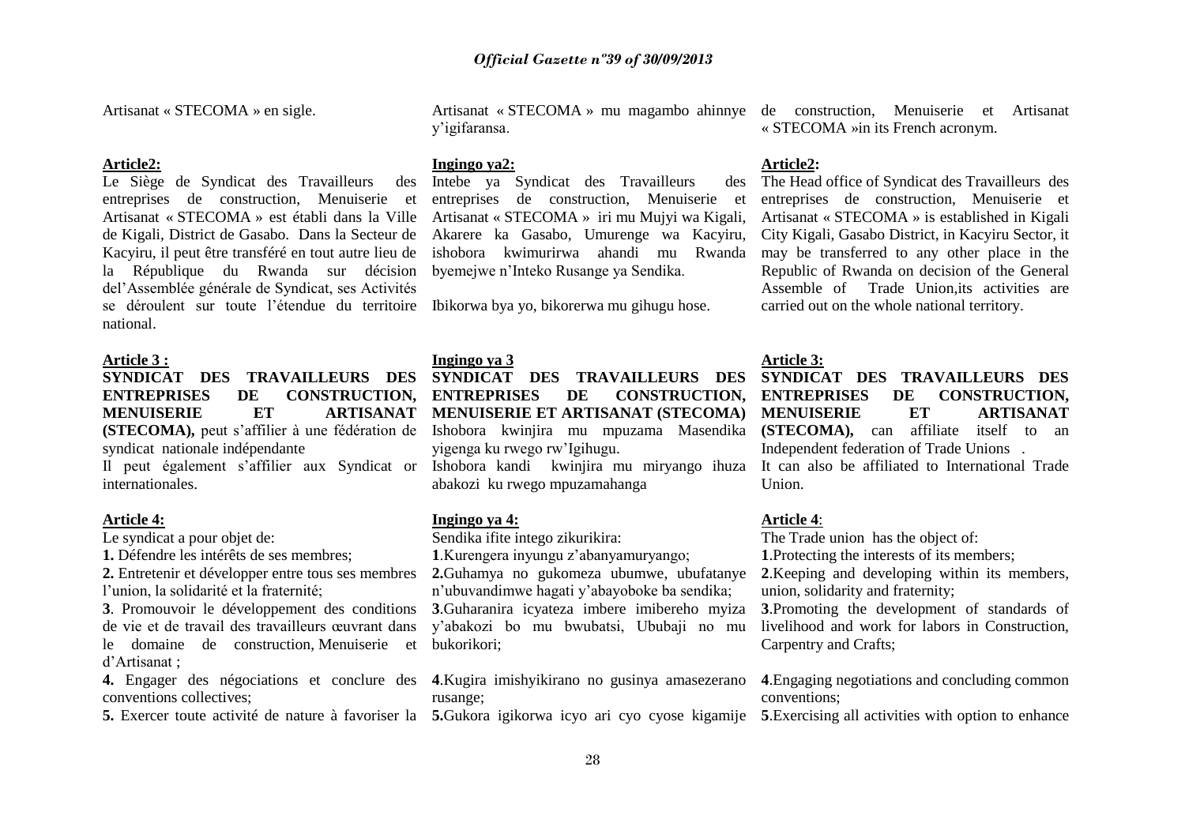Artisanat « STECOMA » en sigle.

**Article2:**

Le Siège de Syndicat des Travailleurs des entreprises de construction, Menuiserie et Artisanat « STECOMA » est établi dans la Ville de Kigali, District de Gasabo. Dans la Secteur de Kacyiru, il peut être transféré en tout autre lieu de la République du Rwanda sur décision del'Assemblée générale de Syndicat, ses Activités se déroulent sur toute l'étendue du territoire national.

**Article 3 :**

**SYNDICAT DES TRAVAILLEURS DES ENTREPRISES DE CONSTRUCTION, MENUISERIE ET ARTISANAT (STECOMA),** peut s'affilier à une fédération de syndicat nationale indépendante

Il peut également s'affilier aux Syndicat or internationales.

**Article 4:**

Le syndicat a pour objet de:

**1.** Défendre les intérêts de ses membres;

**2.** Entretenir et développer entre tous ses membres l'union, la solidarité et la fraternité;

**3**. Promouvoir le développement des conditions de vie et de travail des travailleurs œuvrant dans le domaine de construction, Menuiserie et d'Artisanat ;

**4.** Engager des négociations et conclure des conventions collectives;

**5.** Exercer toute activité de nature à favoriser la

Artisanat « STECOMA » mu magambo ahinnye y'igifaransa.

**Ingingo ya2:**

Intebe ya Syndicat des Travailleurs des entreprises de construction, Menuiserie et Artisanat « STECOMA » iri mu Mujyi wa Kigali, Akarere ka Gasabo, Umurenge wa Kacyiru, ishobora kwimurirwa ahandi mu Rwanda byemejwe n'Inteko Rusange ya Sendika.

Ibikorwa bya yo, bikorerwa mu gihugu hose.

**Ingingo ya 3**

**SYNDICAT DES TRAVAILLEURS DES ENTREPRISES DE CONSTRUCTION, MENUISERIE ET ARTISANAT (STECOMA)** Ishobora kwinjira mu mpuzama Masendika yigenga ku rwego rw'Igihugu.

Ishobora kandi kwinjira mu miryango ihuza abakozi ku rwego mpuzamahanga

**Ingingo ya 4:**

Sendika ifite intego zikurikira:

**1**.Kurengera inyungu z'abanyamuryango;

**2.**Guhamya no gukomeza ubumwe, ubufatanye n'ubuvandimwe hagati y'abayoboke ba sendika;

**3**.Guharanira icyateza imbere imibereho myiza y'abakozi bo mu bwubatsi, Ububaji no mu bukorikori;

**4**.Kugira imishyikirano no gusinya amasezerano rusange;

**5.**Gukora igikorwa icyo ari cyo cyose kigamije

de construction, Menuiserie et Artisanat « STECOMA »in its French acronym.

**Article2:**

The Head office of Syndicat des Travailleurs des entreprises de construction, Menuiserie et Artisanat « STECOMA » is established in Kigali City Kigali, Gasabo District, in Kacyiru Sector, it may be transferred to any other place in the Republic of Rwanda on decision of the General Assemble of Trade Union,its activities are carried out on the whole national territory.

**Article 3:**

**SYNDICAT DES TRAVAILLEURS DES ENTREPRISES DE CONSTRUCTION, MENUISERIE ET ARTISANAT (STECOMA),** can affiliate itself to an Independent federation of Trade Unions .

It can also be affiliated to International Trade Union.

**Article 4**:

The Trade union has the object of:

**1**.Protecting the interests of its members;

**2**.Keeping and developing within its members, union, solidarity and fraternity;

**3**.Promoting the development of standards of livelihood and work for labors in Construction, Carpentry and Crafts;

**4**.Engaging negotiations and concluding common conventions;

**5**.Exercising all activities with option to enhance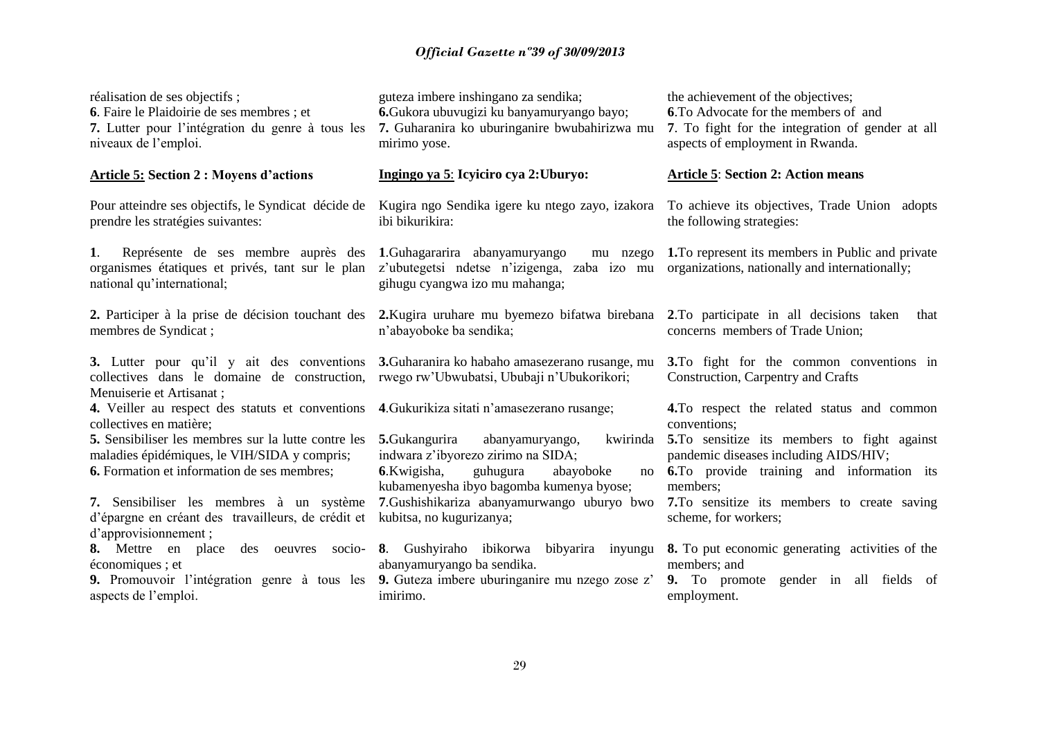réalisation de ses objectifs ;
**6**. Faire le Plaidoirie de ses membres ; et
**7.** Lutter pour l'intégration du genre à tous les niveaux de l'emploi.

**Article 5: Section 2 : Moyens d'actions**

Pour atteindre ses objectifs, le Syndicat décide de prendre les stratégies suivantes:

**1**. Représente de ses membre auprès des organismes étatiques et privés, tant sur le plan national qu'international;

**2.** Participer à la prise de décision touchant des membres de Syndicat ;

**3.** Lutter pour qu'il y ait des conventions collectives dans le domaine de construction, Menuiserie et Artisanat ;
**4.** Veiller au respect des statuts et conventions collectives en matière;
**5.** Sensibiliser les membres sur la lutte contre les maladies épidémiques, le VIH/SIDA y compris;
**6.** Formation et information de ses membres;

**7.** Sensibiliser les membres à un système d'épargne en créant des travailleurs, de crédit et d'approvisionnement ;
**8.** Mettre en place des oeuvres socio-économiques ; et
**9.** Promouvoir l'intégration genre à tous les aspects de l'emploi.

guteza imbere inshingano za sendika;
**6.**Gukora ubuvugizi ku banyamuryango bayo;
**7.** Guharanira ko uburinganire bwubahirizwa mu mirimo yose.

**Ingingo ya 5**: **Icyiciro cya 2:Uburyo:**

Kugira ngo Sendika igere ku ntego zayo, izakora ibi bikurikira:

**1**.Guhagararira abanyamuryango mu nzego z'ubutegetsi ndetse n'izigenga, zaba izo mu gihugu cyangwa izo mu mahanga;

**2.**Kugira uruhare mu byemezo bifatwa birebana n'abayoboke ba sendika;

**3.**Guharanira ko habaho amasezerano rusange, mu rwego rw'Ubwubatsi, Ububaji n'Ubukorikori;

**4**.Gukurikiza sitati n'amasezerano rusange;

**5.**Gukangurira abanyamuryango, kwirinda indwara z'ibyorezo zirimo na SIDA;
**6**.Kwigisha, guhugura abayoboke no kubamenyesha ibyo bagomba kumenya byose;
**7**.Gushishikariza abanyamurwango uburyo bwo kubitsa, no kugurizanya;

**8**. Gushyiraho ibikorwa bibyarira inyungu abanyamuryango ba sendika.
**9.** Guteza imbere uburinganire mu nzego zose z' imirimo.

the achievement of the objectives;
**6**.To Advocate for the members of and
**7**. To fight for the integration of gender at all aspects of employment in Rwanda.

**Article 5**: **Section 2: Action means**

To achieve its objectives, Trade Union adopts the following strategies:

**1.**To represent its members in Public and private organizations, nationally and internationally;

**2**.To participate in all decisions taken that concerns members of Trade Union;

**3.**To fight for the common conventions in Construction, Carpentry and Crafts

**4.**To respect the related status and common conventions;
**5.**To sensitize its members to fight against pandemic diseases including AIDS/HIV;
**6.**To provide training and information its members;
**7.**To sensitize its members to create saving scheme, for workers;

**8.** To put economic generating activities of the members; and
**9.** To promote gender in all fields of employment.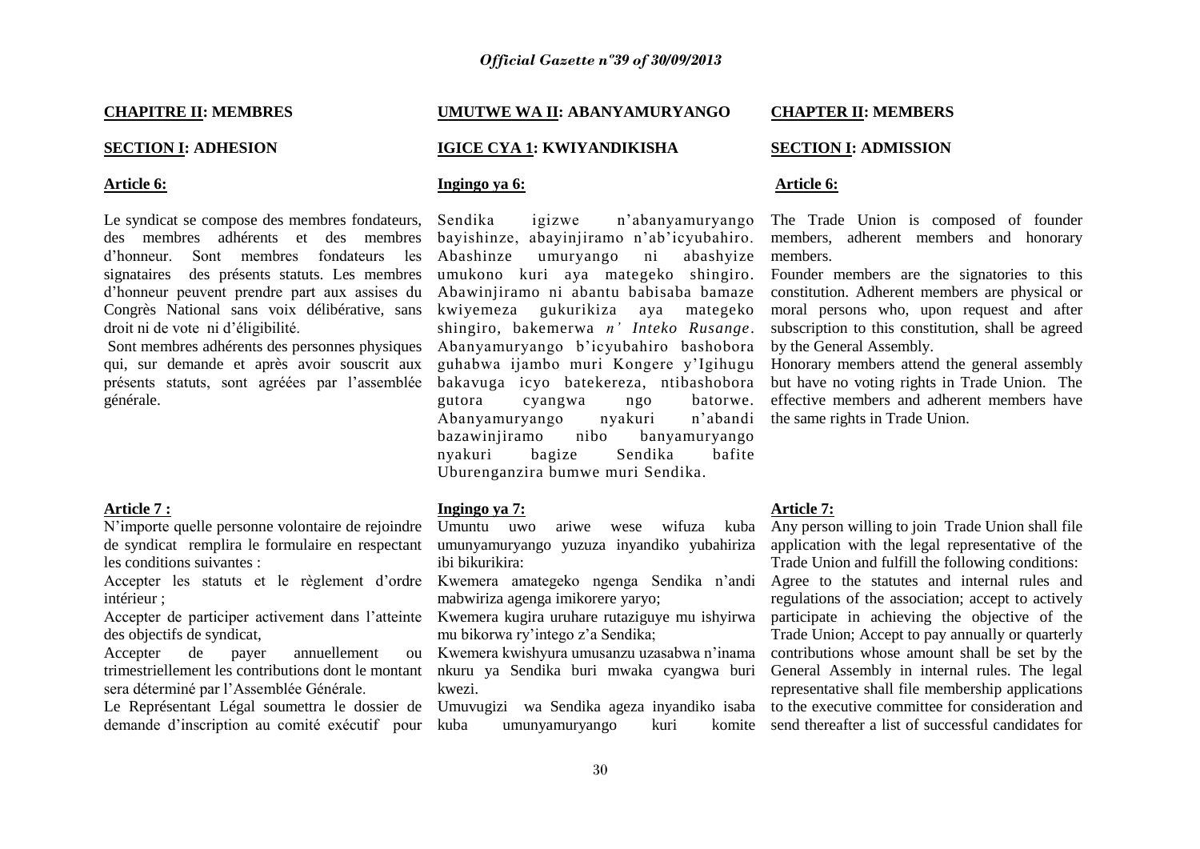## CHAPITRE II: MEMBRES

### SECTION I: ADHESION

#### Article 6:

Le syndicat se compose des membres fondateurs, des membres adhérents et des membres d'honneur. Sont membres fondateurs les signataires des présents statuts. Les membres d'honneur peuvent prendre part aux assises du Congrès National sans voix délibérative, sans droit ni de vote ni d'éligibilité.

Sont membres adhérents des personnes physiques qui, sur demande et après avoir souscrit aux présents statuts, sont agréées par l'assemblée générale.

#### Article 7 :

N'importe quelle personne volontaire de rejoindre de syndicat remplira le formulaire en respectant les conditions suivantes :

Accepter les statuts et le règlement d'ordre intérieur ;

Accepter de participer activement dans l'atteinte des objectifs de syndicat,

Accepter de payer annuellement ou trimestriellement les contributions dont le montant sera déterminé par l'Assemblée Générale.

Le Représentant Légal soumettra le dossier de demande d'inscription au comité exécutif pour

## UMUTWE WA II: ABANYAMURYANGO

### IGICE CYA 1: KWIYANDIKISHA

#### Ingingo ya 6:

Sendika igizwe n'abanyamuryango bayishinze, abayinjiramo n'ab'icyubahiro. Abashinze umuryango ni abashyize umukono kuri aya mategeko shingiro. Abawinjiramo ni abantu babisaba bamaze kwiyemeza gukurikiza aya mategeko shingiro, bakemerwa *n' Inteko Rusange*. Abanyamuryango b'icyubahiro bashobora guhabwa ijambo muri Kongere y'Igihugu bakavuga icyo batekereza, ntibashobora gutora cyangwa ngo batorwe. Abanyamuryango nyakuri n'abandi bazawinjiramo nibo banyamuryango nyakuri bagize Sendika bafite Uburenganzira bumwe muri Sendika.

#### Ingingo ya 7:

Umuntu uwo ariwe wese wifuza kuba umunyamuryango yuzuza inyandiko yubahiriza ibi bikurikira:

Kwemera amategeko ngenga Sendika n'andi mabwiriza agenga imikorere yaryo;

Kwemera kugira uruhare rutaziguye mu ishyirwa mu bikorwa ry'intego z'a Sendika;

Kwemera kwishyura umusanzu uzasabwa n'inama nkuru ya Sendika buri mwaka cyangwa buri kwezi.

Umuvugizi wa Sendika ageza inyandiko isaba kuba umunyamuryango kuri komite

## CHAPTER II: MEMBERS

### SECTION I: ADMISSION

#### Article 6:

The Trade Union is composed of founder members, adherent members and honorary members.

Founder members are the signatories to this constitution. Adherent members are physical or moral persons who, upon request and after subscription to this constitution, shall be agreed by the General Assembly.

Honorary members attend the general assembly but have no voting rights in Trade Union. The effective members and adherent members have the same rights in Trade Union.

#### Article 7:

Any person willing to join Trade Union shall file application with the legal representative of the Trade Union and fulfill the following conditions:

Agree to the statutes and internal rules and regulations of the association; accept to actively participate in achieving the objective of the Trade Union; Accept to pay annually or quarterly contributions whose amount shall be set by the General Assembly in internal rules. The legal representative shall file membership applications to the executive committee for consideration and send thereafter a list of successful candidates for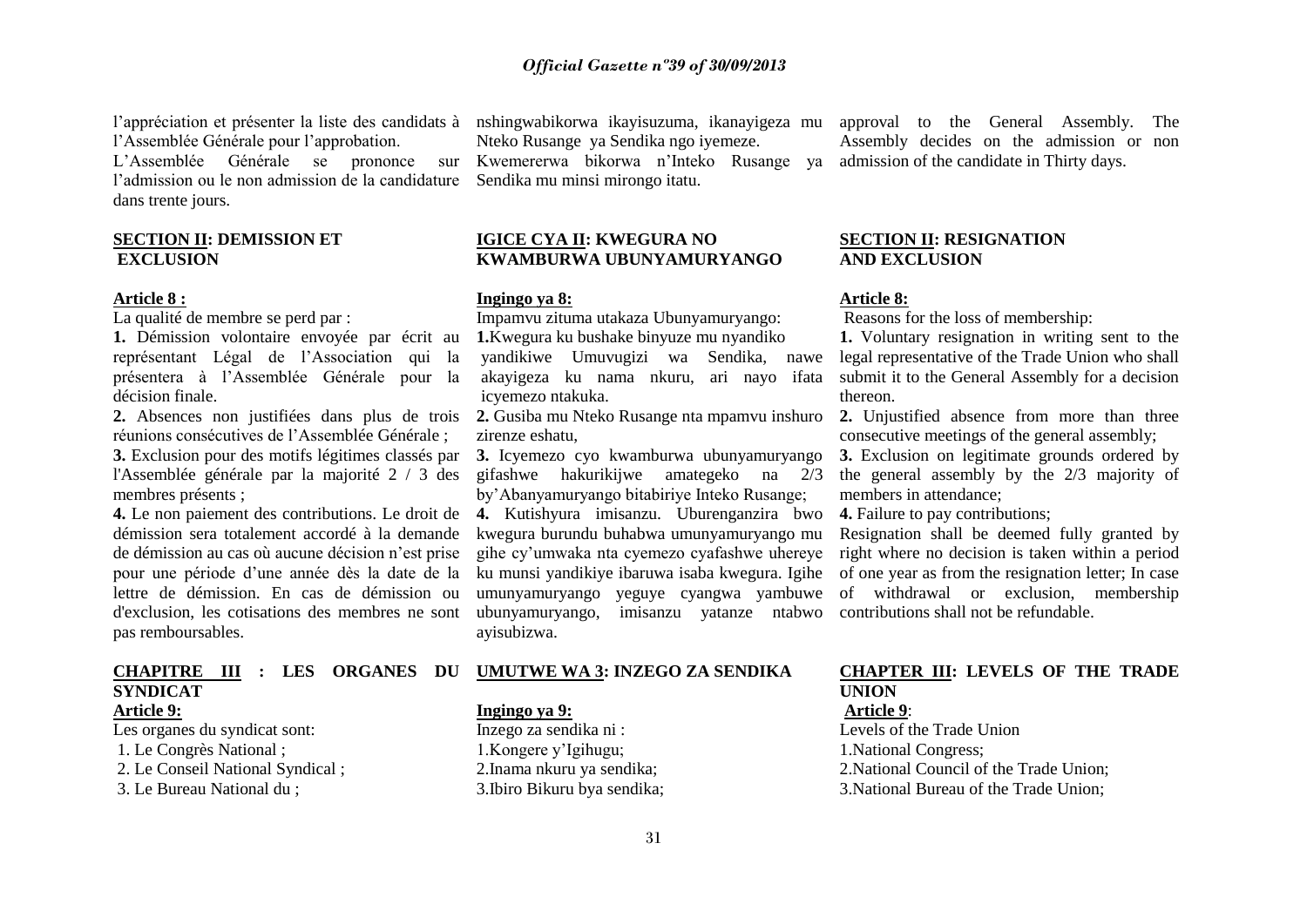l'appréciation et présenter la liste des candidats à l'Assemblée Générale pour l'approbation.

L'Assemblée Générale se prononce sur l'admission ou le non admission de la candidature dans trente jours.

**SECTION II: DEMISSION ET EXCLUSION**

**Article 8 :**

La qualité de membre se perd par :

**1.** Démission volontaire envoyée par écrit au représentant Légal de l'Association qui la présentera à l'Assemblée Générale pour la décision finale.

**2.** Absences non justifiées dans plus de trois réunions consécutives de l'Assemblée Générale ;

**3.** Exclusion pour des motifs légitimes classés par l'Assemblée générale par la majorité 2 / 3 des membres présents ;

**4.** Le non paiement des contributions. Le droit de démission sera totalement accordé à la demande de démission au cas où aucune décision n'est prise pour une période d'une année dès la date de la lettre de démission. En cas de démission ou d'exclusion, les cotisations des membres ne sont pas remboursables.

**CHAPITRE III : LES ORGANES DU SYNDICAT**

**Article 9:**

Les organes du syndicat sont:

1. Le Congrès National ;
2. Le Conseil National Syndical ;
3. Le Bureau National du ;

nshingwabikorwa ikayisuzuma, ikanayigeza mu Nteko Rusange ya Sendika ngo iyemeze.

Kwemererwa bikorwa n'Inteko Rusange ya Sendika mu minsi mirongo itatu.

**IGICE CYA II: KWEGURA NO KWAMBURWA UBUNYAMURYANGO**

**Ingingo ya 8:**

Impamvu zituma utakaza Ubunyamuryango:

**1.**Kwegura ku bushake binyuze mu nyandiko yandikiwe Umuvugizi wa Sendika, nawe akayigeza ku nama nkuru, ari nayo ifata icyemezo ntakuka.

**2.** Gusiba mu Nteko Rusange nta mpamvu inshuro zirenze eshatu,

**3.** Icyemezo cyo kwamburwa ubunyamuryango gifashwe hakurikijwe amategeko na 2/3 by'Abanyamuryango bitabiriye Inteko Rusange;

**4.** Kutishyura imisanzu. Uburenganzira bwo kwegura burundu buhabwa umunyamuryango mu gihe cy'umwaka nta cyemezo cyafashwe uhereye ku munsi yandikiye ibaruwa isaba kwegura. Igihe umunyamuryango yeguye cyangwa yambuwe ubunyamuryango, imisanzu yatanze ntabwo ayisubizwa.

**UMUTWE WA 3: INZEGO ZA SENDIKA**

**Ingingo ya 9:**

Inzego za sendika ni :

1.Kongere y'Igihugu;
2.Inama nkuru ya sendika;
3.Ibiro Bikuru bya sendika;

approval to the General Assembly. The Assembly decides on the admission or non admission of the candidate in Thirty days.

**SECTION II: RESIGNATION AND EXCLUSION**

**Article 8:**

Reasons for the loss of membership:

**1.** Voluntary resignation in writing sent to the legal representative of the Trade Union who shall submit it to the General Assembly for a decision thereon.

**2.** Unjustified absence from more than three consecutive meetings of the general assembly;

**3.** Exclusion on legitimate grounds ordered by the general assembly by the 2/3 majority of members in attendance;

**4.** Failure to pay contributions;

Resignation shall be deemed fully granted by right where no decision is taken within a period of one year as from the resignation letter; In case of withdrawal or exclusion, membership contributions shall not be refundable.

**CHAPTER III: LEVELS OF THE TRADE UNION**

**Article 9**:

Levels of the Trade Union

1.National Congress;
2.National Council of the Trade Union;
3.National Bureau of the Trade Union;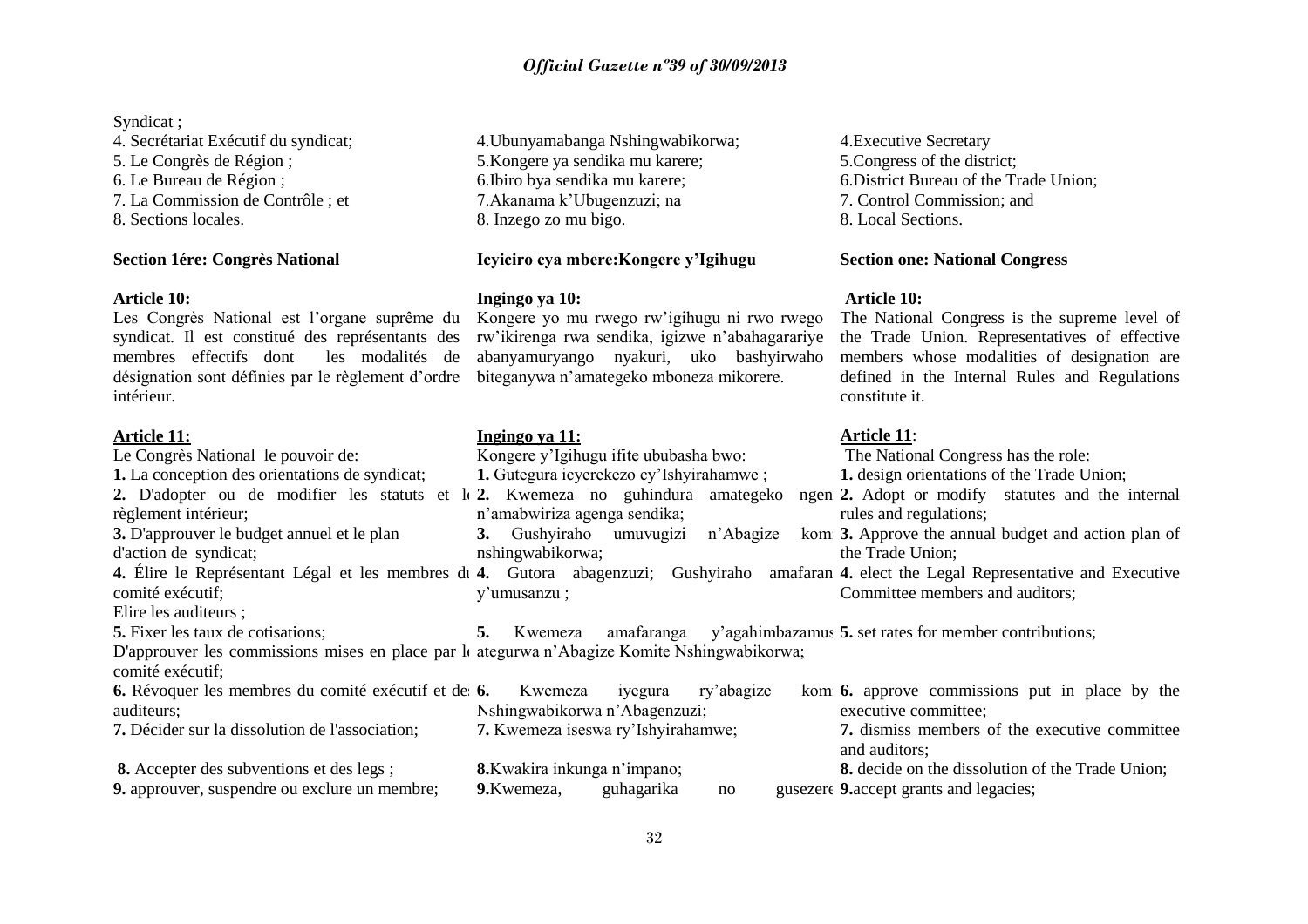Syndicat ;
4. Secrétariat Exécutif du syndicat;
5. Le Congrès de Région ;
6. Le Bureau de Région ;
7. La Commission de Contrôle ; et
8. Sections locales.

**Section 1ére: Congrès National**

**Article 10:**
Les Congrès National est l'organe suprême du syndicat. Il est constitué des représentants des membres effectifs dont les modalités de désignation sont définies par le règlement d'ordre intérieur.

**Article 11:**
Le Congrès National le pouvoir de:
**1.** La conception des orientations de syndicat;
**2.** D'adopter ou de modifier les statuts et le règlement intérieur;
**3.** D'approuver le budget annuel et le plan d'action de syndicat;
**4.** Élire le Représentant Légal et les membres du comité exécutif;
Elire les auditeurs ;
**5.** Fixer les taux de cotisations;
D'approuver les commissions mises en place par le comité exécutif;
**6.** Révoquer les membres du comité exécutif et des auditeurs;
**7.** Décider sur la dissolution de l'association;
**8.** Accepter des subventions et des legs ;
**9.** approuver, suspendre ou exclure un membre;

4.Ubunyamabanga Nshingwabikorwa;
5.Kongere ya sendika mu karere;
6.Ibiro bya sendika mu karere;
7.Akanama k'Ubugenzuzi; na
8. Inzego zo mu bigo.

**Icyiciro cya mbere:Kongere y'Igihugu**

**Ingingo ya 10:**
Kongere yo mu rwego rw'igihugu ni rwo rwego rw'ikirenga rwa sendika, igizwe n'abahagarariye abanyamuryango nyakuri, uko bashyirwaho biteganywa n'amategeko mboneza mikorere.

**Ingingo ya 11:**
Kongere y'Igihugu ifite ububasha bwo:
**1.** Gutegura icyerekezo cy'Ishyirahamwe ;
**2.** Kwemeza no guhindura amategeko ngen n'amabwiriza agenga sendika;
**3.** Gushyiraho umuvugizi n'Abagize kom nshingwabikorwa;
**4.** Gutora abagenzuzi; Gushyiraho amafaran y'umusanzu ;
**5.** Kwemeza amafaranga y'agahimbazamus ategurwa n'Abagize Komite Nshingwabikorwa;
**6.** Kwemeza iyegura ry'abagize kom Nshingwabikorwa n'Abagenzuzi;
**7.** Kwemeza iseswa ry'Ishyirahamwe;
**8.**Kwakira inkunga n'impano;
**9.**Kwemeza, guhagarika no gusezere

4.Executive Secretary
5.Congress of the district;
6.District Bureau of the Trade Union;
7. Control Commission; and
8. Local Sections.

**Section one: National Congress**

**Article 10:**
The National Congress is the supreme level of the Trade Union. Representatives of effective members whose modalities of designation are defined in the Internal Rules and Regulations constitute it.

**Article 11**:
The National Congress has the role:
**1.** design orientations of the Trade Union;
**2.** Adopt or modify statutes and the internal rules and regulations;
**3.** Approve the annual budget and action plan of the Trade Union;
**4.** elect the Legal Representative and Executive Committee members and auditors;
**5.** set rates for member contributions;
**6.** approve commissions put in place by the executive committee;
**7.** dismiss members of the executive committee and auditors;
**8.** decide on the dissolution of the Trade Union;
**9.**accept grants and legacies;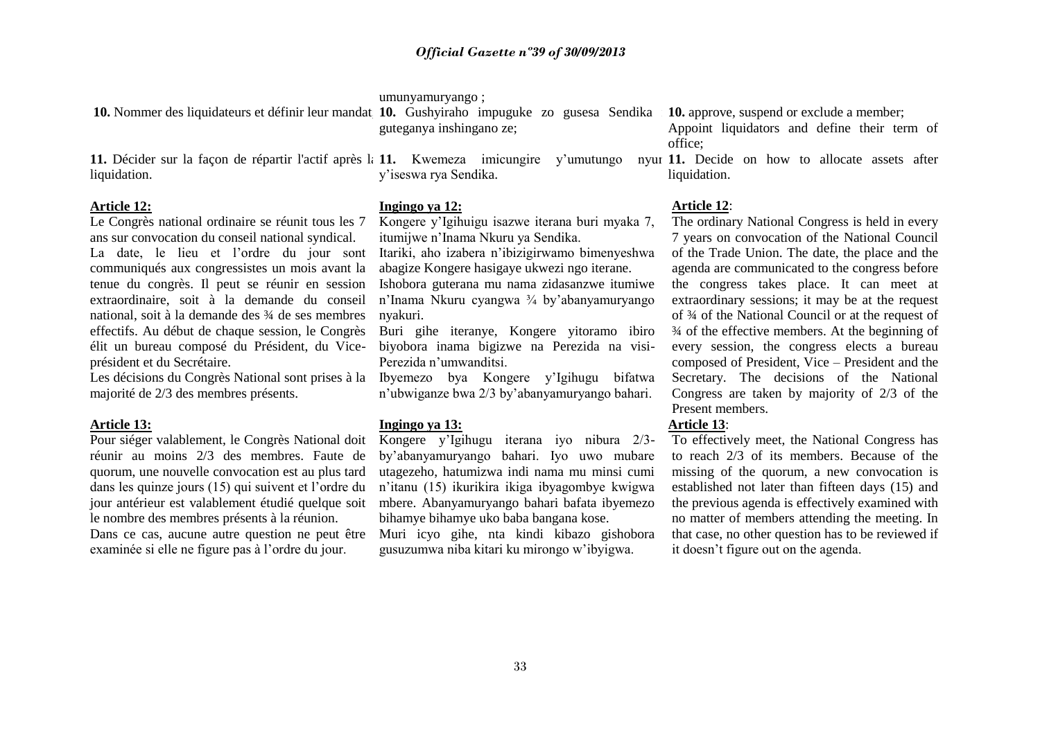umunyamuryango ;

**10.** Nommer des liquidateurs et définir leur mandat

**11.** Décider sur la façon de répartir l'actif après la liquidation.

**Article 12:**

Le Congrès national ordinaire se réunit tous les 7 ans sur convocation du conseil national syndical.

La date, le lieu et l'ordre du jour sont communiqués aux congressistes un mois avant la tenue du congrès. Il peut se réunir en session extraordinaire, soit à la demande du conseil national, soit à la demande des ¾ de ses membres effectifs. Au début de chaque session, le Congrès élit un bureau composé du Président, du Vice-président et du Secrétaire.

Les décisions du Congrès National sont prises à la majorité de 2/3 des membres présents.

**Article 13:**

Pour siéger valablement, le Congrès National doit réunir au moins 2/3 des membres. Faute de quorum, une nouvelle convocation est au plus tard dans les quinze jours (15) qui suivent et l'ordre du jour antérieur est valablement étudié quelque soit le nombre des membres présents à la réunion.

Dans ce cas, aucune autre question ne peut être examinée si elle ne figure pas à l'ordre du jour.

**10.** Gushyiraho impuguke zo gusesa Sendika guteganya inshingano ze;

**11.** Kwemeza imicungire y'umutungo nyuma y'iseswa rya Sendika.

**Ingingo ya 12:**

Kongere y'Igihuigu isazwe iterana buri myaka 7, itumijwe n'Inama Nkuru ya Sendika.

Itariki, aho izabera n'ibizigirwamo bimenyeshwa abagize Kongere hasigaye ukwezi ngo iterane.

Ishobora guterana mu nama zidasanzwe itumiwe n'Inama Nkuru cyangwa ¾ by'abanyamuryango nyakuri.

Buri gihe iteranye, Kongere yitoramo ibiro biyobora inama bigizwe na Perezida na visi-Perezida n'umwanditsi.

Ibyemezo bya Kongere y'Igihugu bifatwa n'ubwiganze bwa 2/3 by'abanyamuryango bahari.

**Ingingo ya 13:**

Kongere y'Igihugu iterana iyo nibura 2/3-by'abanyamuryango bahari. Iyo uwo mubare utagezeho, hatumizwa indi nama mu minsi cumi n'itanu (15) ikurikira ikiga ibyagombye kwigwa mbere. Abanyamuryango bahari bafata ibyemezo bihamye bihamye uko baba bangana kose.

Muri icyo gihe, nta kindi kibazo gishobora gusuzumwa niba kitari ku mirongo w'ibyigwa.

**10.** approve, suspend or exclude a member;

Appoint liquidators and define their term of office;

**11.** Decide on how to allocate assets after liquidation.

**Article 12**:

The ordinary National Congress is held in every 7 years on convocation of the National Council of the Trade Union. The date, the place and the agenda are communicated to the congress before the congress takes place. It can meet at extraordinary sessions; it may be at the request of ¾ of the National Council or at the request of ¾ of the effective members. At the beginning of every session, the congress elects a bureau composed of President, Vice – President and the Secretary. The decisions of the National Congress are taken by majority of 2/3 of the Present members.

**Article 13**:

To effectively meet, the National Congress has to reach 2/3 of its members. Because of the missing of the quorum, a new convocation is established not later than fifteen days (15) and the previous agenda is effectively examined with no matter of members attending the meeting. In that case, no other question has to be reviewed if it doesn't figure out on the agenda.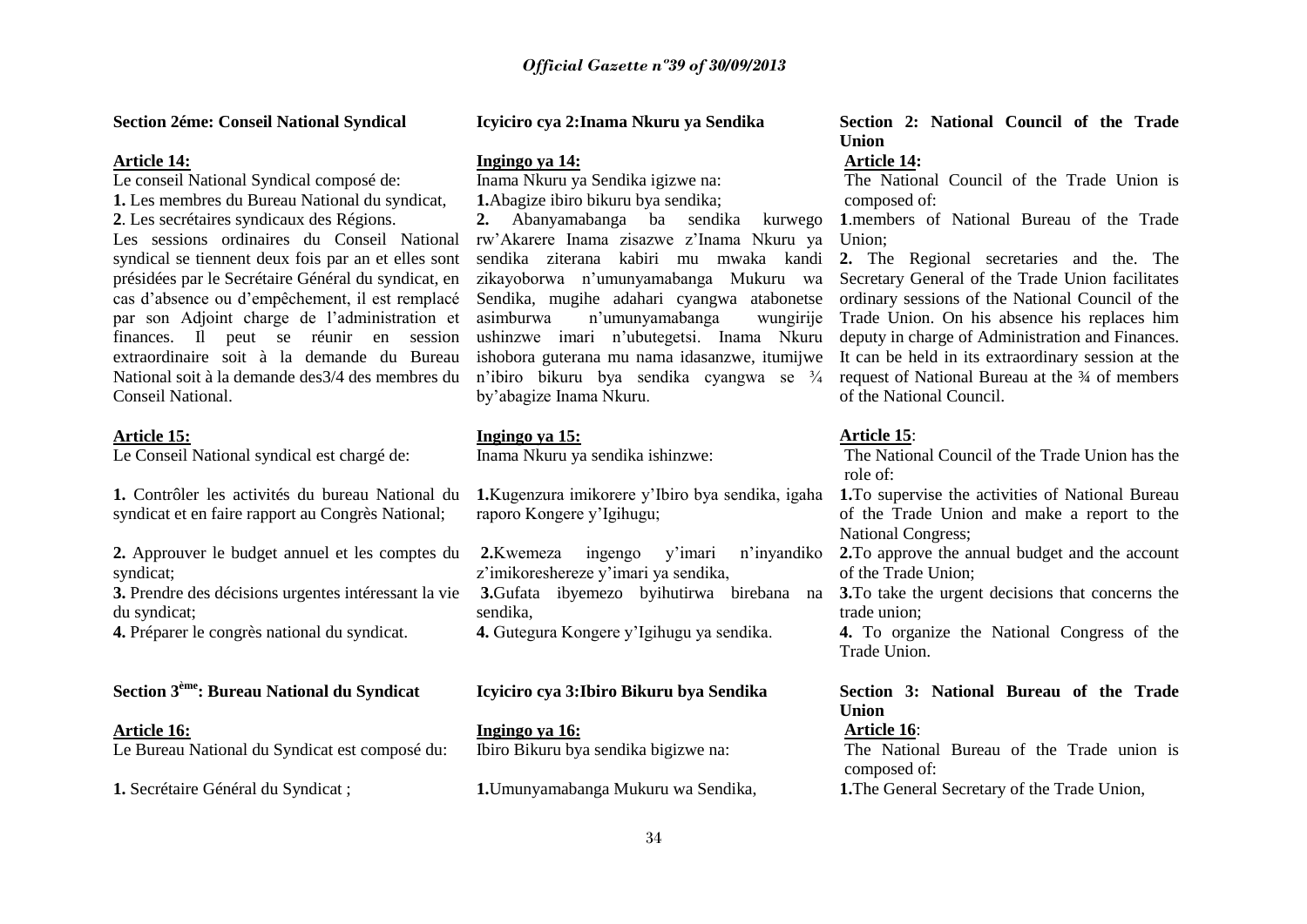**Section 2éme: Conseil National Syndical**

**Article 14:**

Le conseil National Syndical composé de:

**1.** Les membres du Bureau National du syndicat,

**2**. Les secrétaires syndicaux des Régions.

Les sessions ordinaires du Conseil National syndical se tiennent deux fois par an et elles sont présidées par le Secrétaire Général du syndicat, en cas d'absence ou d'empêchement, il est remplacé par son Adjoint charge de l'administration et finances. Il peut se réunir en session extraordinaire soit à la demande du Bureau National soit à la demande des3/4 des membres du Conseil National.

**Article 15:**

Le Conseil National syndical est chargé de:

**1.** Contrôler les activités du bureau National du syndicat et en faire rapport au Congrès National;

**2.** Approuver le budget annuel et les comptes du syndicat;

**3.** Prendre des décisions urgentes intéressant la vie du syndicat;

**4.** Préparer le congrès national du syndicat.

**Section 3ème: Bureau National du Syndicat**

**Article 16:**

Le Bureau National du Syndicat est composé du:

**1.** Secrétaire Général du Syndicat ;

**Icyiciro cya 2:Inama Nkuru ya Sendika**

**Ingingo ya 14:**

Inama Nkuru ya Sendika igizwe na:

**1.**Abagize ibiro bikuru bya sendika;

**2.** Abanyamabanga ba sendika kurwego rw'Akarere Inama zisazwe z'Inama Nkuru ya sendika ziterana kabiri mu mwaka kandi zikayoborwa n'umunyamabanga Mukuru wa Sendika, mugihe adahari cyangwa atabonetse asimburwa n'umunyamabanga wungirije ushinzwe imari n'ubutegetsi. Inama Nkuru ishobora guterana mu nama idasanzwe, itumijwe n'ibiro bikuru bya sendika cyangwa se ¾ by'abagize Inama Nkuru.

**Ingingo ya 15:**

Inama Nkuru ya sendika ishinzwe:

**1.**Kugenzura imikorere y'Ibiro bya sendika, igaha raporo Kongere y'Igihugu;

**2.**Kwemeza ingengo y'imari n'inyandiko z'imikoreshereze y'imari ya sendika,

**3.**Gufata ibyemezo byihutirwa birebana na sendika,

**4.** Gutegura Kongere y'Igihugu ya sendika.

**Icyiciro cya 3:Ibiro Bikuru bya Sendika**

**Ingingo ya 16:**

Ibiro Bikuru bya sendika bigizwe na:

**1.**Umunyamabanga Mukuru wa Sendika,

**Section 2: National Council of the Trade Union**

**Article 14:**

The National Council of the Trade Union is composed of:

**1**.members of National Bureau of the Trade Union;

**2.** The Regional secretaries and the. The Secretary General of the Trade Union facilitates ordinary sessions of the National Council of the Trade Union. On his absence his replaces him deputy in charge of Administration and Finances. It can be held in its extraordinary session at the request of National Bureau at the ¾ of members of the National Council.

**Article 15**:

The National Council of the Trade Union has the role of:

**1.**To supervise the activities of National Bureau of the Trade Union and make a report to the National Congress;

**2.**To approve the annual budget and the account of the Trade Union;

**3.**To take the urgent decisions that concerns the trade union;

**4.** To organize the National Congress of the Trade Union.

**Section 3: National Bureau of the Trade Union**

**Article 16**:

The National Bureau of the Trade union is composed of:

**1.**The General Secretary of the Trade Union,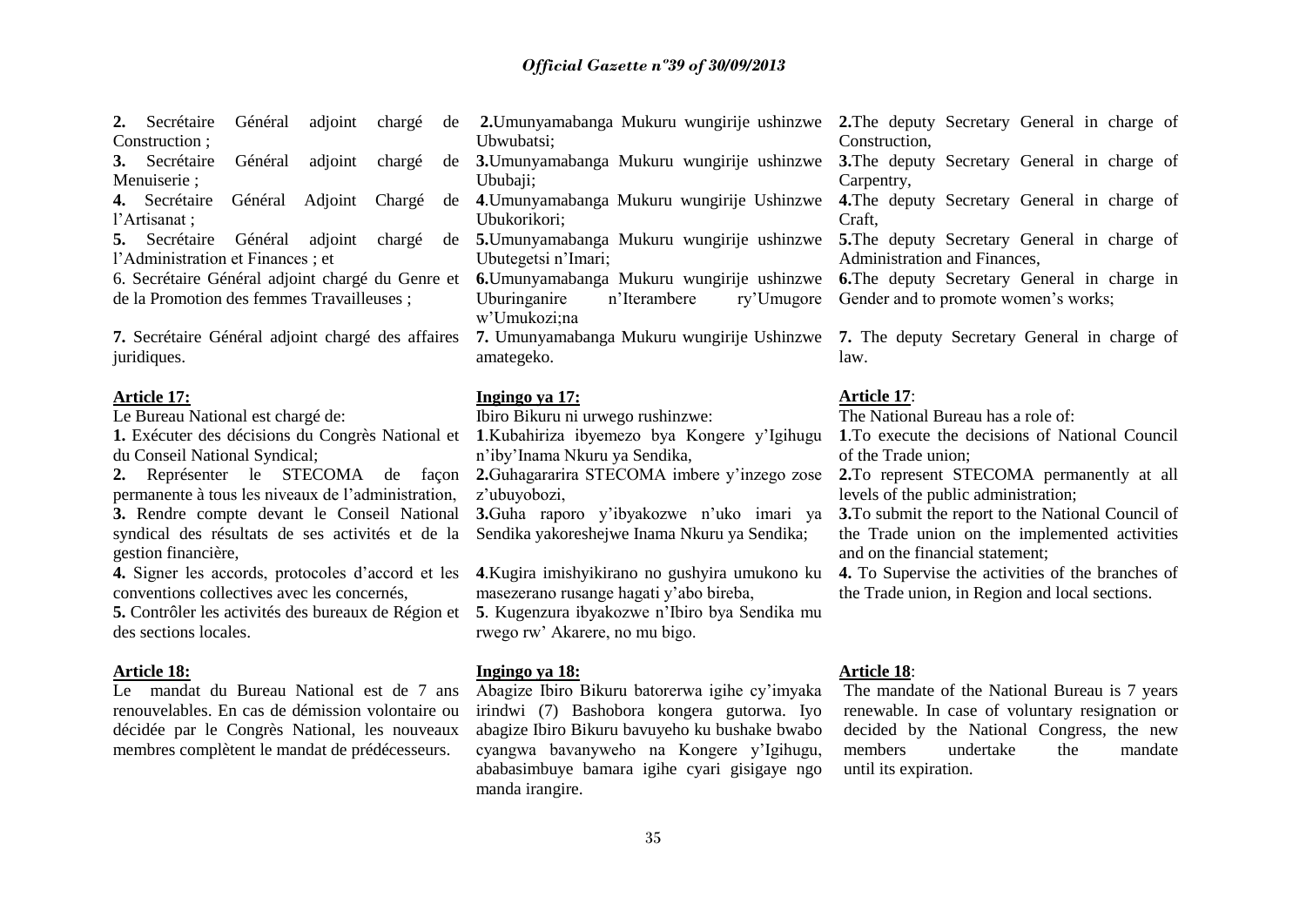**2.** Secrétaire Général adjoint chargé de Construction ;
**3.** Secrétaire Général adjoint chargé de Menuiserie ;
**4.** Secrétaire Général Adjoint Chargé de l'Artisanat ;
**5.** Secrétaire Général adjoint chargé de l'Administration et Finances ; et
6. Secrétaire Général adjoint chargé du Genre et de la Promotion des femmes Travailleuses ;

**7.** Secrétaire Général adjoint chargé des affaires juridiques.

**Article 17:**

Le Bureau National est chargé de:

**1.** Exécuter des décisions du Congrès National et du Conseil National Syndical;
**2.** Représenter le STECOMA de façon permanente à tous les niveaux de l'administration,
**3.** Rendre compte devant le Conseil National syndical des résultats de ses activités et de la gestion financière,
**4.** Signer les accords, protocoles d'accord et les conventions collectives avec les concernés,
**5.** Contrôler les activités des bureaux de Région et des sections locales.

**Article 18:**

Le mandat du Bureau National est de 7 ans renouvelables. En cas de démission volontaire ou décidée par le Congrès National, les nouveaux membres complètent le mandat de prédécesseurs.

**2.**Umunyamabanga Mukuru wungirije ushinzwe Ubwubatsi;
**3.**Umunyamabanga Mukuru wungirije ushinzwe Ububaji;
**4**.Umunyamabanga Mukuru wungirije Ushinzwe Ubukorikori;
**5.**Umunyamabanga Mukuru wungirije ushinzwe Ubutegetsi n'Imari;
**6.**Umunyamabanga Mukuru wungirije ushinzwe Uburinganire n'Iterambere ry'Umugore w'Umukozi;na

**7.** Umunyamabanga Mukuru wungirije Ushinzwe amategeko.

**Ingingo ya 17:**

Ibiro Bikuru ni urwego rushinzwe:

**1**.Kubahiriza ibyemezo bya Kongere y'Igihugu n'iby'Inama Nkuru ya Sendika,
**2.**Guhagararira STECOMA imbere y'inzego zose z'ubuyobozi,
**3.**Guha raporo y'ibyakozwe n'uko imari ya Sendika yakoreshejwe Inama Nkuru ya Sendika;

**4**.Kugira imishyikirano no gushyira umukono ku masezerano rusange hagati y'abo bireba,
**5**. Kugenzura ibyakozwe n'Ibiro bya Sendika mu rwego rw' Akarere, no mu bigo.

**Ingingo ya 18:**

Abagize Ibiro Bikuru batorerwa igihe cy'imyaka irindwi (7) Bashobora kongera gutorwa. Iyo abagize Ibiro Bikuru bavuyeho ku bushake bwabo cyangwa bavanyweho na Kongere y'Igihugu, ababasimbuye bamara igihe cyari gisigaye ngo manda irangire.

**2.**The deputy Secretary General in charge of Construction,
**3.**The deputy Secretary General in charge of Carpentry,
**4.**The deputy Secretary General in charge of Craft,
**5.**The deputy Secretary General in charge of Administration and Finances,
**6.**The deputy Secretary General in charge in Gender and to promote women's works;

**7.** The deputy Secretary General in charge of law.

**Article 17**:

The National Bureau has a role of:

**1**.To execute the decisions of National Council of the Trade union;
**2.**To represent STECOMA permanently at all levels of the public administration;
**3.**To submit the report to the National Council of the Trade union on the implemented activities and on the financial statement;
**4.** To Supervise the activities of the branches of the Trade union, in Region and local sections.

**Article 18**:

The mandate of the National Bureau is 7 years renewable. In case of voluntary resignation or decided by the National Congress, the new members undertake the mandate until its expiration.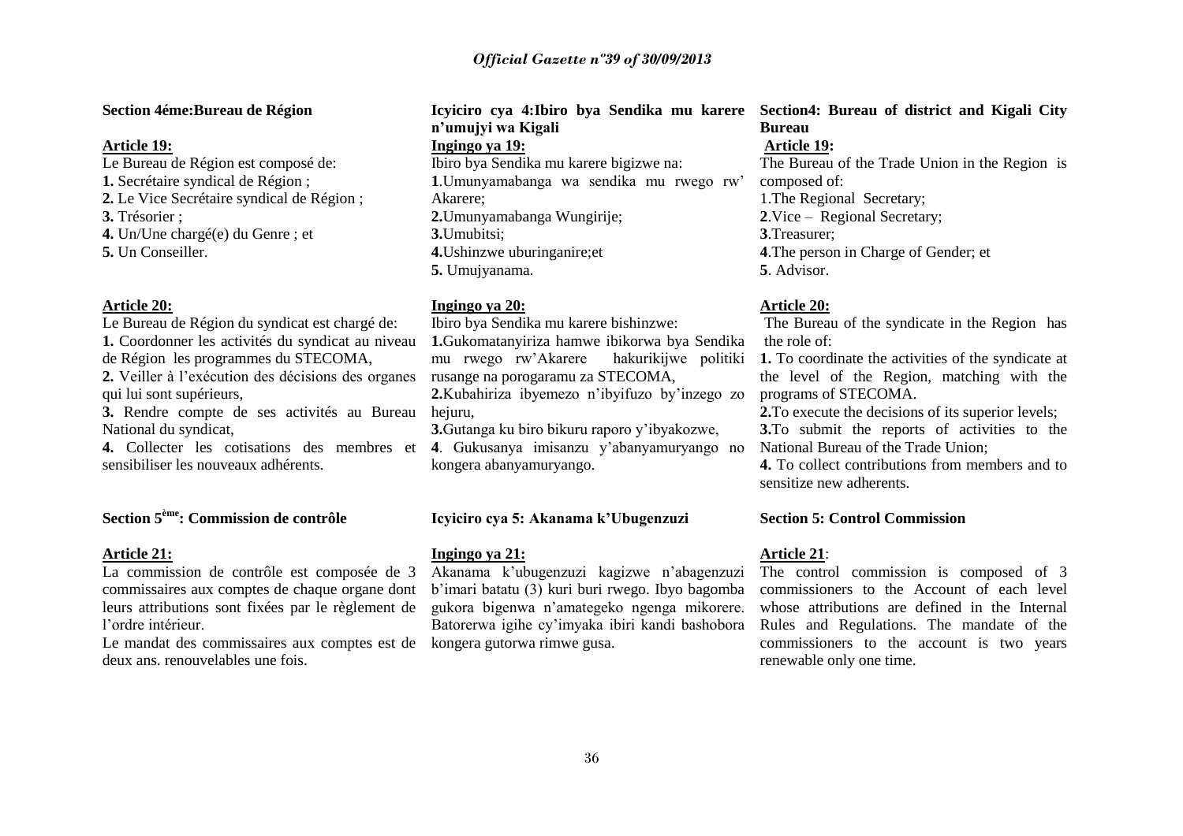### Section 4éme:Bureau de Région

**Article 19:**

Le Bureau de Région est composé de:

**1.** Secrétaire syndical de Région ;
**2.** Le Vice Secrétaire syndical de Région ;
**3.** Trésorier ;
**4.** Un/Une chargé(e) du Genre ; et
**5.** Un Conseiller.

**Article 20:**

Le Bureau de Région du syndicat est chargé de:

**1.** Coordonner les activités du syndicat au niveau de Région les programmes du STECOMA,
**2.** Veiller à l'exécution des décisions des organes qui lui sont supérieurs,
**3.** Rendre compte de ses activités au Bureau National du syndicat,
**4.** Collecter les cotisations des membres et sensibiliser les nouveaux adhérents.

### Section 5ème: Commission de contrôle

**Article 21:**

La commission de contrôle est composée de 3 commissaires aux comptes de chaque organe dont leurs attributions sont fixées par le règlement de l'ordre intérieur.

Le mandat des commissaires aux comptes est de deux ans. renouvelables une fois.

### Icyiciro cya 4:Ibiro bya Sendika mu karere n'umujyi wa Kigali

**Ingingo ya 19:**

Ibiro bya Sendika mu karere bigizwe na:

**1**.Umunyamabanga wa sendika mu rwego rw' Akarere;
**2.**Umunyamabanga Wungirije;
**3.**Umubitsi;
**4.**Ushinzwe uburinganire;et
**5.** Umujyanama.

**Ingingo ya 20:**

Ibiro bya Sendika mu karere bishinzwe:

**1.**Gukomatanyiriza hamwe ibikorwa bya Sendika mu rwego rw'Akarere hakurikijwe politiki rusange na porogaramu za STECOMA,
**2.**Kubahiriza ibyemezo n'ibyifuzo by'inzego zo hejuru,
**3.**Gutanga ku biro bikuru raporo y'ibyakozwe,
**4**. Gukusanya imisanzu y'abanyamuryango no kongera abanyamuryango.

### Icyiciro cya 5: Akanama k'Ubugenzuzi

**Ingingo ya 21:**

Akanama k'ubugenzuzi kagizwe n'abagenzuzi b'imari batatu (3) kuri buri rwego. Ibyo bagomba gukora bigenwa n'amategeko ngenga mikorere. Batorerwa igihe cy'imyaka ibiri kandi bashobora kongera gutorwa rimwe gusa.

### Section4: Bureau of district and Kigali City Bureau

**Article 19:**

The Bureau of the Trade Union in the Region is composed of:

1.The Regional Secretary;
**2**.Vice – Regional Secretary;
**3**.Treasurer;
**4**.The person in Charge of Gender; et
**5**. Advisor.

**Article 20:**

The Bureau of the syndicate in the Region has the role of:

**1.** To coordinate the activities of the syndicate at the level of the Region, matching with the programs of STECOMA.
**2.**To execute the decisions of its superior levels;
**3.**To submit the reports of activities to the National Bureau of the Trade Union;
**4.** To collect contributions from members and to sensitize new adherents.

### Section 5: Control Commission

**Article 21**:

The control commission is composed of 3 commissioners to the Account of each level whose attributions are defined in the Internal Rules and Regulations. The mandate of the commissioners to the account is two years renewable only one time.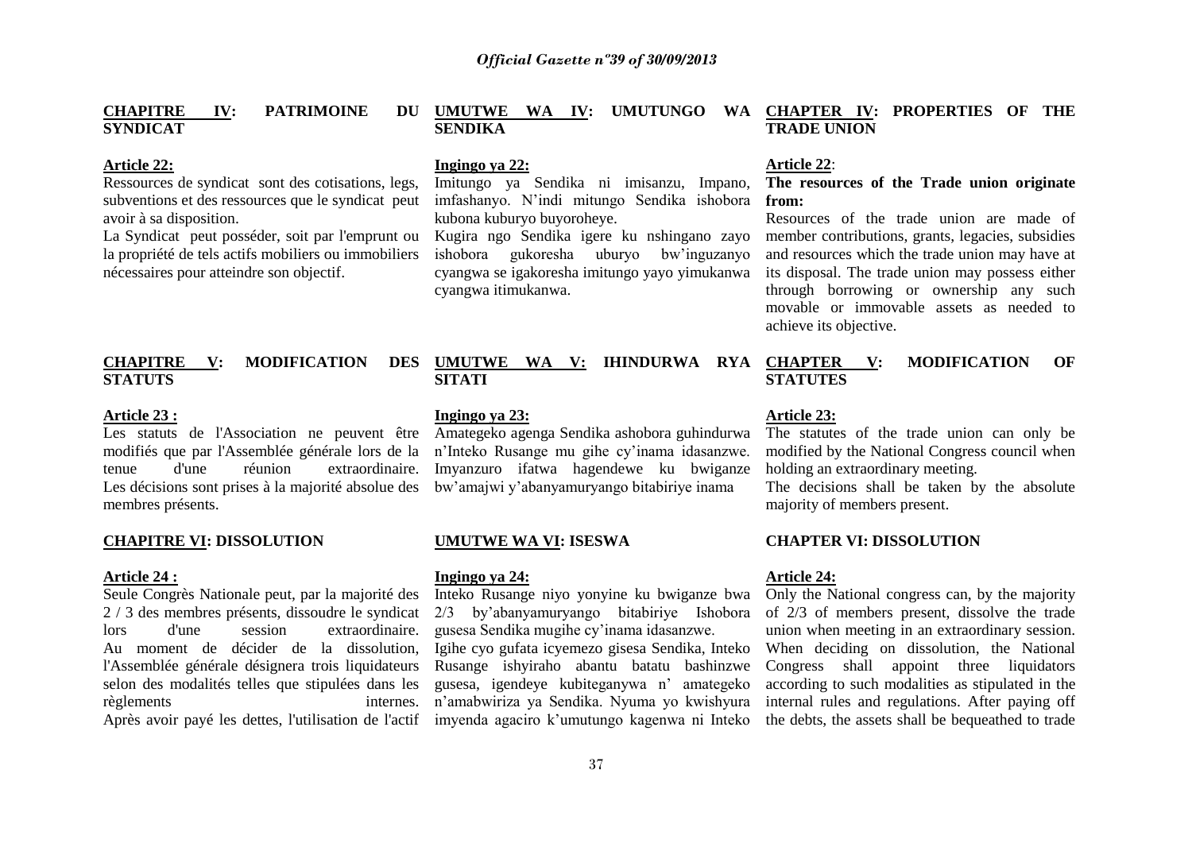**CHAPITRE IV: PATRIMOINE DU SYNDICAT**

**Article 22:**

Ressources de syndicat sont des cotisations, legs, subventions et des ressources que le syndicat peut avoir à sa disposition.

La Syndicat peut posséder, soit par l'emprunt ou la propriété de tels actifs mobiliers ou immobiliers nécessaires pour atteindre son objectif.

**CHAPITRE V: MODIFICATION DES STATUTS**

**Article 23 :**

Les statuts de l'Association ne peuvent être modifiés que par l'Assemblée générale lors de la tenue d'une réunion extraordinaire. Les décisions sont prises à la majorité absolue des membres présents.

**CHAPITRE VI: DISSOLUTION**

**Article 24 :**

Seule Congrès Nationale peut, par la majorité des 2 / 3 des membres présents, dissoudre le syndicat lors d'une session extraordinaire. Au moment de décider de la dissolution, l'Assemblée générale désignera trois liquidateurs selon des modalités telles que stipulées dans les règlements internes. Après avoir payé les dettes, l'utilisation de l'actif

**UMUTWE WA IV: UMUTUNGO WA SENDIKA**

**Ingingo ya 22:**

Imitungo ya Sendika ni imisanzu, Impano, imfashanyo. N'indi mitungo Sendika ishobora kubona kuburyo buyoroheye.

Kugira ngo Sendika igere ku nshingano zayo ishobora gukoresha uburyo bw'inguzanyo cyangwa se igakoresha imitungo yayo yimukanwa cyangwa itimukanwa.

**UMUTWE WA V: IHINDURWA RYA SITATI**

**Ingingo ya 23:**

Amategeko agenga Sendika ashobora guhindurwa n'Inteko Rusange mu gihe cy'inama idasanzwe. Imyanzuro ifatwa hagendewe ku bwiganze bw'amajwi y'abanyamuryango bitabiriye inama

**UMUTWE WA VI: ISESWA**

**Ingingo ya 24:**

Inteko Rusange niyo yonyine ku bwiganze bwa 2/3 by'abanyamuryango bitabiriye Ishobora gusesa Sendika mugihe cy'inama idasanzwe.

Igihe cyo gufata icyemezo gisesa Sendika, Inteko Rusange ishyiraho abantu batatu bashinzwe gusesa, igendeye kubiteganywa n' amategeko n'amabwiriza ya Sendika. Nyuma yo kwishyura imyenda agaciro k'umutungo kagenwa ni Inteko

**CHAPTER IV: PROPERTIES OF THE TRADE UNION**

**Article 22**:

**The resources of the Trade union originate from:**

Resources of the trade union are made of member contributions, grants, legacies, subsidies and resources which the trade union may have at its disposal. The trade union may possess either through borrowing or ownership any such movable or immovable assets as needed to achieve its objective.

**CHAPTER V: MODIFICATION OF STATUTES**

**Article 23:**

The statutes of the trade union can only be modified by the National Congress council when holding an extraordinary meeting.

The decisions shall be taken by the absolute majority of members present.

**CHAPTER VI: DISSOLUTION**

**Article 24:**

Only the National congress can, by the majority of 2/3 of members present, dissolve the trade union when meeting in an extraordinary session. When deciding on dissolution, the National Congress shall appoint three liquidators according to such modalities as stipulated in the internal rules and regulations. After paying off the debts, the assets shall be bequeathed to trade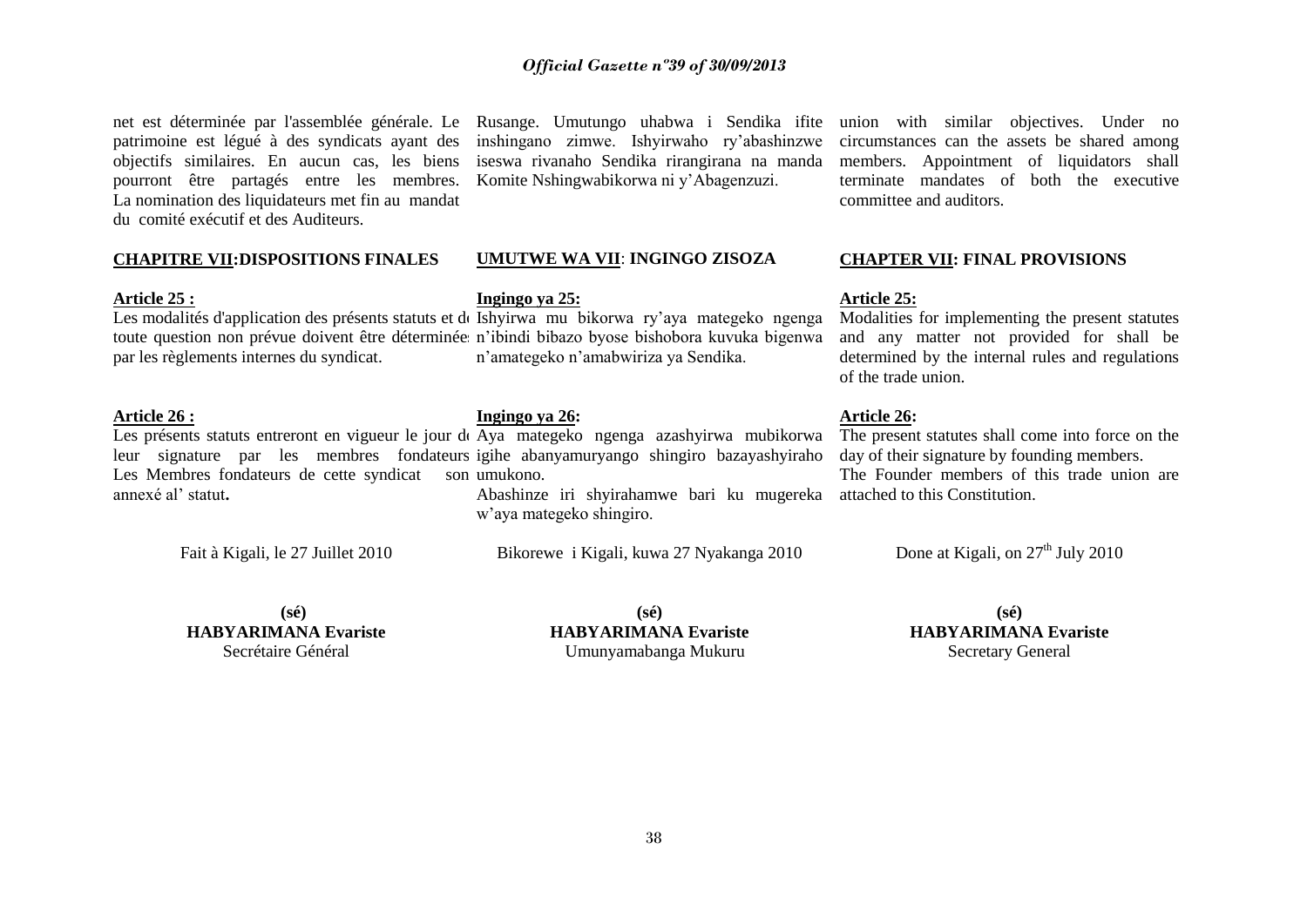net est déterminée par l'assemblée générale. Le patrimoine est légué à des syndicats ayant des objectifs similaires. En aucun cas, les biens pourront être partagés entre les membres. La nomination des liquidateurs met fin au mandat du comité exécutif et des Auditeurs.

## CHAPITRE VII:DISPOSITIONS FINALES

**Article 25 :**

Les modalités d'application des présents statuts et de toute question non prévue doivent être déterminées par les règlements internes du syndicat.

**Article 26 :**

Les présents statuts entreront en vigueur le jour de leur signature par les membres fondateurs. Les Membres fondateurs de cette syndicat son annexé al' statut**.**

Fait à Kigali, le 27 Juillet 2010

**(sé)**
**HABYARIMANA Evariste**
Secrétaire Général

Rusange. Umutungo uhabwa i Sendika ifite inshingano zimwe. Ishyirwaho ry'abashinzwe iseswa rivanaho Sendika rirangirana na manda Komite Nshingwabikorwa ni y'Abagenzuzi.

## UMUTWE WA VII: INGINGO ZISOZA

**Ingingo ya 25:**

Ishyirwa mu bikorwa ry'aya mategeko ngenga n'ibindi bibazo byose bishobora kuvuka bigenwa n'amategeko n'amabwiriza ya Sendika.

**Ingingo ya 26:**

Aya mategeko ngenga azashyirwa mubikorwa igihe abanyamuryango shingiro bazayashyiraho umukono.

Abashinze iri shyirahamwe bari ku mugereka w'aya mategeko shingiro.

Bikorewe i Kigali, kuwa 27 Nyakanga 2010

**(sé)**
**HABYARIMANA Evariste**
Umunyamabanga Mukuru

union with similar objectives. Under no circumstances can the assets be shared among members. Appointment of liquidators shall terminate mandates of both the executive committee and auditors.

## CHAPTER VII: FINAL PROVISIONS

**Article 25:**

Modalities for implementing the present statutes and any matter not provided for shall be determined by the internal rules and regulations of the trade union.

**Article 26:**

The present statutes shall come into force on the day of their signature by founding members.
The Founder members of this trade union are attached to this Constitution.

Done at Kigali, on 27th July 2010

**(sé)**
**HABYARIMANA Evariste**
Secretary General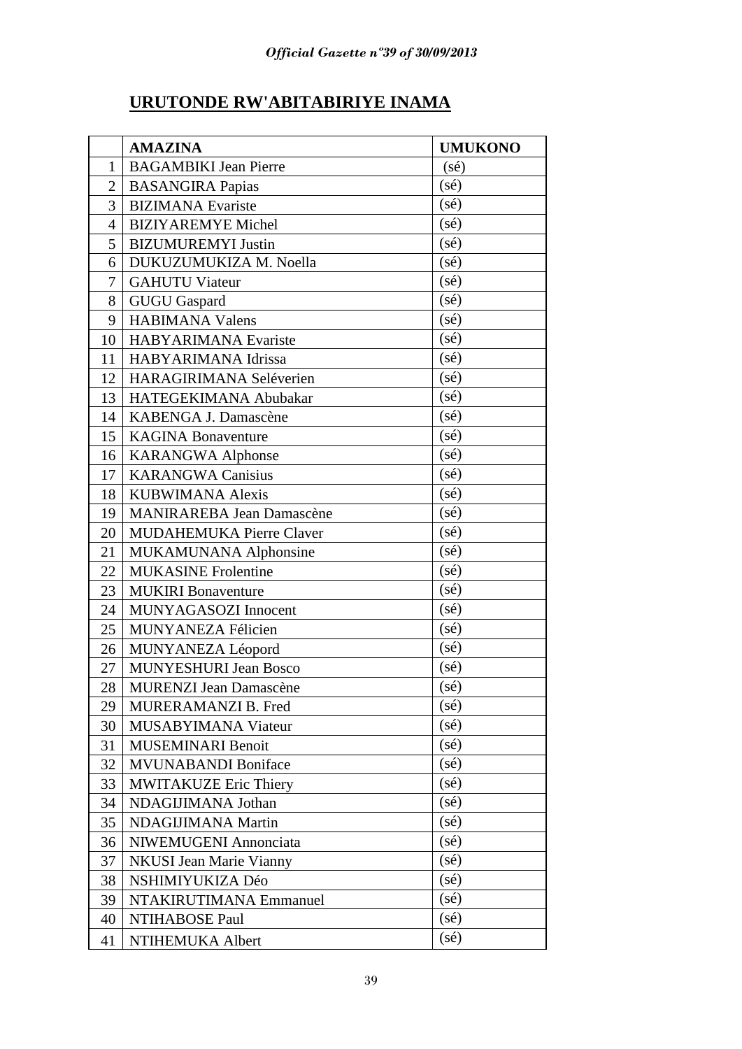## URUTONDE RW'ABITABIRIYE INAMA

| | AMAZINA | UMUKONO |
|---|---|---|
| 1 | BAGAMBIKI Jean Pierre | (sé) |
| 2 | BASANGIRA Papias | (sé) |
| 3 | BIZIMANA Evariste | (sé) |
| 4 | BIZIYAREMYE Michel | (sé) |
| 5 | BIZUMUREMYI Justin | (sé) |
| 6 | DUKUZUMUKIZA M. Noella | (sé) |
| 7 | GAHUTU Viateur | (sé) |
| 8 | GUGU Gaspard | (sé) |
| 9 | HABIMANA Valens | (sé) |
| 10 | HABYARIMANA Evariste | (sé) |
| 11 | HABYARIMANA Idrissa | (sé) |
| 12 | HARAGIRIMANA Seléverien | (sé) |
| 13 | HATEGEKIMANA Abubakar | (sé) |
| 14 | KABENGA J. Damascène | (sé) |
| 15 | KAGINA Bonaventure | (sé) |
| 16 | KARANGWA Alphonse | (sé) |
| 17 | KARANGWA Canisius | (sé) |
| 18 | KUBWIMANA Alexis | (sé) |
| 19 | MANIRAREBA Jean Damascène | (sé) |
| 20 | MUDAHEMUKA Pierre Claver | (sé) |
| 21 | MUKAMUNANA Alphonsine | (sé) |
| 22 | MUKASINE Frolentine | (sé) |
| 23 | MUKIRI Bonaventure | (sé) |
| 24 | MUNYAGASOZI Innocent | (sé) |
| 25 | MUNYANEZA Félicien | (sé) |
| 26 | MUNYANEZA Léopord | (sé) |
| 27 | MUNYESHURI Jean Bosco | (sé) |
| 28 | MURENZI Jean Damascène | (sé) |
| 29 | MURERAMANZI B. Fred | (sé) |
| 30 | MUSABYIMANA Viateur | (sé) |
| 31 | MUSEMINARI Benoit | (sé) |
| 32 | MVUNABANDI Boniface | (sé) |
| 33 | MWITAKUZE Eric Thiery | (sé) |
| 34 | NDAGIJIMANA Jothan | (sé) |
| 35 | NDAGIJIMANA Martin | (sé) |
| 36 | NIWEMUGENI Annonciata | (sé) |
| 37 | NKUSI Jean Marie Vianny | (sé) |
| 38 | NSHIMIYUKIZA Déo | (sé) |
| 39 | NTAKIRUTIMANA Emmanuel | (sé) |
| 40 | NTIHABOSE Paul | (sé) |
| 41 | NTIHEMUKA Albert | (sé) |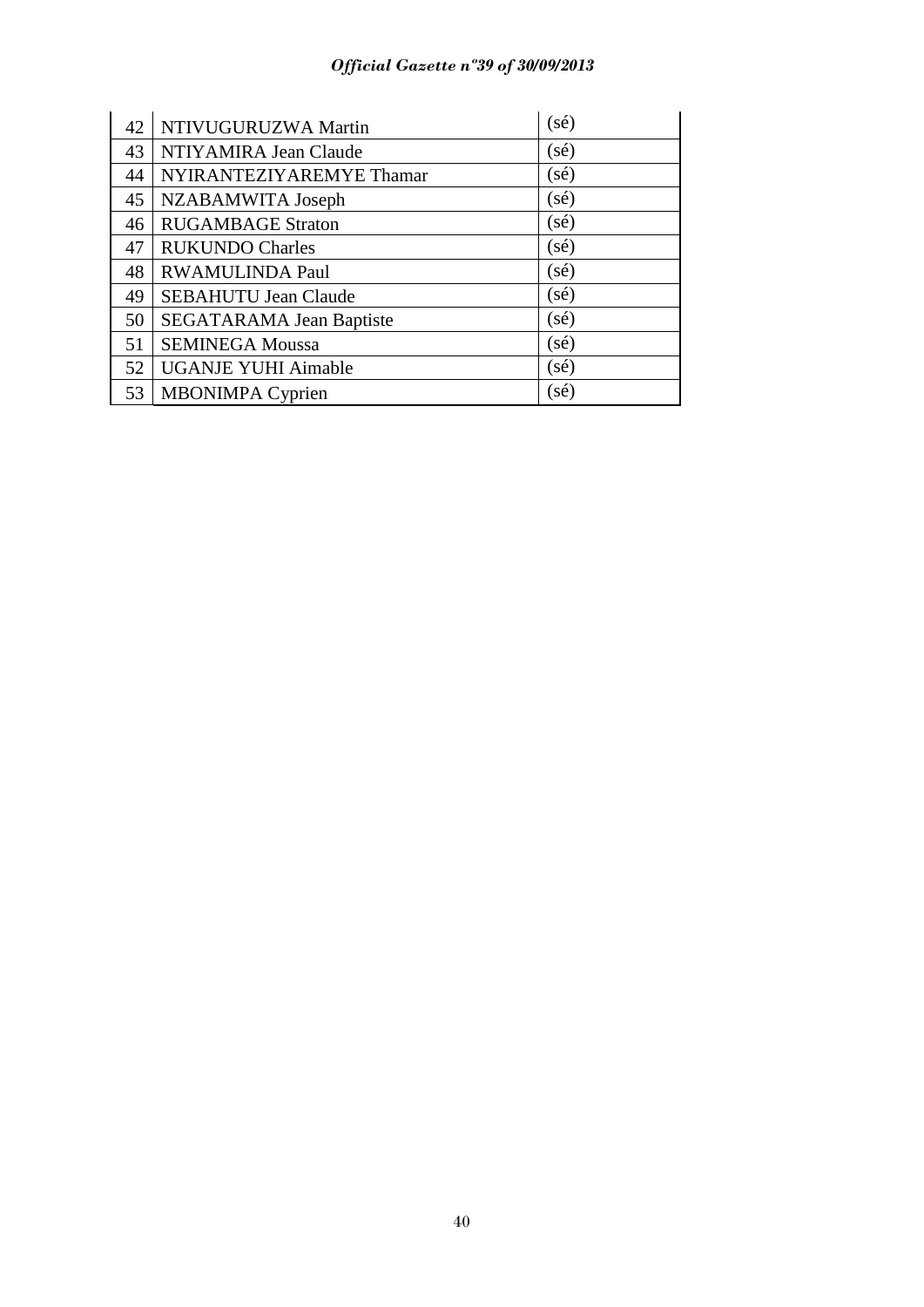| | | |
|---|---|---|
| 42 | NTIVUGURUZWA Martin | (sé) |
| 43 | NTIYAMIRA Jean Claude | (sé) |
| 44 | NYIRANTEZIYAREMYE Thamar | (sé) |
| 45 | NZABAMWITA Joseph | (sé) |
| 46 | RUGAMBAGE Straton | (sé) |
| 47 | RUKUNDO Charles | (sé) |
| 48 | RWAMULINDA Paul | (sé) |
| 49 | SEBAHUTU Jean Claude | (sé) |
| 50 | SEGATARAMA Jean Baptiste | (sé) |
| 51 | SEMINEGA Moussa | (sé) |
| 52 | UGANJE YUHI Aimable | (sé) |
| 53 | MBONIMPA Cyprien | (sé) |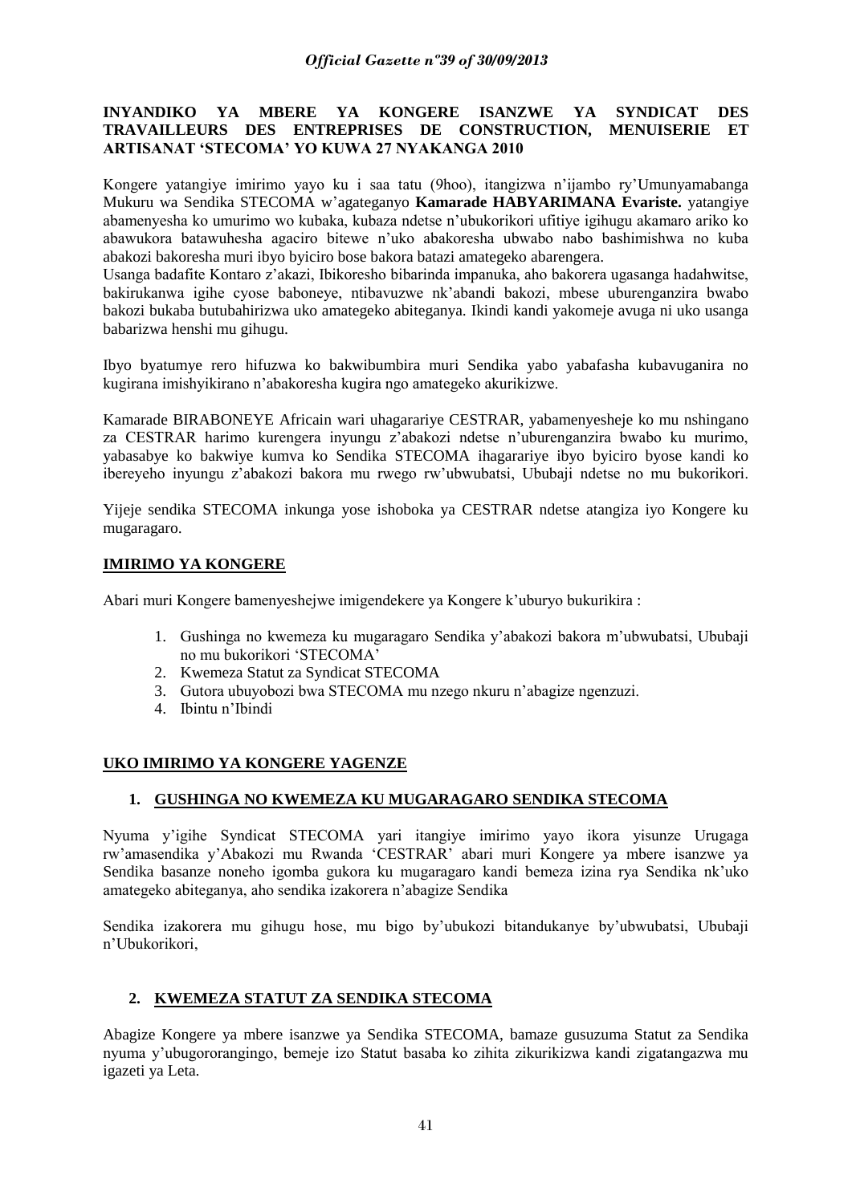**INYANDIKO YA MBERE YA KONGERE ISANZWE YA SYNDICAT DES TRAVAILLEURS DES ENTREPRISES DE CONSTRUCTION, MENUISERIE ET ARTISANAT 'STECOMA' YO KUWA 27 NYAKANGA 2010**

Kongere yatangiye imirimo yayo ku i saa tatu (9hoo), itangizwa n'ijambo ry'Umunyamabanga Mukuru wa Sendika STECOMA w'agateganyo **Kamarade HABYARIMANA Evariste.** yatangiye abamenyesha ko umurimo wo kubaka, kubaza ndetse n'ubukorikori ufitiye igihugu akamaro ariko ko abawukora batawuhesha agaciro bitewe n'uko abakoresha ubwabo nabo bashimishwa no kuba abakozi bakoresha muri ibyo byiciro bose bakora batazi amategeko abarengera.

Usanga badafite Kontaro z'akazi, Ibikoresho bibarinda impanuka, aho bakorera ugasanga hadahwitse, bakirukanwa igihe cyose baboneye, ntibavuzwe nk'abandi bakozi, mbese uburenganzira bwabo bakozi bukaba butubahirizwa uko amategeko abiteganya. Ikindi kandi yakomeje avuga ni uko usanga babarizwa henshi mu gihugu.

Ibyo byatumye rero hifuzwa ko bakwibumbira muri Sendika yabo yabafasha kubavuganira no kugirana imishyikirano n'abakoresha kugira ngo amategeko akurikizwe.

Kamarade BIRABONEYE Africain wari uhagarariye CESTRAR, yabamenyesheje ko mu nshingano za CESTRAR harimo kurengera inyungu z'abakozi ndetse n'uburenganzira bwabo ku murimo, yabasabye ko bakwiye kumva ko Sendika STECOMA ihagarariye ibyo byiciro byose kandi ko ibereyeho inyungu z'abakozi bakora mu rwego rw'ubwubatsi, Ububaji ndetse no mu bukorikori.

Yijeje sendika STECOMA inkunga yose ishoboka ya CESTRAR ndetse atangiza iyo Kongere ku mugaragaro.

**IMIRIMO YA KONGERE**

Abari muri Kongere bamenyeshejwe imigendekere ya Kongere k'uburyo bukurikira :

1. Gushinga no kwemeza ku mugaragaro Sendika y'abakozi bakora m'ubwubatsi, Ububaji no mu bukorikori 'STECOMA'
2. Kwemeza Statut za Syndicat STECOMA
3. Gutora ubuyobozi bwa STECOMA mu nzego nkuru n'abagize ngenzuzi.
4. Ibintu n'Ibindi

**UKO IMIRIMO YA KONGERE YAGENZE**

**1. GUSHINGA NO KWEMEZA KU MUGARAGARO SENDIKA STECOMA**

Nyuma y'igihe Syndicat STECOMA yari itangiye imirimo yayo ikora yisunze Urugaga rw'amasendika y'Abakozi mu Rwanda 'CESTRAR' abari muri Kongere ya mbere isanzwe ya Sendika basanze noneho igomba gukora ku mugaragaro kandi bemeza izina rya Sendika nk'uko amategeko abiteganya, aho sendika izakorera n'abagize Sendika

Sendika izakorera mu gihugu hose, mu bigo by'ubukozi bitandukanye by'ubwubatsi, Ububaji n'Ubukorikori,

**2. KWEMEZA STATUT ZA SENDIKA STECOMA**

Abagize Kongere ya mbere isanzwe ya Sendika STECOMA, bamaze gusuzuma Statut za Sendika nyuma y'ubugororangingo, bemeje izo Statut basaba ko zihita zikurikizwa kandi zigatangazwa mu igazeti ya Leta.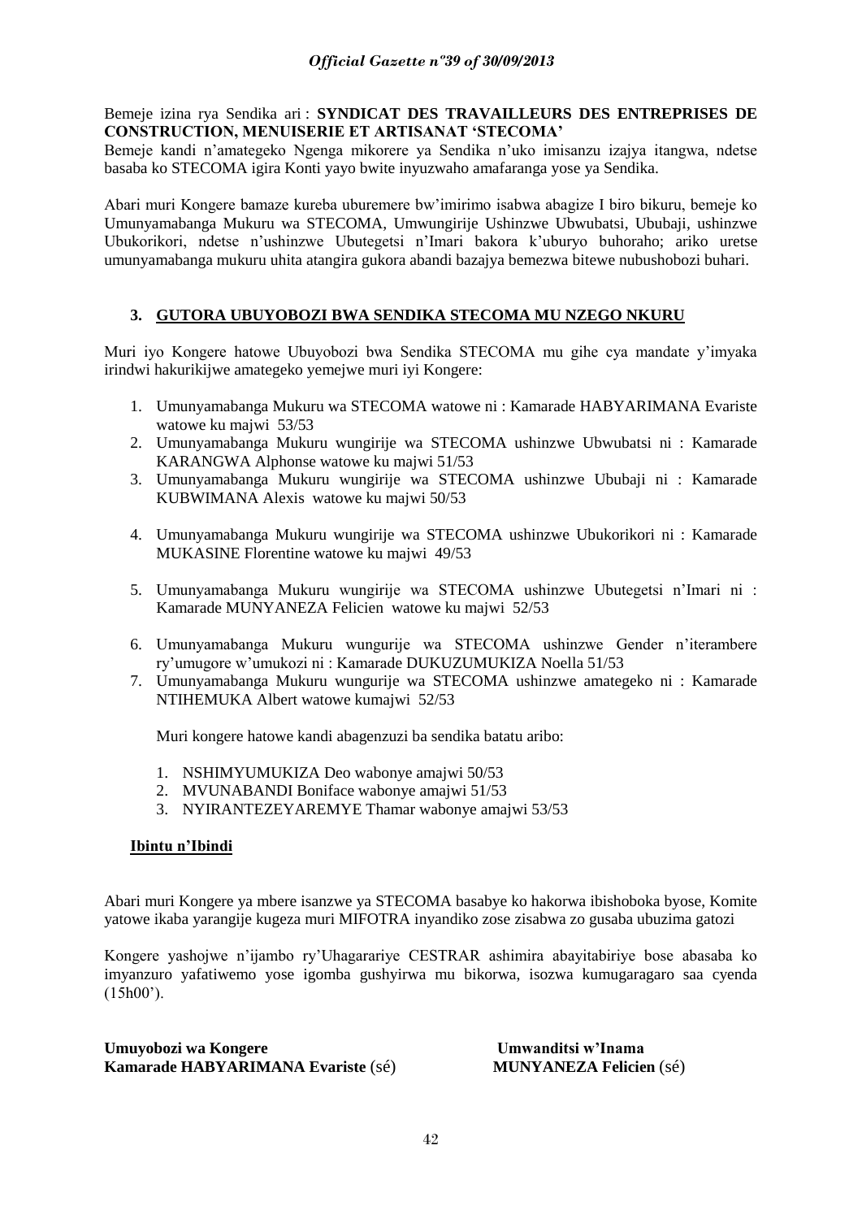Bemeje izina rya Sendika ari : **SYNDICAT DES TRAVAILLEURS DES ENTREPRISES DE CONSTRUCTION, MENUISERIE ET ARTISANAT 'STECOMA'**

Bemeje kandi n'amategeko Ngenga mikorere ya Sendika n'uko imisanzu izajya itangwa, ndetse basaba ko STECOMA igira Konti yayo bwite inyuzwaho amafaranga yose ya Sendika.

Abari muri Kongere bamaze kureba uburemere bw'imirimo isabwa abagize I biro bikuru, bemeje ko Umunyamabanga Mukuru wa STECOMA, Umwungirije Ushinzwe Ubwubatsi, Ububaji, ushinzwe Ubukorikori, ndetse n'ushinzwe Ubutegetsi n'Imari bakora k'uburyo buhoraho; ariko uretse umunyamabanga mukuru uhita atangira gukora abandi bazajya bemezwa bitewe nubushobozi buhari.

## 3. GUTORA UBUYOBOZI BWA SENDIKA STECOMA MU NZEGO NKURU

Muri iyo Kongere hatowe Ubuyobozi bwa Sendika STECOMA mu gihe cya mandate y'imyaka irindwi hakurikijwe amategeko yemejwe muri iyi Kongere:

1. Umunyamabanga Mukuru wa STECOMA watowe ni : Kamarade HABYARIMANA Evariste watowe ku majwi 53/53
2. Umunyamabanga Mukuru wungirije wa STECOMA ushinzwe Ubwubatsi ni : Kamarade KARANGWA Alphonse watowe ku majwi 51/53
3. Umunyamabanga Mukuru wungirije wa STECOMA ushinzwe Ububaji ni : Kamarade KUBWIMANA Alexis watowe ku majwi 50/53
4. Umunyamabanga Mukuru wungirije wa STECOMA ushinzwe Ubukorikori ni : Kamarade MUKASINE Florentine watowe ku majwi 49/53
5. Umunyamabanga Mukuru wungirije wa STECOMA ushinzwe Ubutegetsi n'Imari ni : Kamarade MUNYANEZA Felicien watowe ku majwi 52/53
6. Umunyamabanga Mukuru wungurije wa STECOMA ushinzwe Gender n'iterambere ry'umugore w'umukozi ni : Kamarade DUKUZUMUKIZA Noella 51/53
7. Umunyamabanga Mukuru wungurije wa STECOMA ushinzwe amategeko ni : Kamarade NTIHEMUKA Albert watowe kumajwi 52/53

Muri kongere hatowe kandi abagenzuzi ba sendika batatu aribo:

1. NSHIMYUMUKIZA Deo wabonye amajwi 50/53
2. MVUNABANDI Boniface wabonye amajwi 51/53
3. NYIRANTEZEYAREMYE Thamar wabonye amajwi 53/53

### Ibintu n'Ibindi

Abari muri Kongere ya mbere isanzwe ya STECOMA basabye ko hakorwa ibishoboka byose, Komite yatowe ikaba yarangije kugeza muri MIFOTRA inyandiko zose zisabwa zo gusaba ubuzima gatozi

Kongere yashojwe n'ijambo ry'Uhagarariye CESTRAR ashimira abayitabiriye bose abasaba ko imyanzuro yafatiwemo yose igomba gushyirwa mu bikorwa, isozwa kumugaragaro saa cyenda (15h00').

| Umuyobozi wa Kongere | Umwanditsi w'Inama |
|---|---|
| **Kamarade HABYARIMANA Evariste** (sé) | **MUNYANEZA Felicien** (sé) |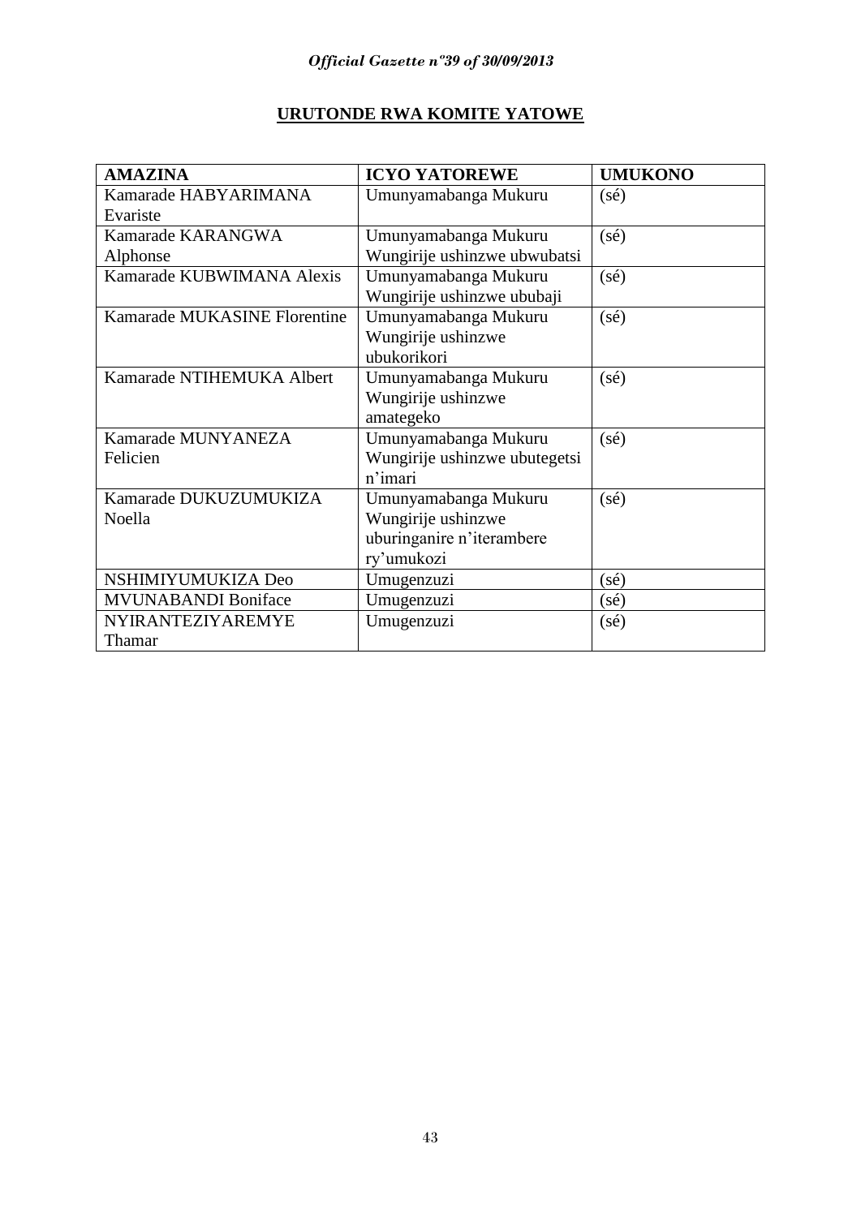## URUTONDE RWA KOMITE YATOWE

| AMAZINA | ICYO YATOREWE | UMUKONO |
|---|---|---|
| Kamarade HABYARIMANA Evariste | Umunyamabanga Mukuru | (sé) |
| Kamarade KARANGWA Alphonse | Umunyamabanga Mukuru Wungirije ushinzwe ubwubatsi | (sé) |
| Kamarade KUBWIMANA Alexis | Umunyamabanga Mukuru Wungirije ushinzwe ububaji | (sé) |
| Kamarade MUKASINE Florentine | Umunyamabanga Mukuru Wungirije ushinzwe ubukorikori | (sé) |
| Kamarade NTIHEMUKA Albert | Umunyamabanga Mukuru Wungirije ushinzwe amategeko | (sé) |
| Kamarade MUNYANEZA Felicien | Umunyamabanga Mukuru Wungirije ushinzwe ubutegetsi n'imari | (sé) |
| Kamarade DUKUZUMUKIZA Noella | Umunyamabanga Mukuru Wungirije ushinzwe uburinganire n'iterambere ry'umukozi | (sé) |
| NSHIMIYUMUKIZA Deo | Umugenzuzi | (sé) |
| MVUNABANDI Boniface | Umugenzuzi | (sé) |
| NYIRANTEZIYAREMYE Thamar | Umugenzuzi | (sé) |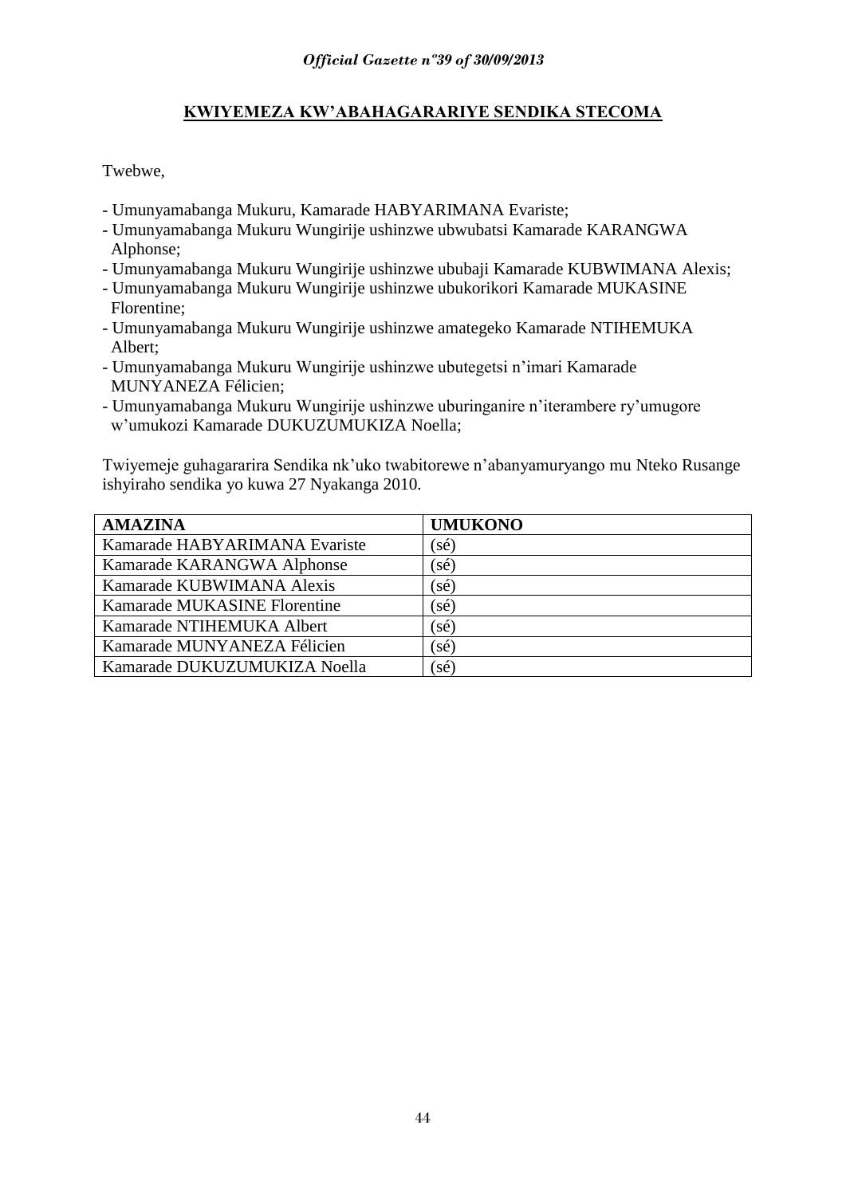## KWIYEMEZA KW'ABAHAGARARIYE SENDIKA STECOMA

Twebwe,

- Umunyamabanga Mukuru, Kamarade HABYARIMANA Evariste;
- Umunyamabanga Mukuru Wungirije ushinzwe ubwubatsi Kamarade KARANGWA Alphonse;
- Umunyamabanga Mukuru Wungirije ushinzwe ububaji Kamarade KUBWIMANA Alexis;
- Umunyamabanga Mukuru Wungirije ushinzwe ubukorikori Kamarade MUKASINE Florentine;
- Umunyamabanga Mukuru Wungirije ushinzwe amategeko Kamarade NTIHEMUKA Albert;
- Umunyamabanga Mukuru Wungirije ushinzwe ubutegetsi n'imari Kamarade MUNYANEZA Félicien;
- Umunyamabanga Mukuru Wungirije ushinzwe uburinganire n'iterambere ry'umugore w'umukozi Kamarade DUKUZUMUKIZA Noella;

Twiyemeje guhagararira Sendika nk'uko twabitorewe n'abanyamuryango mu Nteko Rusange ishyiraho sendika yo kuwa 27 Nyakanga 2010.

| AMAZINA | UMUKONO |
|---|---|
| Kamarade HABYARIMANA Evariste | (sé) |
| Kamarade KARANGWA Alphonse | (sé) |
| Kamarade KUBWIMANA Alexis | (sé) |
| Kamarade MUKASINE Florentine | (sé) |
| Kamarade NTIHEMUKA Albert | (sé) |
| Kamarade MUNYANEZA Félicien | (sé) |
| Kamarade DUKUZUMUKIZA Noella | (sé) |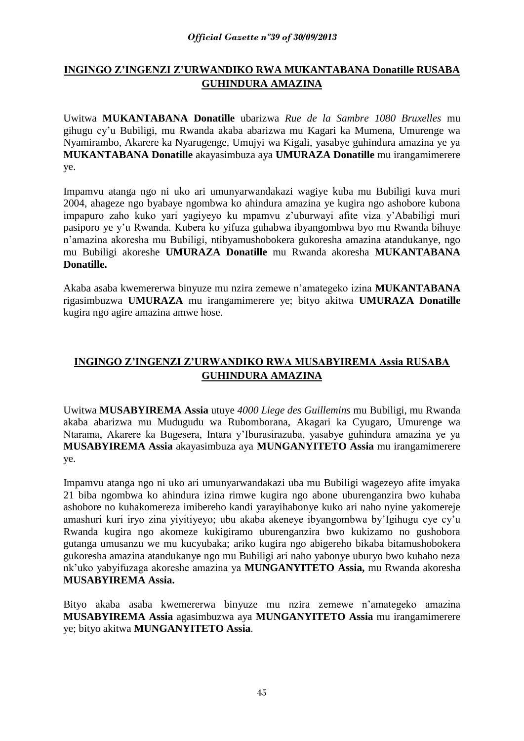## **INGINGO Z'INGENZI Z'URWANDIKO RWA MUKANTABANA Donatille RUSABA GUHINDURA AMAZINA**

Uwitwa **MUKANTABANA Donatille** ubarizwa *Rue de la Sambre 1080 Bruxelles* mu gihugu cy'u Bubiligi, mu Rwanda akaba abarizwa mu Kagari ka Mumena, Umurenge wa Nyamirambo, Akarere ka Nyarugenge, Umujyi wa Kigali, yasabye guhindura amazina ye ya **MUKANTABANA Donatille** akayasimbuza aya **UMURAZA Donatille** mu irangamimerere ye.

Impamvu atanga ngo ni uko ari umunyarwandakazi wagiye kuba mu Bubiligi kuva muri 2004, ahageze ngo byabaye ngombwa ko ahindura amazina ye kugira ngo ashobore kubona impapuro zaho kuko yari yagiyeyo ku mpamvu z'uburwayi afite viza y'Ababiligi muri pasiporo ye y'u Rwanda. Kubera ko yifuza guhabwa ibyangombwa byo mu Rwanda bihuye n'amazina akoresha mu Bubiligi, ntibyamushobokera gukoresha amazina atandukanye, ngo mu Bubiligi akoreshe **UMURAZA Donatille** mu Rwanda akoresha **MUKANTABANA Donatille.**

Akaba asaba kwemererwa binyuze mu nzira zemewe n'amategeko izina **MUKANTABANA** rigasimbuzwa **UMURAZA** mu irangamimerere ye; bityo akitwa **UMURAZA Donatille** kugira ngo agire amazina amwe hose.

## **INGINGO Z'INGENZI Z'URWANDIKO RWA MUSABYIREMA Assia RUSABA GUHINDURA AMAZINA**

Uwitwa **MUSABYIREMA Assia** utuye *4000 Liege des Guillemins* mu Bubiligi, mu Rwanda akaba abarizwa mu Mudugudu wa Rubomborana, Akagari ka Cyugaro, Umurenge wa Ntarama, Akarere ka Bugesera, Intara y'Iburasirazuba, yasabye guhindura amazina ye ya **MUSABYIREMA Assia** akayasimbuza aya **MUNGANYITETO Assia** mu irangamimerere ye.

Impamvu atanga ngo ni uko ari umunyarwandakazi uba mu Bubiligi wagezeyo afite imyaka 21 biba ngombwa ko ahindura izina rimwe kugira ngo abone uburenganzira bwo kuhaba ashobore no kuhakomereza imibereho kandi yarayihabonye kuko ari naho nyine yakomereje amashuri kuri iryo zina yiyitiyeyo; ubu akaba akeneye ibyangombwa by'Igihugu cye cy'u Rwanda kugira ngo akomeze kukigiramo uburenganzira bwo kukizamo no gushobora gutanga umusanzu we mu kucyubaka; ariko kugira ngo abigereho bikaba bitamushobokera gukoresha amazina atandukanye ngo mu Bubiligi ari naho yabonye uburyo bwo kubaho neza nk'uko yabyifuzaga akoreshe amazina ya **MUNGANYITETO Assia,** mu Rwanda akoresha **MUSABYIREMA Assia.**

Bityo akaba asaba kwemererwa binyuze mu nzira zemewe n'amategeko amazina **MUSABYIREMA Assia** agasimbuzwa aya **MUNGANYITETO Assia** mu irangamimerere ye; bityo akitwa **MUNGANYITETO Assia**.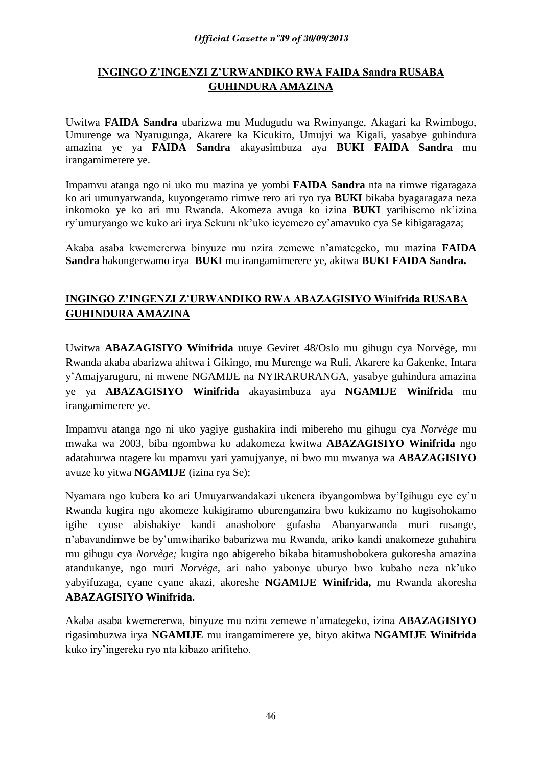**INGINGO Z'INGENZI Z'URWANDIKO RWA FAIDA Sandra RUSABA GUHINDURA AMAZINA**

Uwitwa **FAIDA Sandra** ubarizwa mu Mudugudu wa Rwinyange, Akagari ka Rwimbogo, Umurenge wa Nyarugunga, Akarere ka Kicukiro, Umujyi wa Kigali, yasabye guhindura amazina ye ya **FAIDA Sandra** akayasimbuza aya **BUKI FAIDA Sandra** mu irangamimerere ye.

Impamvu atanga ngo ni uko mu mazina ye yombi **FAIDA Sandra** nta na rimwe rigaragaza ko ari umunyarwanda, kuyongeramo rimwe rero ari ryo rya **BUKI** bikaba byagaragaza neza inkomoko ye ko ari mu Rwanda. Akomeza avuga ko izina **BUKI** yarihisemo nk'izina ry'umuryango we kuko ari irya Sekuru nk'uko icyemezo cy'amavuko cya Se kibigaragaza;

Akaba asaba kwemererwa binyuze mu nzira zemewe n'amategeko, mu mazina **FAIDA Sandra** hakongerwamo irya **BUKI** mu irangamimerere ye, akitwa **BUKI FAIDA Sandra.**

**INGINGO Z'INGENZI Z'URWANDIKO RWA ABAZAGISIYO Winifrida RUSABA GUHINDURA AMAZINA**

Uwitwa **ABAZAGISIYO Winifrida** utuye Geviret 48/Oslo mu gihugu cya Norvège, mu Rwanda akaba abarizwa ahitwa i Gikingo, mu Murenge wa Ruli, Akarere ka Gakenke, Intara y'Amajyaruguru, ni mwene NGAMIJE na NYIRARURANGA, yasabye guhindura amazina ye ya **ABAZAGISIYO Winifrida** akayasimbuza aya **NGAMIJE Winifrida** mu irangamimerere ye.

Impamvu atanga ngo ni uko yagiye gushakira indi mibereho mu gihugu cya *Norvège* mu mwaka wa 2003, biba ngombwa ko adakomeza kwitwa **ABAZAGISIYO Winifrida** ngo adatahurwa ntagere ku mpamvu yari yamujyanye, ni bwo mu mwanya wa **ABAZAGISIYO** avuze ko yitwa **NGAMIJE** (izina rya Se);

Nyamara ngo kubera ko ari Umuyarwandakazi ukenera ibyangombwa by'Igihugu cye cy'u Rwanda kugira ngo akomeze kukigiramo uburenganzira bwo kukizamo no kugisohokamo igihe cyose abishakiye kandi anashobore gufasha Abanyarwanda muri rusange, n'abavandimwe be by'umwihariko babarizwa mu Rwanda, ariko kandi anakomeze guhahira mu gihugu cya *Norvège;* kugira ngo abigereho bikaba bitamushobokera gukoresha amazina atandukanye, ngo muri *Norvège,* ari naho yabonye uburyo bwo kubaho neza nk'uko yabyifuzaga, cyane cyane akazi, akoreshe **NGAMIJE Winifrida,** mu Rwanda akoresha **ABAZAGISIYO Winifrida.**

Akaba asaba kwemererwa, binyuze mu nzira zemewe n'amategeko, izina **ABAZAGISIYO** rigasimbuzwa irya **NGAMIJE** mu irangamimerere ye, bityo akitwa **NGAMIJE Winifrida** kuko iry'ingereka ryo nta kibazo arifiteho.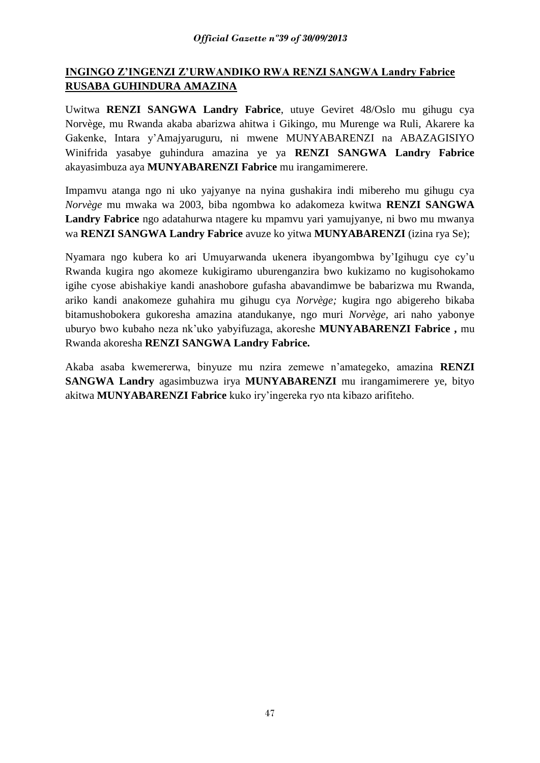**INGINGO Z'INGENZI Z'URWANDIKO RWA RENZI SANGWA Landry Fabrice RUSABA GUHINDURA AMAZINA**

Uwitwa **RENZI SANGWA Landry Fabrice**, utuye Geviret 48/Oslo mu gihugu cya Norvège, mu Rwanda akaba abarizwa ahitwa i Gikingo, mu Murenge wa Ruli, Akarere ka Gakenke, Intara y'Amajyaruguru, ni mwene MUNYABARENZI na ABAZAGISIYO Winifrida yasabye guhindura amazina ye ya **RENZI SANGWA Landry Fabrice** akayasimbuza aya **MUNYABARENZI Fabrice** mu irangamimerere.

Impamvu atanga ngo ni uko yajyanye na nyina gushakira indi mibereho mu gihugu cya *Norvège* mu mwaka wa 2003, biba ngombwa ko adakomeza kwitwa **RENZI SANGWA Landry Fabrice** ngo adatahurwa ntagere ku mpamvu yari yamujyanye, ni bwo mu mwanya wa **RENZI SANGWA Landry Fabrice** avuze ko yitwa **MUNYABARENZI** (izina rya Se);

Nyamara ngo kubera ko ari Umuyarwanda ukenera ibyangombwa by'Igihugu cye cy'u Rwanda kugira ngo akomeze kukigiramo uburenganzira bwo kukizamo no kugisohokamo igihe cyose abishakiye kandi anashobore gufasha abavandimwe be babarizwa mu Rwanda, ariko kandi anakomeze guhahira mu gihugu cya *Norvège;* kugira ngo abigereho bikaba bitamushobokera gukoresha amazina atandukanye, ngo muri *Norvège,* ari naho yabonye uburyo bwo kubaho neza nk'uko yabyifuzaga, akoreshe **MUNYABARENZI Fabrice ,** mu Rwanda akoresha **RENZI SANGWA Landry Fabrice.**

Akaba asaba kwemererwa, binyuze mu nzira zemewe n'amategeko, amazina **RENZI SANGWA Landry** agasimbuzwa irya **MUNYABARENZI** mu irangamimerere ye, bityo akitwa **MUNYABARENZI Fabrice** kuko iry'ingereka ryo nta kibazo arifiteho.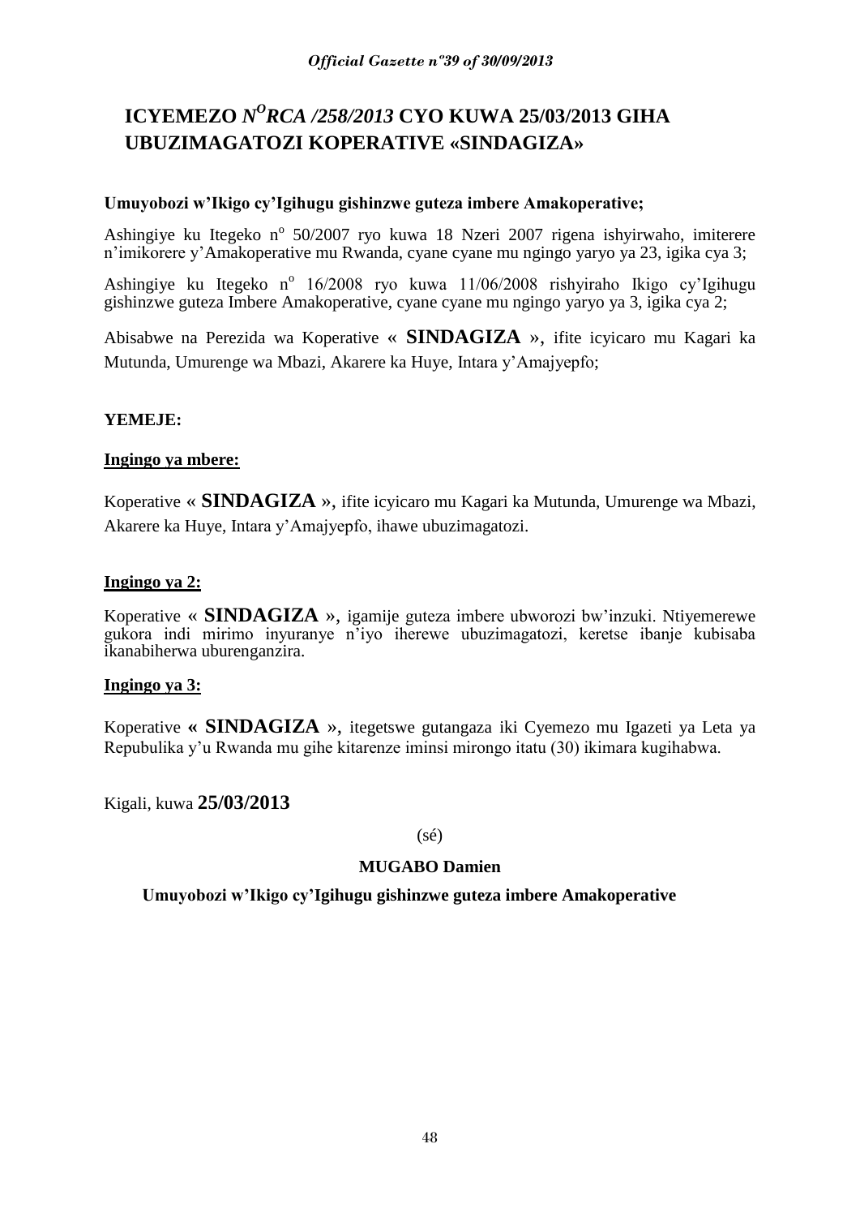# ICYEMEZO *N^O RCA /258/2013* CYO KUWA 25/03/2013 GIHA UBUZIMAGATOZI KOPERATIVE «SINDAGIZA»

**Umuyobozi w'Ikigo cy'Igihugu gishinzwe guteza imbere Amakoperative;**

Ashingiye ku Itegeko n^o 50/2007 ryo kuwa 18 Nzeri 2007 rigena ishyirwaho, imiterere n'imikorere y'Amakoperative mu Rwanda, cyane cyane mu ngingo yaryo ya 23, igika cya 3;

Ashingiye ku Itegeko n^o 16/2008 ryo kuwa 11/06/2008 rishyiraho Ikigo cy'Igihugu gishinzwe guteza Imbere Amakoperative, cyane cyane mu ngingo yaryo ya 3, igika cya 2;

Abisabwe na Perezida wa Koperative « **SINDAGIZA** », ifite icyicaro mu Kagari ka Mutunda, Umurenge wa Mbazi, Akarere ka Huye, Intara y'Amajyepfo;

**YEMEJE:**

**Ingingo ya mbere:**

Koperative « **SINDAGIZA** », ifite icyicaro mu Kagari ka Mutunda, Umurenge wa Mbazi, Akarere ka Huye, Intara y'Amajyepfo, ihawe ubuzimagatozi.

**Ingingo ya 2:**

Koperative « **SINDAGIZA** », igamije guteza imbere ubworozi bw'inzuki. Ntiyemerewe gukora indi mirimo inyuranye n'iyo iherewe ubuzimagatozi, keretse ibanje kubisaba ikanabiherwa uburenganzira.

**Ingingo ya 3:**

Koperative **« SINDAGIZA »**, itegetswe gutangaza iki Cyemezo mu Igazeti ya Leta ya Repubulika y'u Rwanda mu gihe kitarenze iminsi mirongo itatu (30) ikimara kugihabwa.

Kigali, kuwa **25/03/2013**

(sé)

**MUGABO Damien**

**Umuyobozi w'Ikigo cy'Igihugu gishinzwe guteza imbere Amakoperative**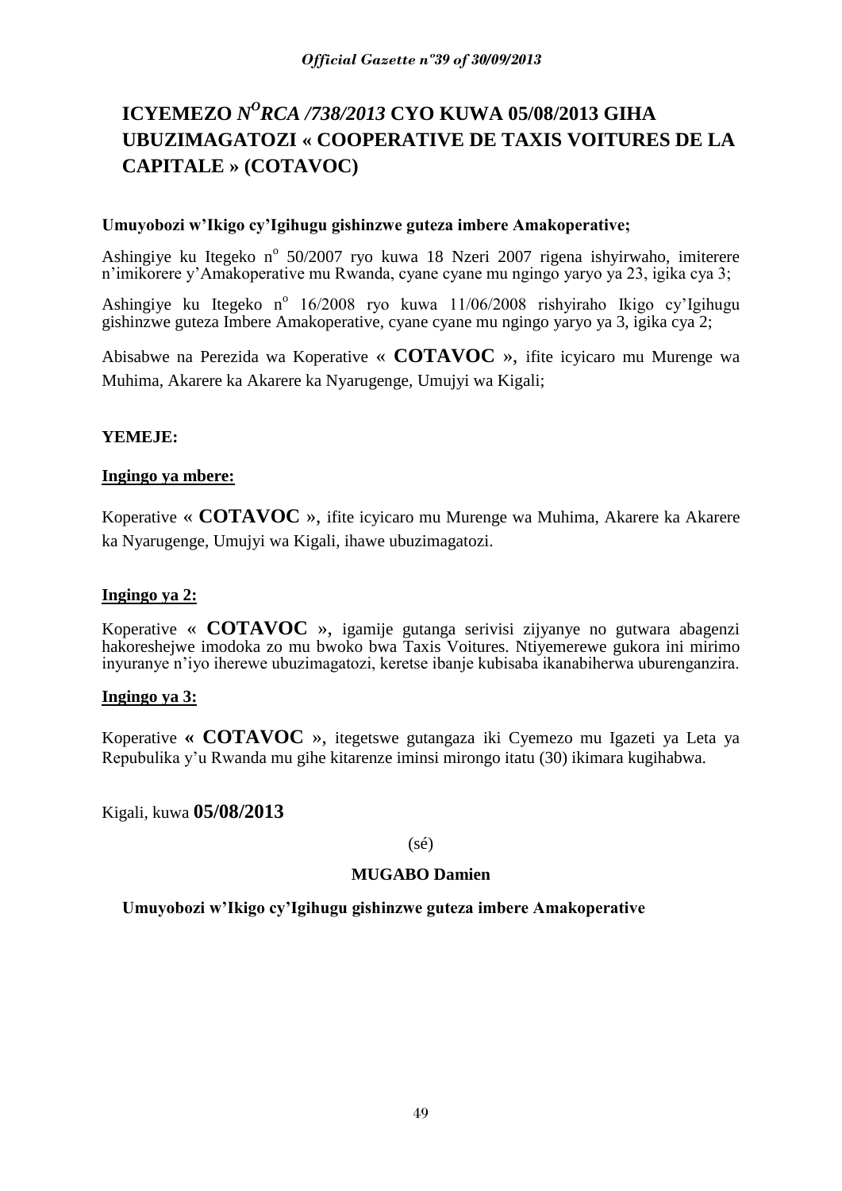# ICYEMEZO *N^O RCA /738/2013* CYO KUWA 05/08/2013 GIHA UBUZIMAGATOZI « COOPERATIVE DE TAXIS VOITURES DE LA CAPITALE » (COTAVOC)

**Umuyobozi w'Ikigo cy'Igihugu gishinzwe guteza imbere Amakoperative;**

Ashingiye ku Itegeko nº 50/2007 ryo kuwa 18 Nzeri 2007 rigena ishyirwaho, imiterere n'imikorere y'Amakoperative mu Rwanda, cyane cyane mu ngingo yaryo ya 23, igika cya 3;

Ashingiye ku Itegeko nº 16/2008 ryo kuwa 11/06/2008 rishyiraho Ikigo cy'Igihugu gishinzwe guteza Imbere Amakoperative, cyane cyane mu ngingo yaryo ya 3, igika cya 2;

Abisabwe na Perezida wa Koperative « **COTAVOC** », ifite icyicaro mu Murenge wa Muhima, Akarere ka Akarere ka Nyarugenge, Umujyi wa Kigali;

**YEMEJE:**

**Ingingo ya mbere:**

Koperative « **COTAVOC** », ifite icyicaro mu Murenge wa Muhima, Akarere ka Akarere ka Nyarugenge, Umujyi wa Kigali, ihawe ubuzimagatozi.

**Ingingo ya 2:**

Koperative « **COTAVOC** », igamije gutanga serivisi zijyanye no gutwara abagenzi hakoreshejwe imodoka zo mu bwoko bwa Taxis Voitures. Ntiyemerewe gukora ini mirimo inyuranye n'iyo iherewe ubuzimagatozi, keretse ibanje kubisaba ikanabiherwa uburenganzira.

**Ingingo ya 3:**

Koperative **« COTAVOC »**, itegetswe gutangaza iki Cyemezo mu Igazeti ya Leta ya Repubulika y'u Rwanda mu gihe kitarenze iminsi mirongo itatu (30) ikimara kugihabwa.

Kigali, kuwa **05/08/2013**

(sé)

**MUGABO Damien**

**Umuyobozi w'Ikigo cy'Igihugu gishinzwe guteza imbere Amakoperative**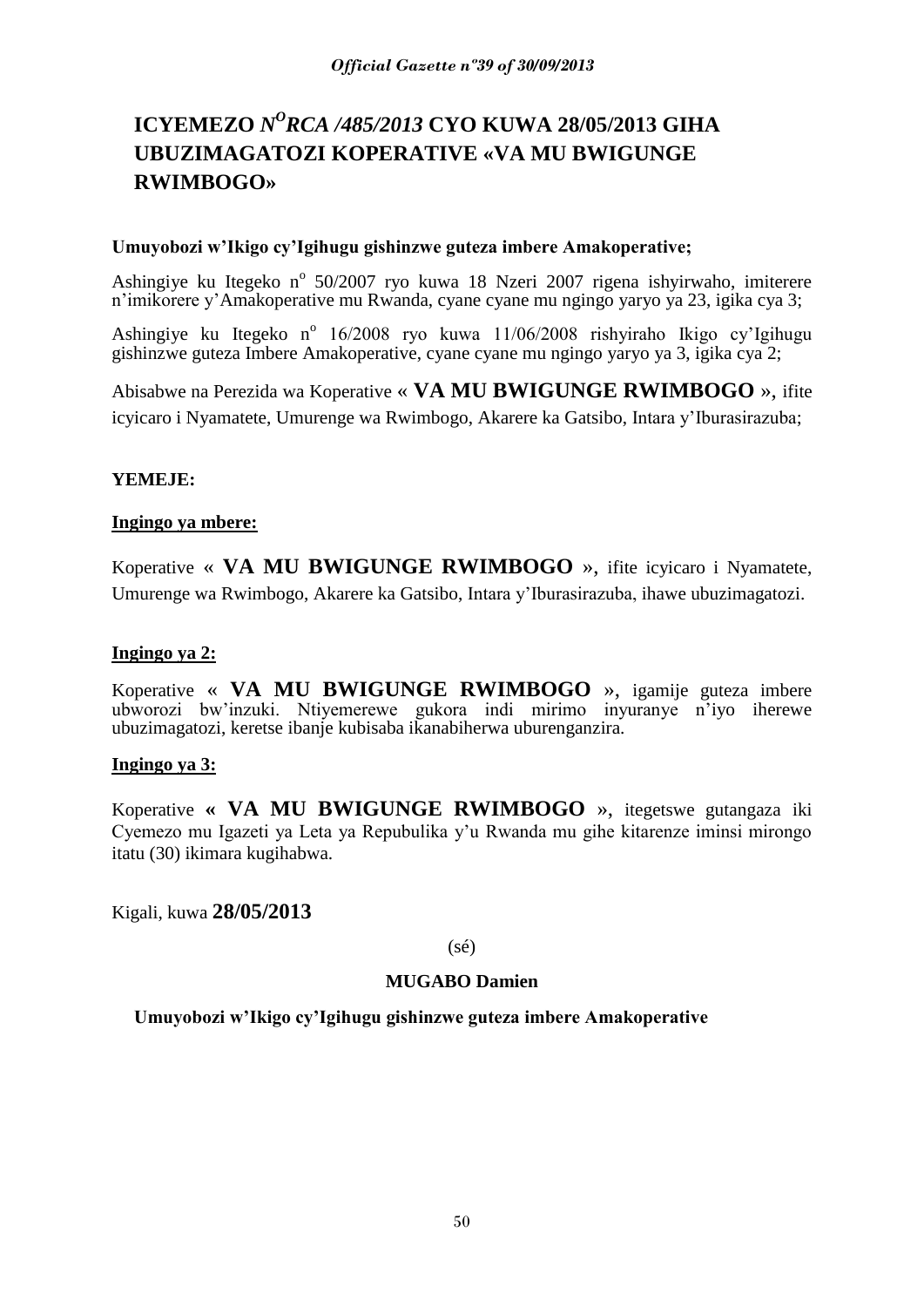# ICYEMEZO *N^O^RCA /485/2013* CYO KUWA 28/05/2013 GIHA UBUZIMAGATOZI KOPERATIVE «VA MU BWIGUNGE RWIMBOGO»

**Umuyobozi w'Ikigo cy'Igihugu gishinzwe guteza imbere Amakoperative;**

Ashingiye ku Itegeko n° 50/2007 ryo kuwa 18 Nzeri 2007 rigena ishyirwaho, imiterere n'imikorere y'Amakoperative mu Rwanda, cyane cyane mu ngingo yaryo ya 23, igika cya 3;

Ashingiye ku Itegeko n° 16/2008 ryo kuwa 11/06/2008 rishyiraho Ikigo cy'Igihugu gishinzwe guteza Imbere Amakoperative, cyane cyane mu ngingo yaryo ya 3, igika cya 2;

Abisabwe na Perezida wa Koperative « **VA MU BWIGUNGE RWIMBOGO** », ifite icyicaro i Nyamatete, Umurenge wa Rwimbogo, Akarere ka Gatsibo, Intara y'Iburasirazuba;

**YEMEJE:**

**Ingingo ya mbere:**

Koperative « **VA MU BWIGUNGE RWIMBOGO** », ifite icyicaro i Nyamatete, Umurenge wa Rwimbogo, Akarere ka Gatsibo, Intara y'Iburasirazuba, ihawe ubuzimagatozi.

**Ingingo ya 2:**

Koperative « **VA MU BWIGUNGE RWIMBOGO** », igamije guteza imbere ubworozi bw'inzuki. Ntiyemerewe gukora indi mirimo inyuranye n'iyo iherewe ubuzimagatozi, keretse ibanje kubisaba ikanabiherwa uburenganzira.

**Ingingo ya 3:**

Koperative **« VA MU BWIGUNGE RWIMBOGO »**, itegetswe gutangaza iki Cyemezo mu Igazeti ya Leta ya Repubulika y'u Rwanda mu gihe kitarenze iminsi mirongo itatu (30) ikimara kugihabwa.

Kigali, kuwa **28/05/2013**

(sé)

**MUGABO Damien**

**Umuyobozi w'Ikigo cy'Igihugu gishinzwe guteza imbere Amakoperative**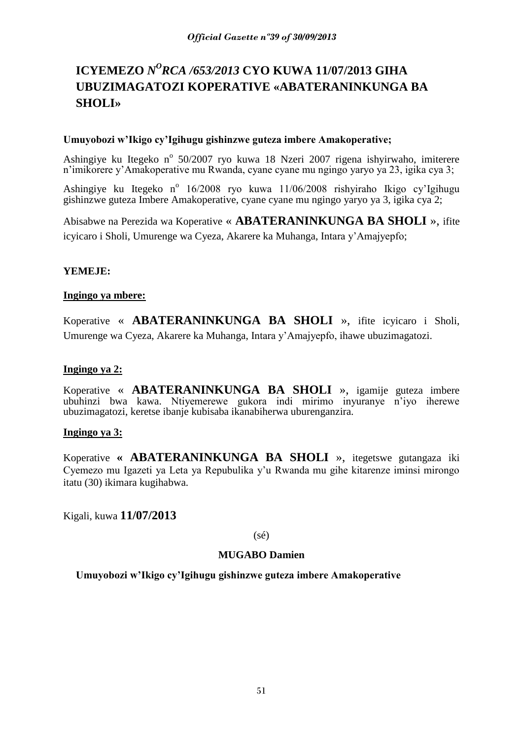# ICYEMEZO *N$^{O}$RCA /653/2013* CYO KUWA 11/07/2013 GIHA UBUZIMAGATOZI KOPERATIVE «ABATERANINKUNGA BA SHOLI»

**Umuyobozi w'Ikigo cy'Igihugu gishinzwe guteza imbere Amakoperative;**

Ashingiye ku Itegeko n° 50/2007 ryo kuwa 18 Nzeri 2007 rigena ishyirwaho, imiterere n'imikorere y'Amakoperative mu Rwanda, cyane cyane mu ngingo yaryo ya 23, igika cya 3;

Ashingiye ku Itegeko n° 16/2008 ryo kuwa 11/06/2008 rishyiraho Ikigo cy'Igihugu gishinzwe guteza Imbere Amakoperative, cyane cyane mu ngingo yaryo ya 3, igika cya 2;

Abisabwe na Perezida wa Koperative « **ABATERANINKUNGA BA SHOLI** », ifite icyicaro i Sholi, Umurenge wa Cyeza, Akarere ka Muhanga, Intara y'Amajyepfo;

**YEMEJE:**

**Ingingo ya mbere:**

Koperative « **ABATERANINKUNGA BA SHOLI** », ifite icyicaro i Sholi, Umurenge wa Cyeza, Akarere ka Muhanga, Intara y'Amajyepfo, ihawe ubuzimagatozi.

**Ingingo ya 2:**

Koperative « **ABATERANINKUNGA BA SHOLI** », igamije guteza imbere ubuhinzi bwa kawa. Ntiyemerewe gukora indi mirimo inyuranye n'iyo iherewe ubuzimagatozi, keretse ibanje kubisaba ikanabiherwa uburenganzira.

**Ingingo ya 3:**

Koperative **« ABATERANINKUNGA BA SHOLI »**, itegetswe gutangaza iki Cyemezo mu Igazeti ya Leta ya Repubulika y'u Rwanda mu gihe kitarenze iminsi mirongo itatu (30) ikimara kugihabwa.

Kigali, kuwa **11/07/2013**

(sé)

**MUGABO Damien**

**Umuyobozi w'Ikigo cy'Igihugu gishinzwe guteza imbere Amakoperative**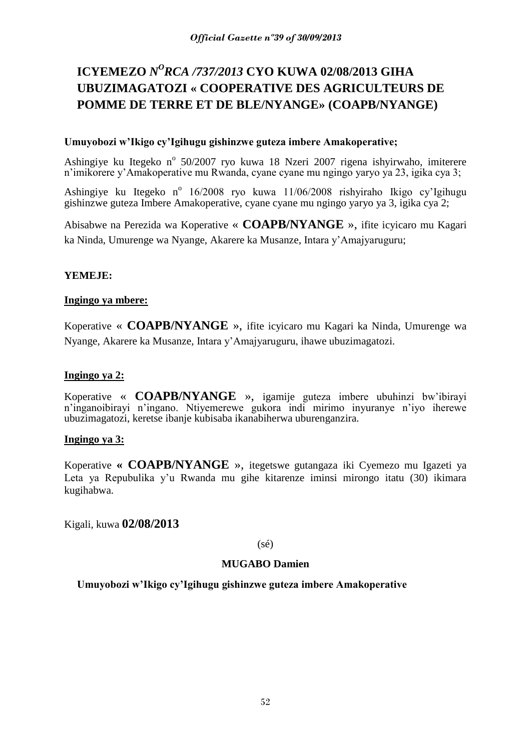# ICYEMEZO *N^O RCA /737/2013* CYO KUWA 02/08/2013 GIHA UBUZIMAGATOZI « COOPERATIVE DES AGRICULTEURS DE POMME DE TERRE ET DE BLE/NYANGE» (COAPB/NYANGE)

**Umuyobozi w'Ikigo cy'Igihugu gishinzwe guteza imbere Amakoperative;**

Ashingiye ku Itegeko n° 50/2007 ryo kuwa 18 Nzeri 2007 rigena ishyirwaho, imiterere n'imikorere y'Amakoperative mu Rwanda, cyane cyane mu ngingo yaryo ya 23, igika cya 3;

Ashingiye ku Itegeko n° 16/2008 ryo kuwa 11/06/2008 rishyiraho Ikigo cy'Igihugu gishinzwe guteza Imbere Amakoperative, cyane cyane mu ngingo yaryo ya 3, igika cya 2;

Abisabwe na Perezida wa Koperative « **COAPB/NYANGE** », ifite icyicaro mu Kagari ka Ninda, Umurenge wa Nyange, Akarere ka Musanze, Intara y'Amajyaruguru;

**YEMEJE:**

**Ingingo ya mbere:**

Koperative « **COAPB/NYANGE** », ifite icyicaro mu Kagari ka Ninda, Umurenge wa Nyange, Akarere ka Musanze, Intara y'Amajyaruguru, ihawe ubuzimagatozi.

**Ingingo ya 2:**

Koperative « **COAPB/NYANGE** », igamije guteza imbere ubuhinzi bw'ibirayi n'inganoibirayi n'ingano. Ntiyemerewe gukora indi mirimo inyuranye n'iyo iherewe ubuzimagatozi, keretse ibanje kubisaba ikanabiherwa uburenganzira.

**Ingingo ya 3:**

Koperative **« COAPB/NYANGE** », itegetswe gutangaza iki Cyemezo mu Igazeti ya Leta ya Repubulika y'u Rwanda mu gihe kitarenze iminsi mirongo itatu (30) ikimara kugihabwa.

Kigali, kuwa **02/08/2013**

(sé)

**MUGABO Damien**

**Umuyobozi w'Ikigo cy'Igihugu gishinzwe guteza imbere Amakoperative**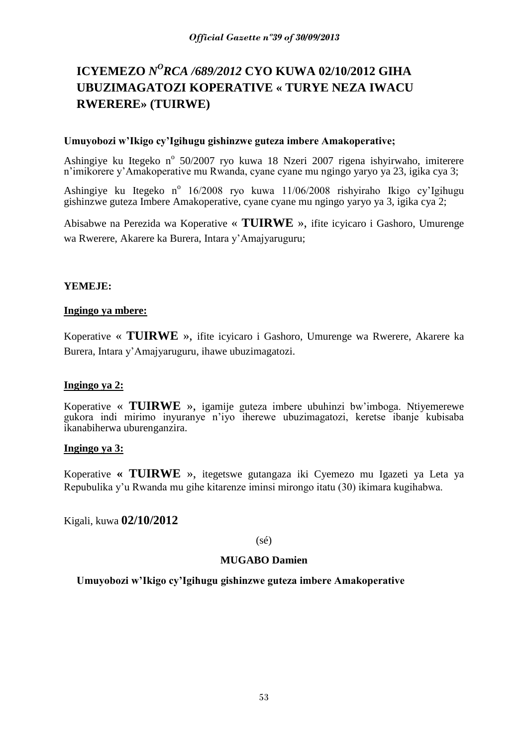# ICYEMEZO *N^O RCA /689/2012* CYO KUWA 02/10/2012 GIHA UBUZIMAGATOZI KOPERATIVE « TURYE NEZA IWACU RWERERE» (TUIRWE)

**Umuyobozi w'Ikigo cy'Igihugu gishinzwe guteza imbere Amakoperative;**

Ashingiye ku Itegeko n° 50/2007 ryo kuwa 18 Nzeri 2007 rigena ishyirwaho, imiterere n'imikorere y'Amakoperative mu Rwanda, cyane cyane mu ngingo yaryo ya 23, igika cya 3;

Ashingiye ku Itegeko n° 16/2008 ryo kuwa 11/06/2008 rishyiraho Ikigo cy'Igihugu gishinzwe guteza Imbere Amakoperative, cyane cyane mu ngingo yaryo ya 3, igika cya 2;

Abisabwe na Perezida wa Koperative « **TUIRWE** », ifite icyicaro i Gashoro, Umurenge wa Rwerere, Akarere ka Burera, Intara y'Amajyaruguru;

**YEMEJE:**

**Ingingo ya mbere:**

Koperative « **TUIRWE** », ifite icyicaro i Gashoro, Umurenge wa Rwerere, Akarere ka Burera, Intara y'Amajyaruguru, ihawe ubuzimagatozi.

**Ingingo ya 2:**

Koperative « **TUIRWE** », igamije guteza imbere ubuhinzi bw'imboga. Ntiyemerewe gukora indi mirimo inyuranye n'iyo iherewe ubuzimagatozi, keretse ibanje kubisaba ikanabiherwa uburenganzira.

**Ingingo ya 3:**

Koperative **« TUIRWE »**, itegetswe gutangaza iki Cyemezo mu Igazeti ya Leta ya Repubulika y'u Rwanda mu gihe kitarenze iminsi mirongo itatu (30) ikimara kugihabwa.

Kigali, kuwa **02/10/2012**

(sé)

**MUGABO Damien**

**Umuyobozi w'Ikigo cy'Igihugu gishinzwe guteza imbere Amakoperative**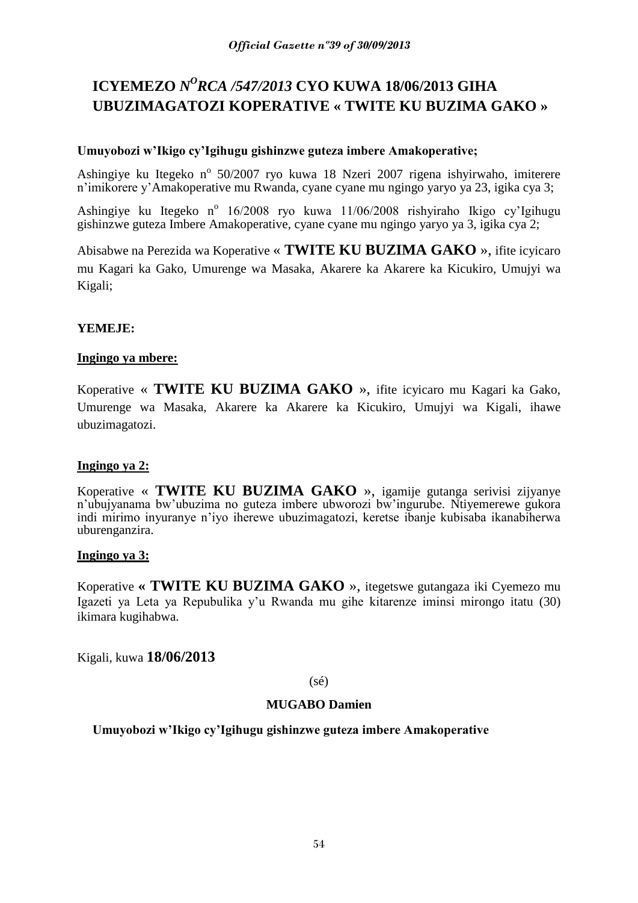# ICYEMEZO *N^O RCA /547/2013* CYO KUWA 18/06/2013 GIHA UBUZIMAGATOZI KOPERATIVE « TWITE KU BUZIMA GAKO »

**Umuyobozi w'Ikigo cy'Igihugu gishinzwe guteza imbere Amakoperative;**

Ashingiye ku Itegeko n° 50/2007 ryo kuwa 18 Nzeri 2007 rigena ishyirwaho, imiterere n'imikorere y'Amakoperative mu Rwanda, cyane cyane mu ngingo yaryo ya 23, igika cya 3;

Ashingiye ku Itegeko n° 16/2008 ryo kuwa 11/06/2008 rishyiraho Ikigo cy'Igihugu gishinzwe guteza Imbere Amakoperative, cyane cyane mu ngingo yaryo ya 3, igika cya 2;

Abisabwe na Perezida wa Koperative « **TWITE KU BUZIMA GAKO** », ifite icyicaro mu Kagari ka Gako, Umurenge wa Masaka, Akarere ka Akarere ka Kicukiro, Umujyi wa Kigali;

**YEMEJE:**

**Ingingo ya mbere:**

Koperative « **TWITE KU BUZIMA GAKO** », ifite icyicaro mu Kagari ka Gako, Umurenge wa Masaka, Akarere ka Akarere ka Kicukiro, Umujyi wa Kigali, ihawe ubuzimagatozi.

**Ingingo ya 2:**

Koperative « **TWITE KU BUZIMA GAKO** », igamije gutanga serivisi zijyanye n'ubujyanama bw'ubuzima no guteza imbere ubworozi bw'ingurube. Ntiyemerewe gukora indi mirimo inyuranye n'iyo iherewe ubuzimagatozi, keretse ibanje kubisaba ikanabiherwa uburenganzira.

**Ingingo ya 3:**

Koperative **« TWITE KU BUZIMA GAKO »**, itegetswe gutangaza iki Cyemezo mu Igazeti ya Leta ya Repubulika y'u Rwanda mu gihe kitarenze iminsi mirongo itatu (30) ikimara kugihabwa.

Kigali, kuwa **18/06/2013**

(sé)

**MUGABO Damien**

**Umuyobozi w'Ikigo cy'Igihugu gishinzwe guteza imbere Amakoperative**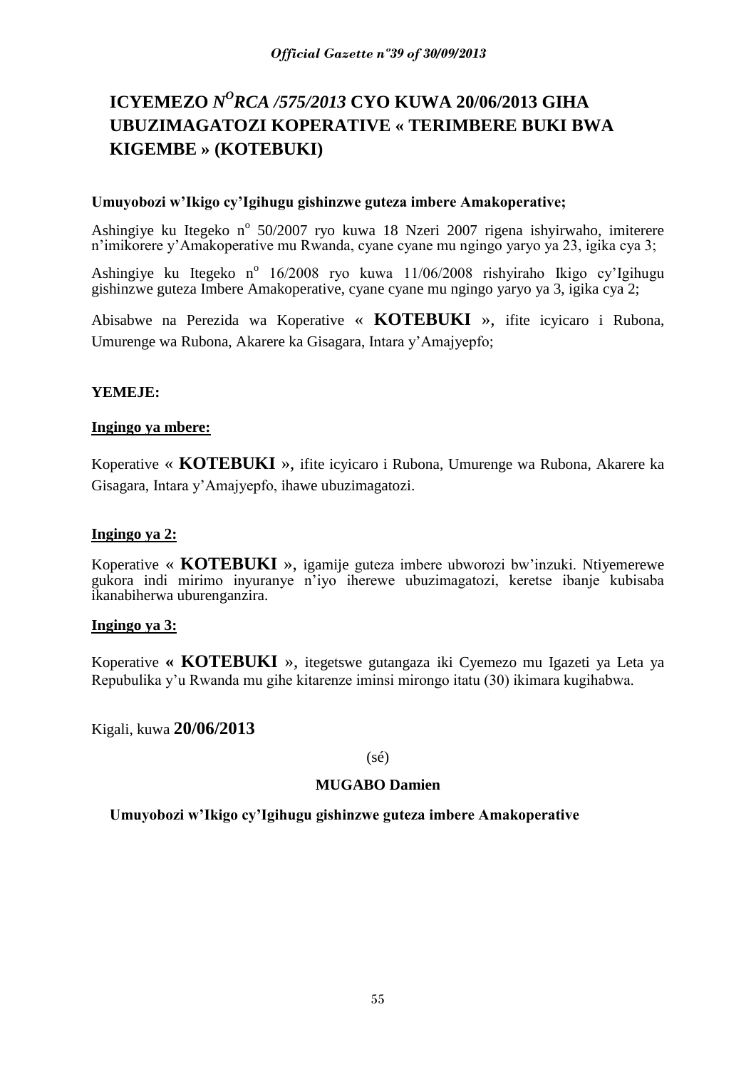# ICYEMEZO *N$^{O}$RCA /575/2013* CYO KUWA 20/06/2013 GIHA UBUZIMAGATOZI KOPERATIVE « TERIMBERE BUKI BWA KIGEMBE » (KOTEBUKI)

**Umuyobozi w'Ikigo cy'Igihugu gishinzwe guteza imbere Amakoperative;**

Ashingiye ku Itegeko n$^{o}$ 50/2007 ryo kuwa 18 Nzeri 2007 rigena ishyirwaho, imiterere n'imikorere y'Amakoperative mu Rwanda, cyane cyane mu ngingo yaryo ya 23, igika cya 3;

Ashingiye ku Itegeko n$^{o}$ 16/2008 ryo kuwa 11/06/2008 rishyiraho Ikigo cy'Igihugu gishinzwe guteza Imbere Amakoperative, cyane cyane mu ngingo yaryo ya 3, igika cya 2;

Abisabwe na Perezida wa Koperative « **KOTEBUKI** », ifite icyicaro i Rubona, Umurenge wa Rubona, Akarere ka Gisagara, Intara y'Amajyepfo;

**YEMEJE:**

**Ingingo ya mbere:**

Koperative « **KOTEBUKI** », ifite icyicaro i Rubona, Umurenge wa Rubona, Akarere ka Gisagara, Intara y'Amajyepfo, ihawe ubuzimagatozi.

**Ingingo ya 2:**

Koperative « **KOTEBUKI** », igamije guteza imbere ubworozi bw'inzuki. Ntiyemerewe gukora indi mirimo inyuranye n'iyo iherewe ubuzimagatozi, keretse ibanje kubisaba ikanabiherwa uburenganzira.

**Ingingo ya 3:**

Koperative **« KOTEBUKI »**, itegetswe gutangaza iki Cyemezo mu Igazeti ya Leta ya Repubulika y'u Rwanda mu gihe kitarenze iminsi mirongo itatu (30) ikimara kugihabwa.

Kigali, kuwa **20/06/2013**

(sé)

**MUGABO Damien**

**Umuyobozi w'Ikigo cy'Igihugu gishinzwe guteza imbere Amakoperative**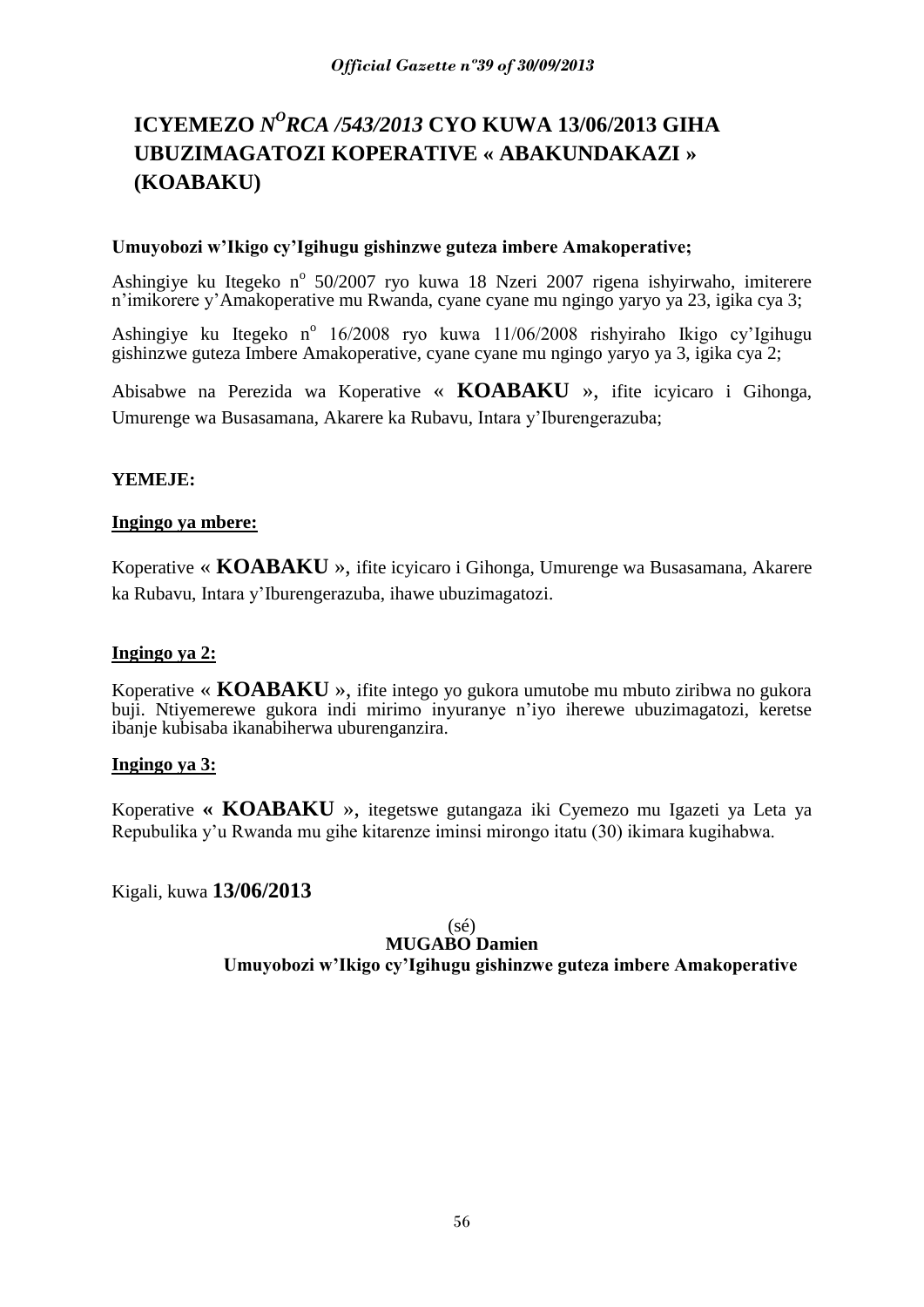# ICYEMEZO *N^O RCA /543/2013* CYO KUWA 13/06/2013 GIHA UBUZIMAGATOZI KOPERATIVE « ABAKUNDAKAZI » (KOABAKU)

**Umuyobozi w'Ikigo cy'Igihugu gishinzwe guteza imbere Amakoperative;**

Ashingiye ku Itegeko n° 50/2007 ryo kuwa 18 Nzeri 2007 rigena ishyirwaho, imiterere n'imikorere y'Amakoperative mu Rwanda, cyane cyane mu ngingo yaryo ya 23, igika cya 3;

Ashingiye ku Itegeko n° 16/2008 ryo kuwa 11/06/2008 rishyiraho Ikigo cy'Igihugu gishinzwe guteza Imbere Amakoperative, cyane cyane mu ngingo yaryo ya 3, igika cya 2;

Abisabwe na Perezida wa Koperative « **KOABAKU** », ifite icyicaro i Gihonga, Umurenge wa Busasamana, Akarere ka Rubavu, Intara y'Iburengerazuba;

**YEMEJE:**

**Ingingo ya mbere:**

Koperative « **KOABAKU** », ifite icyicaro i Gihonga, Umurenge wa Busasamana, Akarere ka Rubavu, Intara y'Iburengerazuba, ihawe ubuzimagatozi.

**Ingingo ya 2:**

Koperative « **KOABAKU** », ifite intego yo gukora umutobe mu mbuto ziribwa no gukora buji. Ntiyemerewe gukora indi mirimo inyuranye n'iyo iherewe ubuzimagatozi, keretse ibanje kubisaba ikanabiherwa uburenganzira.

**Ingingo ya 3:**

Koperative **« KOABAKU »**, itegetswe gutangaza iki Cyemezo mu Igazeti ya Leta ya Repubulika y'u Rwanda mu gihe kitarenze iminsi mirongo itatu (30) ikimara kugihabwa.

Kigali, kuwa **13/06/2013**

(sé)
**MUGABO Damien**
**Umuyobozi w'Ikigo cy'Igihugu gishinzwe guteza imbere Amakoperative**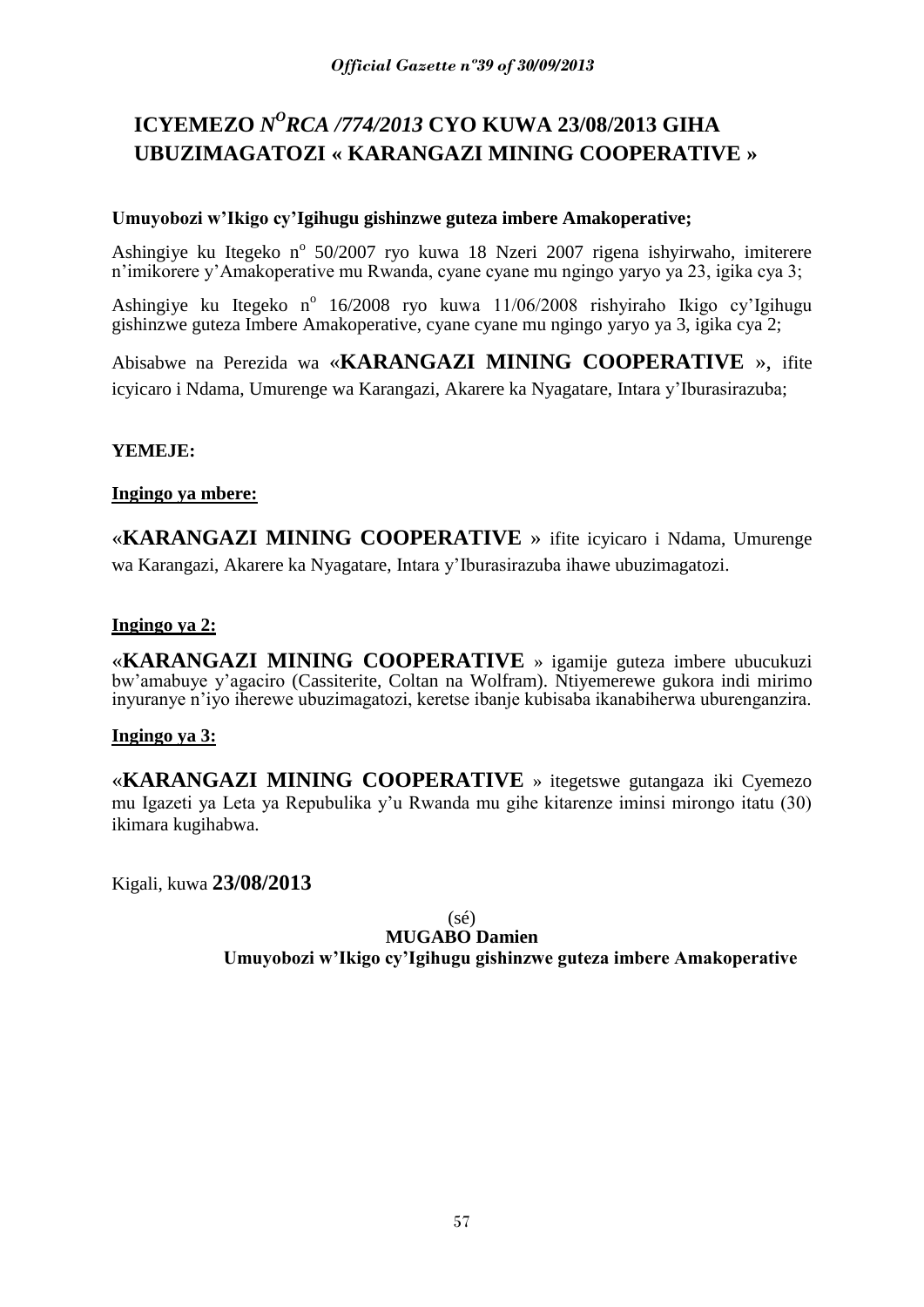# ICYEMEZO *N^O^RCA /774/2013* CYO KUWA 23/08/2013 GIHA UBUZIMAGATOZI « KARANGAZI MINING COOPERATIVE »

**Umuyobozi w'Ikigo cy'Igihugu gishinzwe guteza imbere Amakoperative;**

Ashingiye ku Itegeko n° 50/2007 ryo kuwa 18 Nzeri 2007 rigena ishyirwaho, imiterere n'imikorere y'Amakoperative mu Rwanda, cyane cyane mu ngingo yaryo ya 23, igika cya 3;

Ashingiye ku Itegeko n° 16/2008 ryo kuwa 11/06/2008 rishyiraho Ikigo cy'Igihugu gishinzwe guteza Imbere Amakoperative, cyane cyane mu ngingo yaryo ya 3, igika cya 2;

Abisabwe na Perezida wa «**KARANGAZI MINING COOPERATIVE** », ifite icyicaro i Ndama, Umurenge wa Karangazi, Akarere ka Nyagatare, Intara y'Iburasirazuba;

**YEMEJE:**

**Ingingo ya mbere:**

«**KARANGAZI MINING COOPERATIVE** » ifite icyicaro i Ndama, Umurenge wa Karangazi, Akarere ka Nyagatare, Intara y'Iburasirazuba ihawe ubuzimagatozi.

**Ingingo ya 2:**

«**KARANGAZI MINING COOPERATIVE** » igamije guteza imbere ubucukuzi bw'amabuye y'agaciro (Cassiterite, Coltan na Wolfram). Ntiyemerewe gukora indi mirimo inyuranye n'iyo iherewe ubuzimagatozi, keretse ibanje kubisaba ikanabiherwa uburenganzira.

**Ingingo ya 3:**

«**KARANGAZI MINING COOPERATIVE** » itegetswe gutangaza iki Cyemezo mu Igazeti ya Leta ya Repubulika y'u Rwanda mu gihe kitarenze iminsi mirongo itatu (30) ikimara kugihabwa.

Kigali, kuwa **23/08/2013**

(sé)

**MUGABO Damien**

**Umuyobozi w'Ikigo cy'Igihugu gishinzwe guteza imbere Amakoperative**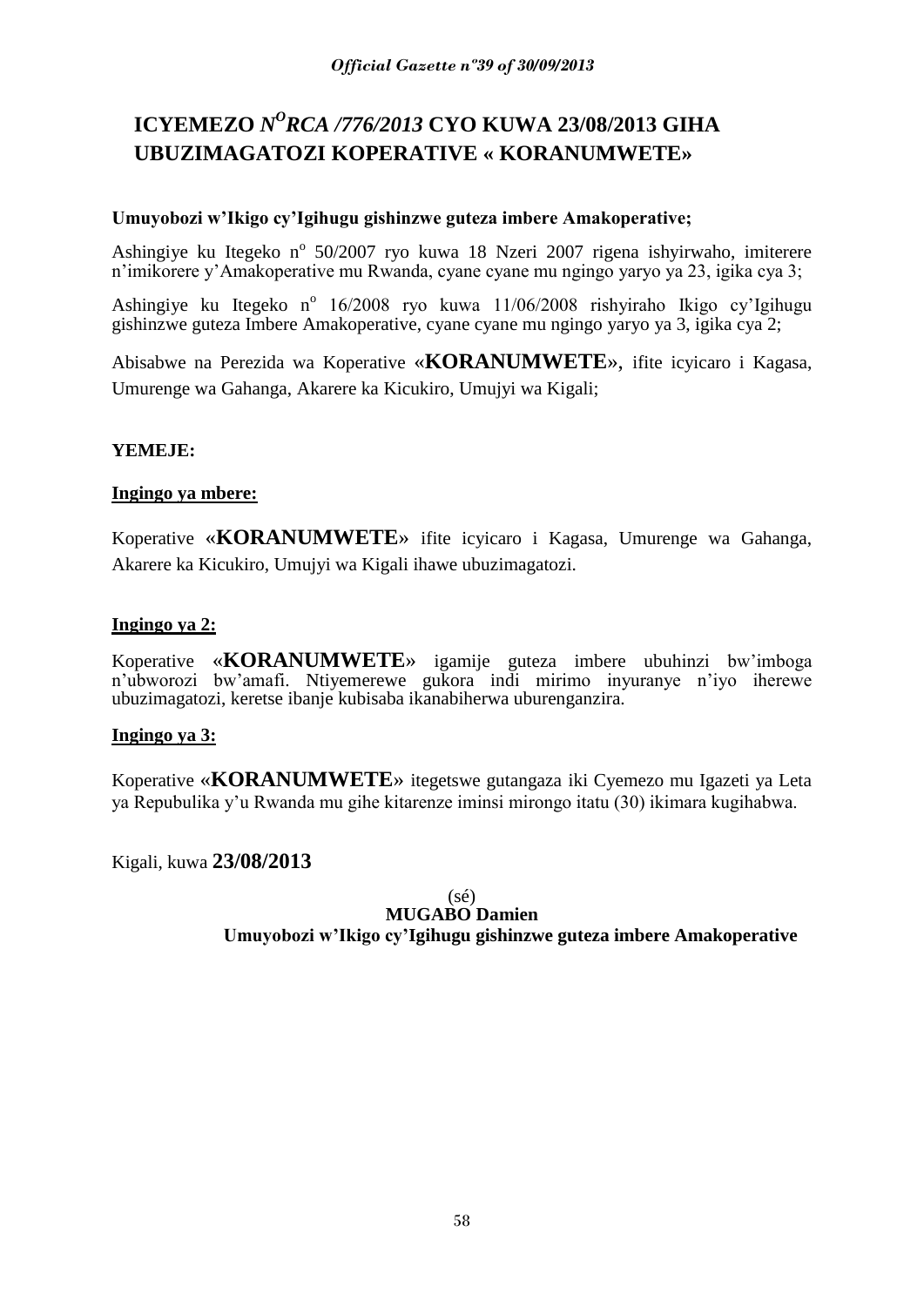# ICYEMEZO *N$^{O}$RCA /776/2013* CYO KUWA 23/08/2013 GIHA UBUZIMAGATOZI KOPERATIVE « KORANUMWETE»

**Umuyobozi w'Ikigo cy'Igihugu gishinzwe guteza imbere Amakoperative;**

Ashingiye ku Itegeko n$^{o}$ 50/2007 ryo kuwa 18 Nzeri 2007 rigena ishyirwaho, imiterere n'imikorere y'Amakoperative mu Rwanda, cyane cyane mu ngingo yaryo ya 23, igika cya 3;

Ashingiye ku Itegeko n$^{o}$ 16/2008 ryo kuwa 11/06/2008 rishyiraho Ikigo cy'Igihugu gishinzwe guteza Imbere Amakoperative, cyane cyane mu ngingo yaryo ya 3, igika cya 2;

Abisabwe na Perezida wa Koperative «**KORANUMWETE**», ifite icyicaro i Kagasa, Umurenge wa Gahanga, Akarere ka Kicukiro, Umujyi wa Kigali;

**YEMEJE:**

**Ingingo ya mbere:**

Koperative «**KORANUMWETE**» ifite icyicaro i Kagasa, Umurenge wa Gahanga, Akarere ka Kicukiro, Umujyi wa Kigali ihawe ubuzimagatozi.

**Ingingo ya 2:**

Koperative «**KORANUMWETE**» igamije guteza imbere ubuhinzi bw'imboga n'ubworozi bw'amafi. Ntiyemerewe gukora indi mirimo inyuranye n'iyo iherewe ubuzimagatozi, keretse ibanje kubisaba ikanabiherwa uburenganzira.

**Ingingo ya 3:**

Koperative «**KORANUMWETE**» itegetswe gutangaza iki Cyemezo mu Igazeti ya Leta ya Repubulika y'u Rwanda mu gihe kitarenze iminsi mirongo itatu (30) ikimara kugihabwa.

Kigali, kuwa **23/08/2013**

(sé)

**MUGABO Damien**

**Umuyobozi w'Ikigo cy'Igihugu gishinzwe guteza imbere Amakoperative**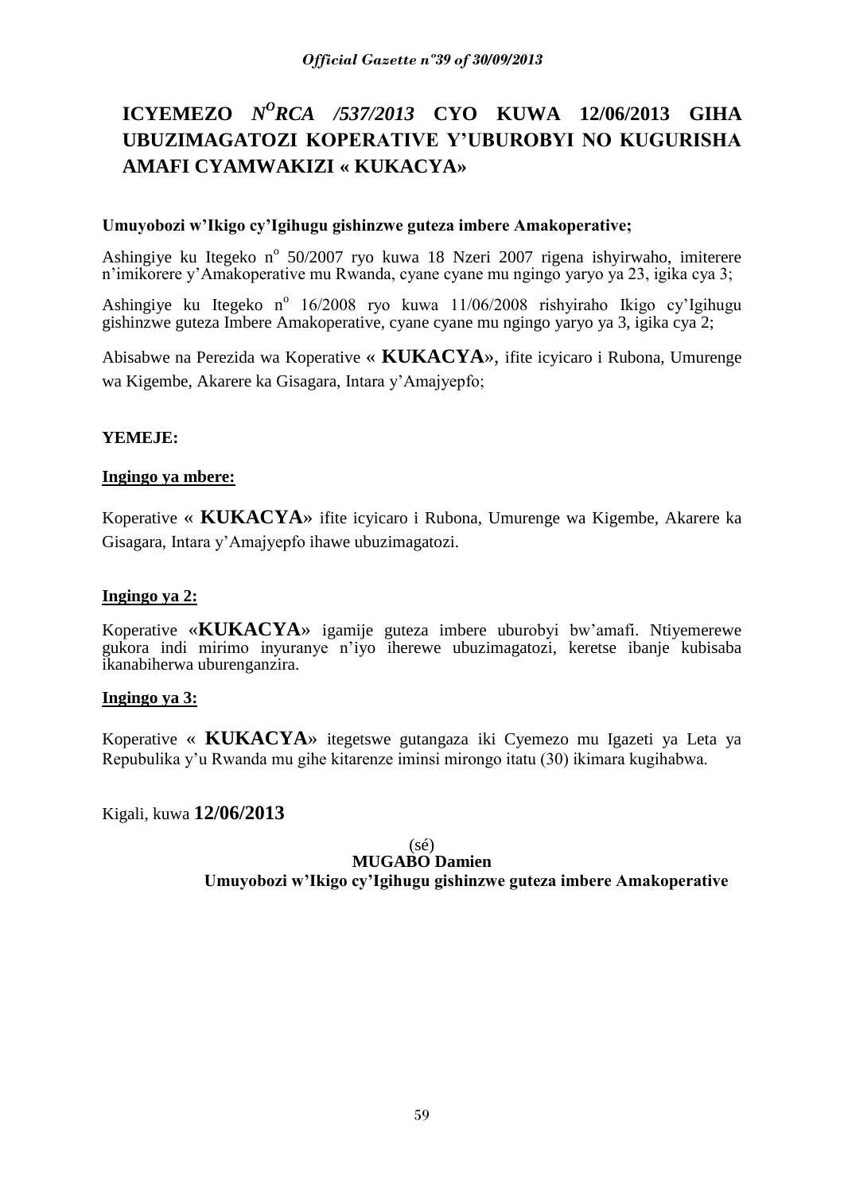# ICYEMEZO *N$^{O}$RCA /537/2013* CYO KUWA 12/06/2013 GIHA UBUZIMAGATOZI KOPERATIVE Y'UBUROBYI NO KUGURISHA AMAFI CYAMWAKIZI « KUKACYA»

**Umuyobozi w'Ikigo cy'Igihugu gishinzwe guteza imbere Amakoperative;**

Ashingiye ku Itegeko n$^{o}$ 50/2007 ryo kuwa 18 Nzeri 2007 rigena ishyirwaho, imiterere n'imikorere y'Amakoperative mu Rwanda, cyane cyane mu ngingo yaryo ya 23, igika cya 3;

Ashingiye ku Itegeko n$^{o}$ 16/2008 ryo kuwa 11/06/2008 rishyiraho Ikigo cy'Igihugu gishinzwe guteza Imbere Amakoperative, cyane cyane mu ngingo yaryo ya 3, igika cya 2;

Abisabwe na Perezida wa Koperative « **KUKACYA**», ifite icyicaro i Rubona, Umurenge wa Kigembe, Akarere ka Gisagara, Intara y'Amajyepfo;

**YEMEJE:**

**Ingingo ya mbere:**

Koperative « **KUKACYA**» ifite icyicaro i Rubona, Umurenge wa Kigembe, Akarere ka Gisagara, Intara y'Amajyepfo ihawe ubuzimagatozi.

**Ingingo ya 2:**

Koperative «**KUKACYA**» igamije guteza imbere uburobyi bw'amafi. Ntiyemerewe gukora indi mirimo inyuranye n'iyo iherewe ubuzimagatozi, keretse ibanje kubisaba ikanabiherwa uburenganzira.

**Ingingo ya 3:**

Koperative « **KUKACYA**» itegetswe gutangaza iki Cyemezo mu Igazeti ya Leta ya Repubulika y'u Rwanda mu gihe kitarenze iminsi mirongo itatu (30) ikimara kugihabwa.

Kigali, kuwa **12/06/2013**

(sé)
**MUGABO Damien**
**Umuyobozi w'Ikigo cy'Igihugu gishinzwe guteza imbere Amakoperative**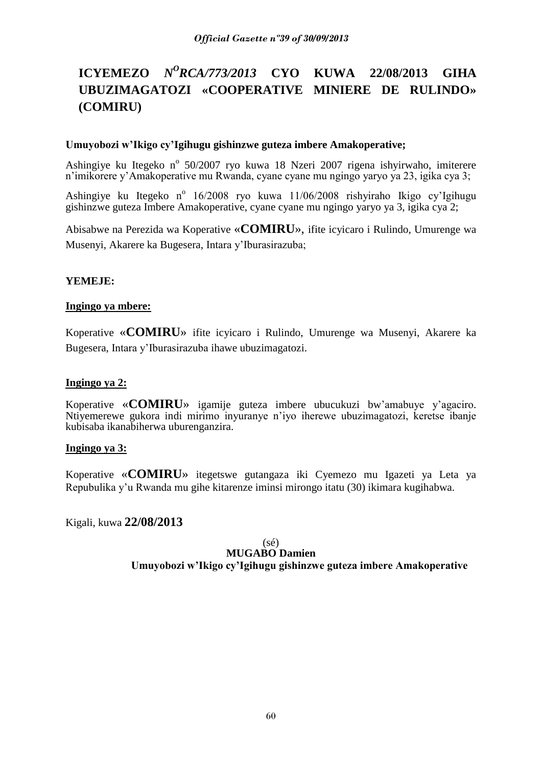# ICYEMEZO *N^O RCA/773/2013* CYO KUWA 22/08/2013 GIHA UBUZIMAGATOZI «COOPERATIVE MINIERE DE RULINDO» (COMIRU)

**Umuyobozi w'Ikigo cy'Igihugu gishinzwe guteza imbere Amakoperative;**

Ashingiye ku Itegeko n° 50/2007 ryo kuwa 18 Nzeri 2007 rigena ishyirwaho, imiterere n'imikorere y'Amakoperative mu Rwanda, cyane cyane mu ngingo yaryo ya 23, igika cya 3;

Ashingiye ku Itegeko n° 16/2008 ryo kuwa 11/06/2008 rishyiraho Ikigo cy'Igihugu gishinzwe guteza Imbere Amakoperative, cyane cyane mu ngingo yaryo ya 3, igika cya 2;

Abisabwe na Perezida wa Koperative «**COMIRU**», ifite icyicaro i Rulindo, Umurenge wa Musenyi, Akarere ka Bugesera, Intara y'Iburasirazuba;

**YEMEJE:**

**Ingingo ya mbere:**

Koperative «**COMIRU**» ifite icyicaro i Rulindo, Umurenge wa Musenyi, Akarere ka Bugesera, Intara y'Iburasirazuba ihawe ubuzimagatozi.

**Ingingo ya 2:**

Koperative «**COMIRU**» igamije guteza imbere ubucukuzi bw'amabuye y'agaciro. Ntiyemerewe gukora indi mirimo inyuranye n'iyo iherewe ubuzimagatozi, keretse ibanje kubisaba ikanabiherwa uburenganzira.

**Ingingo ya 3:**

Koperative «**COMIRU**» itegetswe gutangaza iki Cyemezo mu Igazeti ya Leta ya Repubulika y'u Rwanda mu gihe kitarenze iminsi mirongo itatu (30) ikimara kugihabwa.

Kigali, kuwa **22/08/2013**

(sé)
**MUGABO Damien**
**Umuyobozi w'Ikigo cy'Igihugu gishinzwe guteza imbere Amakoperative**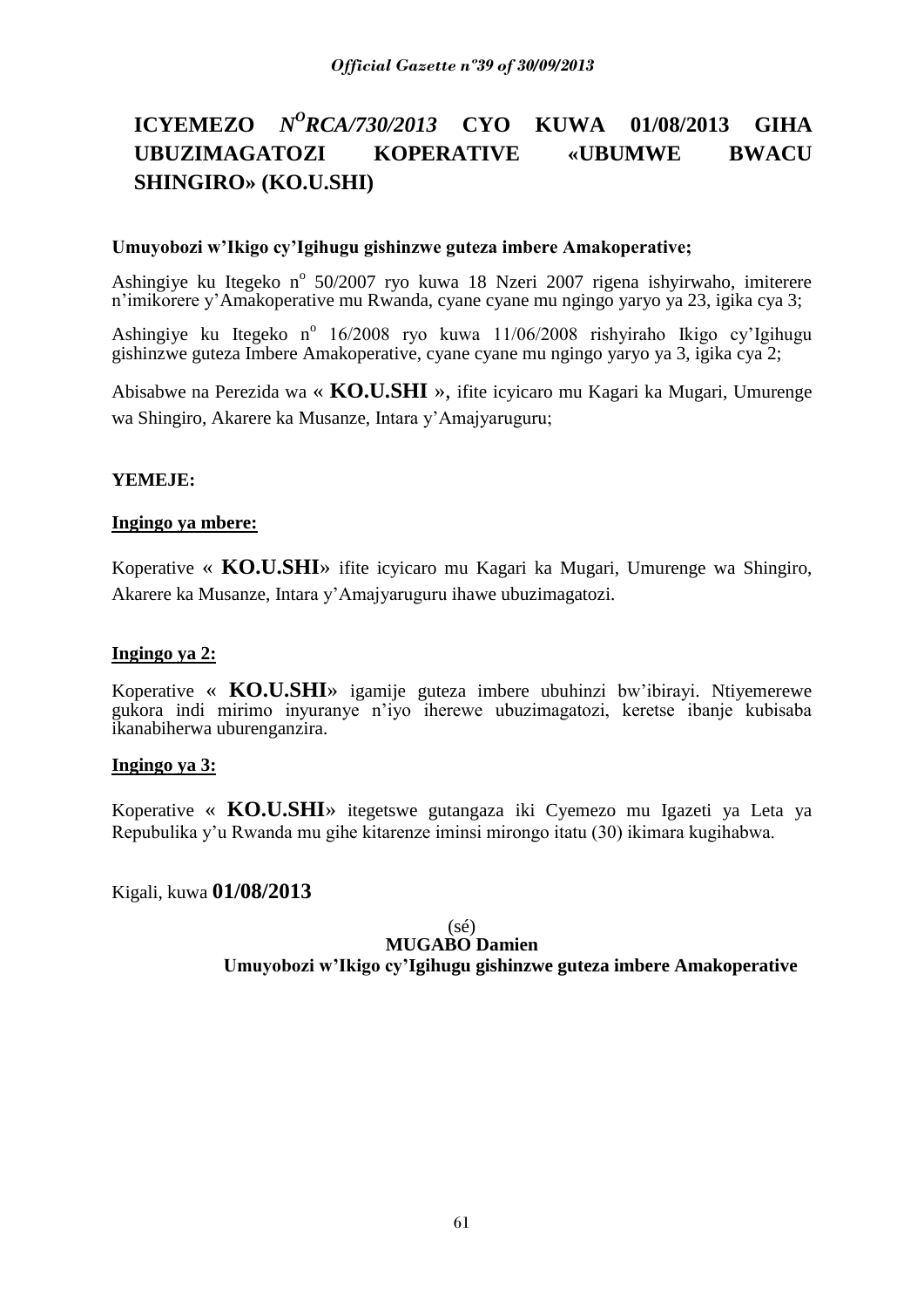# ICYEMEZO *N$^{O}$RCA/730/2013* CYO KUWA 01/08/2013 GIHA UBUZIMAGATOZI KOPERATIVE «UBUMWE BWACU SHINGIRO» (KO.U.SHI)

**Umuyobozi w'Ikigo cy'Igihugu gishinzwe guteza imbere Amakoperative;**

Ashingiye ku Itegeko n$^{o}$ 50/2007 ryo kuwa 18 Nzeri 2007 rigena ishyirwaho, imiterere n'imikorere y'Amakoperative mu Rwanda, cyane cyane mu ngingo yaryo ya 23, igika cya 3;

Ashingiye ku Itegeko n$^{o}$ 16/2008 ryo kuwa 11/06/2008 rishyiraho Ikigo cy'Igihugu gishinzwe guteza Imbere Amakoperative, cyane cyane mu ngingo yaryo ya 3, igika cya 2;

Abisabwe na Perezida wa « **KO.U.SHI** », ifite icyicaro mu Kagari ka Mugari, Umurenge wa Shingiro, Akarere ka Musanze, Intara y'Amajyaruguru;

**YEMEJE:**

**Ingingo ya mbere:**

Koperative « **KO.U.SHI**» ifite icyicaro mu Kagari ka Mugari, Umurenge wa Shingiro, Akarere ka Musanze, Intara y'Amajyaruguru ihawe ubuzimagatozi.

**Ingingo ya 2:**

Koperative « **KO.U.SHI**» igamije guteza imbere ubuhinzi bw'ibirayi. Ntiyemerewe gukora indi mirimo inyuranye n'iyo iherewe ubuzimagatozi, keretse ibanje kubisaba ikanabiherwa uburenganzira.

**Ingingo ya 3:**

Koperative « **KO.U.SHI**» itegetswe gutangaza iki Cyemezo mu Igazeti ya Leta ya Repubulika y'u Rwanda mu gihe kitarenze iminsi mirongo itatu (30) ikimara kugihabwa.

Kigali, kuwa **01/08/2013**

(sé)
**MUGABO Damien**
**Umuyobozi w'Ikigo cy'Igihugu gishinzwe guteza imbere Amakoperative**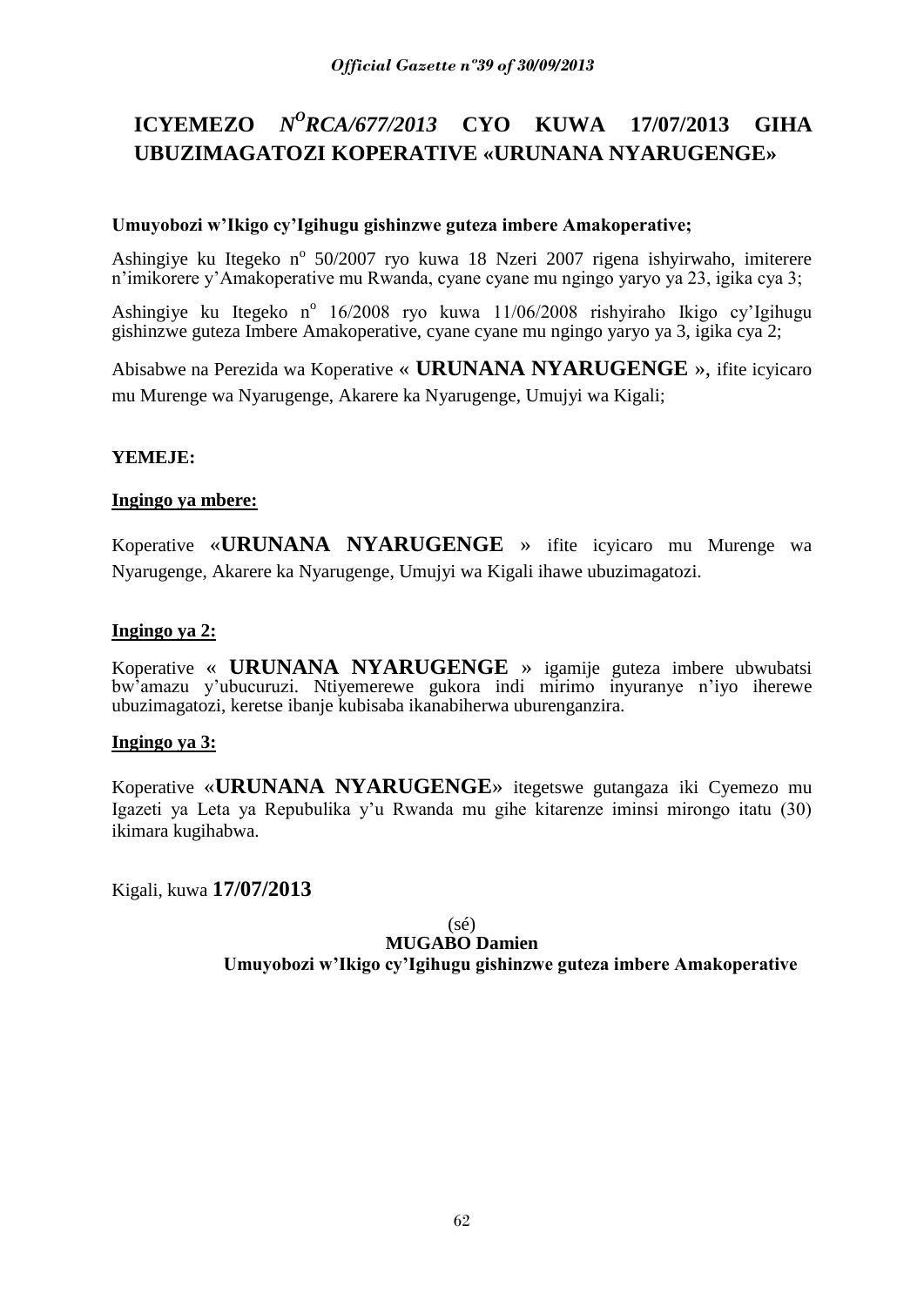# ICYEMEZO *N°RCA/677/2013* CYO KUWA 17/07/2013 GIHA UBUZIMAGATOZI KOPERATIVE «URUNANA NYARUGENGE»

**Umuyobozi w'Ikigo cy'Igihugu gishinzwe guteza imbere Amakoperative;**

Ashingiye ku Itegeko n° 50/2007 ryo kuwa 18 Nzeri 2007 rigena ishyirwaho, imiterere n'imikorere y'Amakoperative mu Rwanda, cyane cyane mu ngingo yaryo ya 23, igika cya 3;

Ashingiye ku Itegeko n° 16/2008 ryo kuwa 11/06/2008 rishyiraho Ikigo cy'Igihugu gishinzwe guteza Imbere Amakoperative, cyane cyane mu ngingo yaryo ya 3, igika cya 2;

Abisabwe na Perezida wa Koperative « **URUNANA NYARUGENGE** », ifite icyicaro mu Murenge wa Nyarugenge, Akarere ka Nyarugenge, Umujyi wa Kigali;

**YEMEJE:**

**Ingingo ya mbere:**

Koperative «**URUNANA NYARUGENGE** » ifite icyicaro mu Murenge wa Nyarugenge, Akarere ka Nyarugenge, Umujyi wa Kigali ihawe ubuzimagatozi.

**Ingingo ya 2:**

Koperative « **URUNANA NYARUGENGE** » igamije guteza imbere ubwubatsi bw'amazu y'ubucuruzi. Ntiyemerewe gukora indi mirimo inyuranye n'iyo iherewe ubuzimagatozi, keretse ibanje kubisaba ikanabiherwa uburenganzira.

**Ingingo ya 3:**

Koperative «**URUNANA NYARUGENGE**» itegetswe gutangaza iki Cyemezo mu Igazeti ya Leta ya Repubulika y'u Rwanda mu gihe kitarenze iminsi mirongo itatu (30) ikimara kugihabwa.

Kigali, kuwa **17/07/2013**

(sé)
**MUGABO Damien**
**Umuyobozi w'Ikigo cy'Igihugu gishinzwe guteza imbere Amakoperative**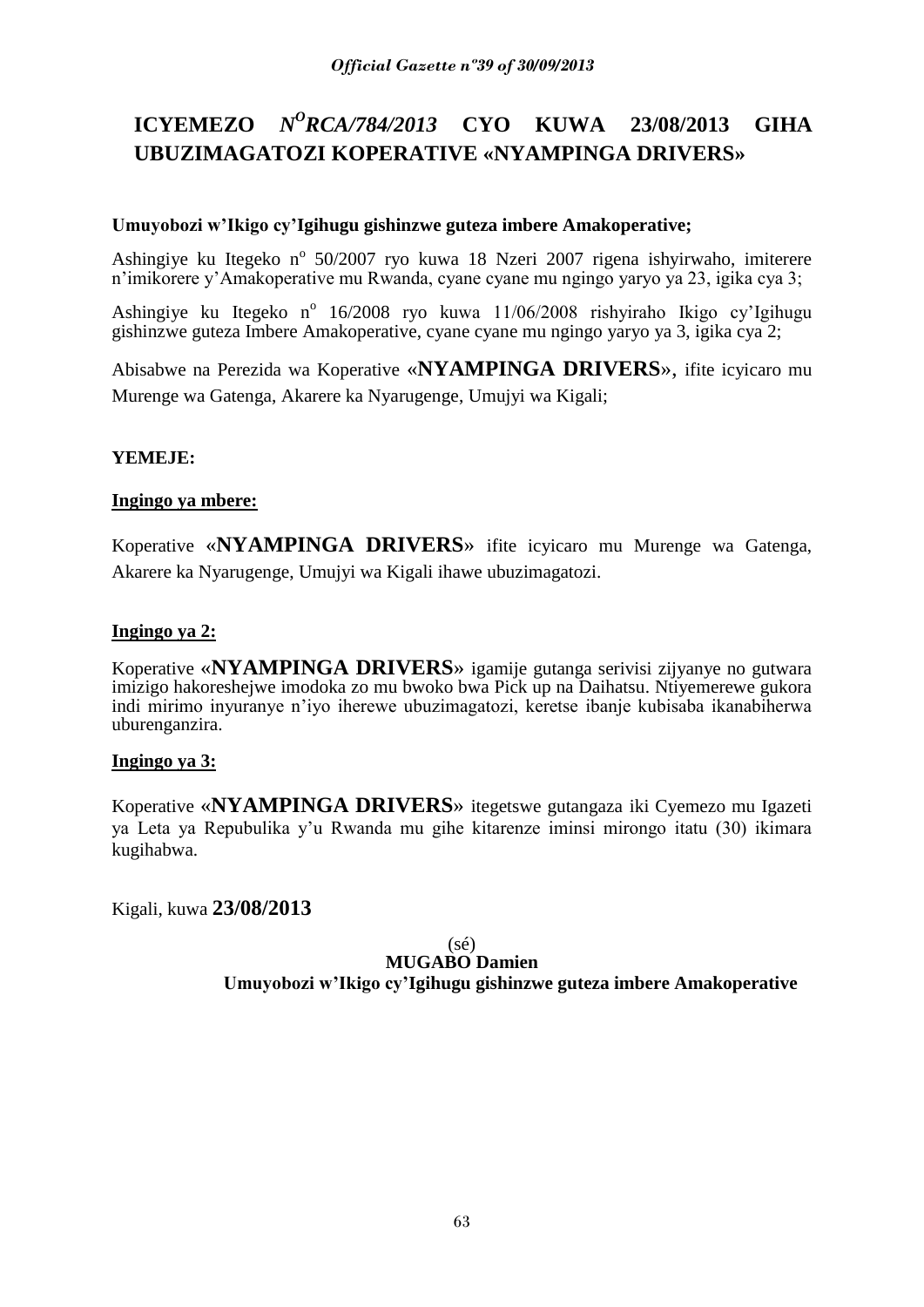# ICYEMEZO *N^O RCA/784/2013* CYO KUWA 23/08/2013 GIHA UBUZIMAGATOZI KOPERATIVE «NYAMPINGA DRIVERS»

**Umuyobozi w'Ikigo cy'Igihugu gishinzwe guteza imbere Amakoperative;**

Ashingiye ku Itegeko n° 50/2007 ryo kuwa 18 Nzeri 2007 rigena ishyirwaho, imiterere n'imikorere y'Amakoperative mu Rwanda, cyane cyane mu ngingo yaryo ya 23, igika cya 3;

Ashingiye ku Itegeko n° 16/2008 ryo kuwa 11/06/2008 rishyiraho Ikigo cy'Igihugu gishinzwe guteza Imbere Amakoperative, cyane cyane mu ngingo yaryo ya 3, igika cya 2;

Abisabwe na Perezida wa Koperative «**NYAMPINGA DRIVERS**», ifite icyicaro mu Murenge wa Gatenga, Akarere ka Nyarugenge, Umujyi wa Kigali;

**YEMEJE:**

**Ingingo ya mbere:**

Koperative «**NYAMPINGA DRIVERS**» ifite icyicaro mu Murenge wa Gatenga, Akarere ka Nyarugenge, Umujyi wa Kigali ihawe ubuzimagatozi.

**Ingingo ya 2:**

Koperative «**NYAMPINGA DRIVERS**» igamije gutanga serivisi zijyanye no gutwara imizigo hakoreshejwe imodoka zo mu bwoko bwa Pick up na Daihatsu. Ntiyemerewe gukora indi mirimo inyuranye n'iyo iherewe ubuzimagatozi, keretse ibanje kubisaba ikanabiherwa uburenganzira.

**Ingingo ya 3:**

Koperative «**NYAMPINGA DRIVERS**» itegetswe gutangaza iki Cyemezo mu Igazeti ya Leta ya Repubulika y'u Rwanda mu gihe kitarenze iminsi mirongo itatu (30) ikimara kugihabwa.

Kigali, kuwa **23/08/2013**

(sé)

**MUGABO Damien**

**Umuyobozi w'Ikigo cy'Igihugu gishinzwe guteza imbere Amakoperative**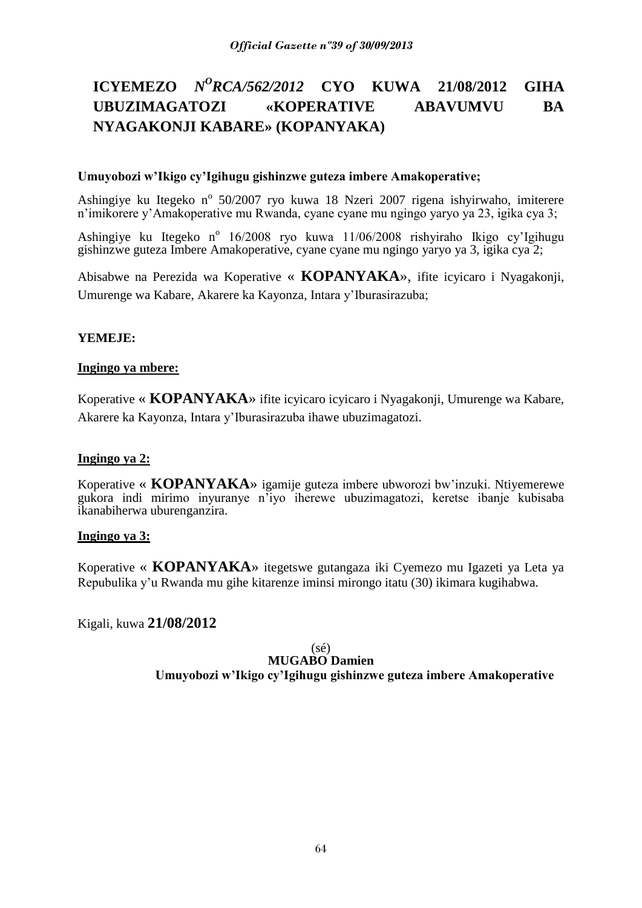# ICYEMEZO *N^O RCA/562/2012* CYO KUWA 21/08/2012 GIHA UBUZIMAGATOZI «KOPERATIVE ABAVUMVU BA NYAGAKONJI KABARE» (KOPANYAKA)

**Umuyobozi w'Ikigo cy'Igihugu gishinzwe guteza imbere Amakoperative;**

Ashingiye ku Itegeko n° 50/2007 ryo kuwa 18 Nzeri 2007 rigena ishyirwaho, imiterere n'imikorere y'Amakoperative mu Rwanda, cyane cyane mu ngingo yaryo ya 23, igika cya 3;

Ashingiye ku Itegeko n° 16/2008 ryo kuwa 11/06/2008 rishyiraho Ikigo cy'Igihugu gishinzwe guteza Imbere Amakoperative, cyane cyane mu ngingo yaryo ya 3, igika cya 2;

Abisabwe na Perezida wa Koperative « **KOPANYAKA**», ifite icyicaro i Nyagakonji, Umurenge wa Kabare, Akarere ka Kayonza, Intara y'Iburasirazuba;

**YEMEJE:**

**Ingingo ya mbere:**

Koperative « **KOPANYAKA**» ifite icyicaro icyicaro i Nyagakonji, Umurenge wa Kabare, Akarere ka Kayonza, Intara y'Iburasirazuba ihawe ubuzimagatozi.

**Ingingo ya 2:**

Koperative « **KOPANYAKA**» igamije guteza imbere ubworozi bw'inzuki. Ntiyemerewe gukora indi mirimo inyuranye n'iyo iherewe ubuzimagatozi, keretse ibanje kubisaba ikanabiherwa uburenganzira.

**Ingingo ya 3:**

Koperative « **KOPANYAKA**» itegetswe gutangaza iki Cyemezo mu Igazeti ya Leta ya Repubulika y'u Rwanda mu gihe kitarenze iminsi mirongo itatu (30) ikimara kugihabwa.

Kigali, kuwa **21/08/2012**

(sé)
**MUGABO Damien**
**Umuyobozi w'Ikigo cy'Igihugu gishinzwe guteza imbere Amakoperative**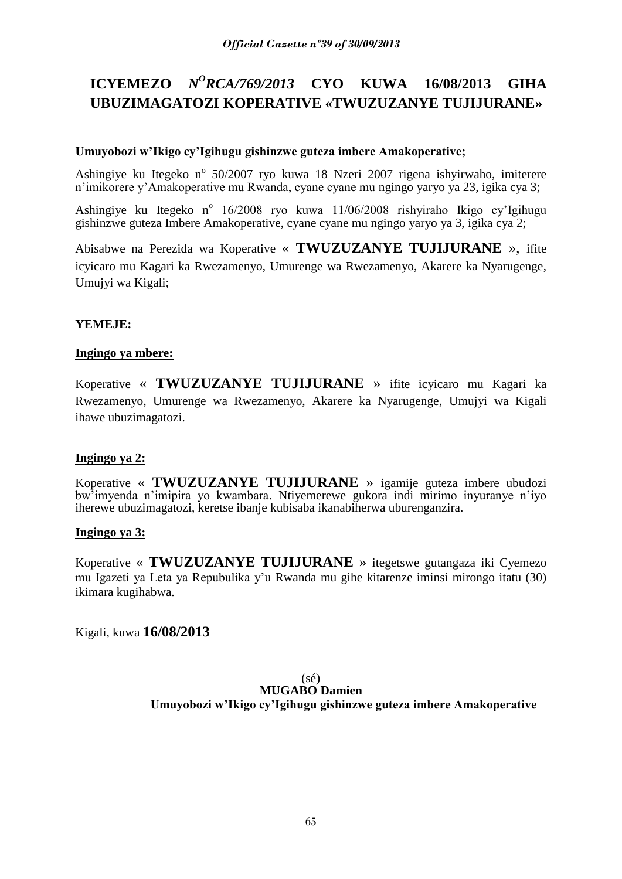# ICYEMEZO *N$^{O}$RCA/769/2013* CYO KUWA 16/08/2013 GIHA UBUZIMAGATOZI KOPERATIVE «TWUZUZANYE TUJIJURANE»

**Umuyobozi w'Ikigo cy'Igihugu gishinzwe guteza imbere Amakoperative;**

Ashingiye ku Itegeko n$^{o}$ 50/2007 ryo kuwa 18 Nzeri 2007 rigena ishyirwaho, imiterere n'imikorere y'Amakoperative mu Rwanda, cyane cyane mu ngingo yaryo ya 23, igika cya 3;

Ashingiye ku Itegeko n$^{o}$ 16/2008 ryo kuwa 11/06/2008 rishyiraho Ikigo cy'Igihugu gishinzwe guteza Imbere Amakoperative, cyane cyane mu ngingo yaryo ya 3, igika cya 2;

Abisabwe na Perezida wa Koperative « **TWUZUZANYE TUJIJURANE** », ifite icyicaro mu Kagari ka Rwezamenyo, Umurenge wa Rwezamenyo, Akarere ka Nyarugenge, Umujyi wa Kigali;

**YEMEJE:**

**Ingingo ya mbere:**

Koperative « **TWUZUZANYE TUJIJURANE** » ifite icyicaro mu Kagari ka Rwezamenyo, Umurenge wa Rwezamenyo, Akarere ka Nyarugenge, Umujyi wa Kigali ihawe ubuzimagatozi.

**Ingingo ya 2:**

Koperative « **TWUZUZANYE TUJIJURANE** » igamije guteza imbere ubudozi bw'imyenda n'imipira yo kwambara. Ntiyemerewe gukora indi mirimo inyuranye n'iyo iherewe ubuzimagatozi, keretse ibanje kubisaba ikanabiherwa uburenganzira.

**Ingingo ya 3:**

Koperative « **TWUZUZANYE TUJIJURANE** » itegetswe gutangaza iki Cyemezo mu Igazeti ya Leta ya Repubulika y'u Rwanda mu gihe kitarenze iminsi mirongo itatu (30) ikimara kugihabwa.

Kigali, kuwa **16/08/2013**

(sé)

**MUGABO Damien**

**Umuyobozi w'Ikigo cy'Igihugu gishinzwe guteza imbere Amakoperative**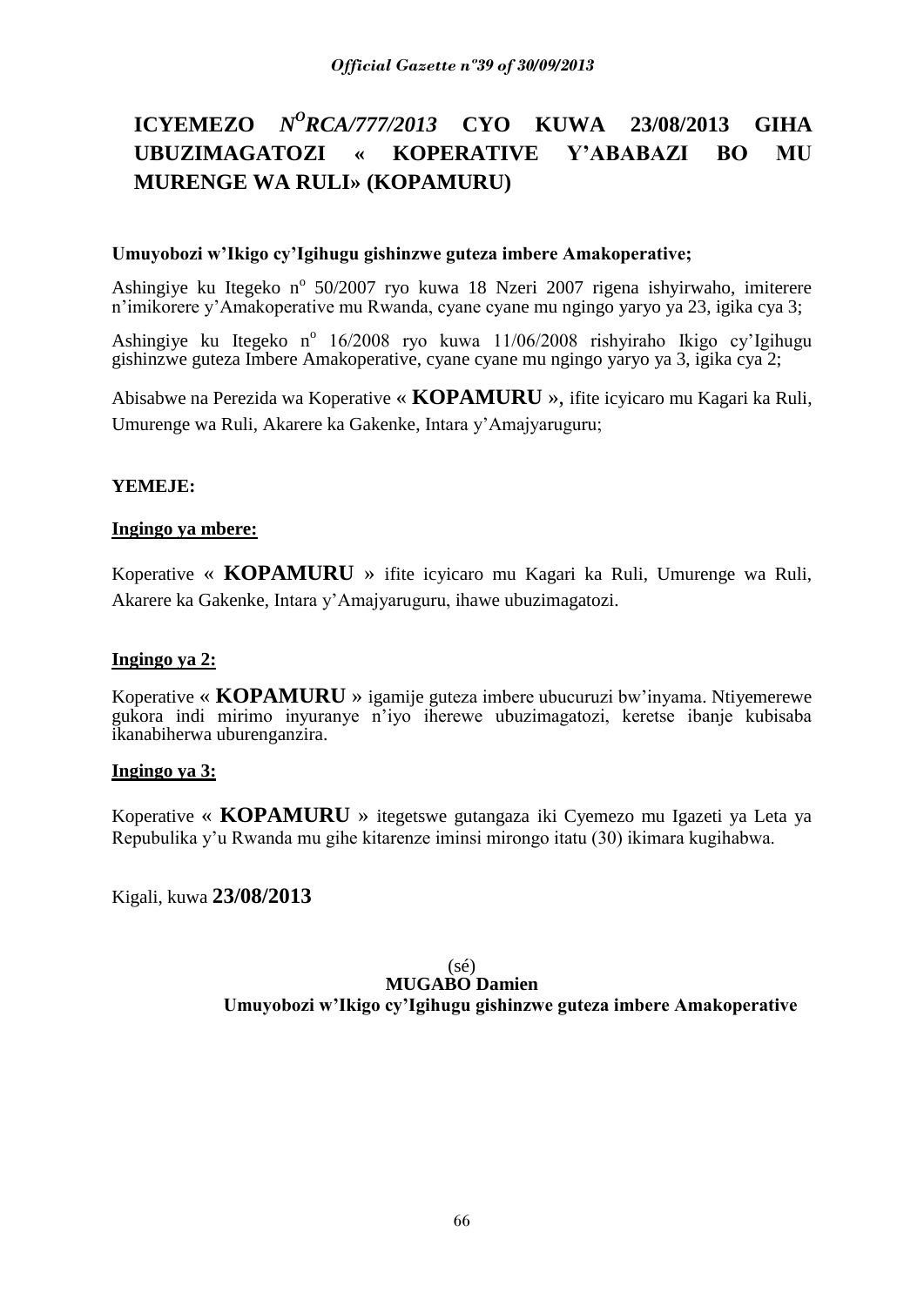# ICYEMEZO *N*[o]*RCA/777/2013* CYO KUWA 23/08/2013 GIHA UBUZIMAGATOZI « KOPERATIVE Y'ABABAZI BO MU MURENGE WA RULI» (KOPAMURU)

**Umuyobozi w'Ikigo cy'Igihugu gishinzwe guteza imbere Amakoperative;**

Ashingiye ku Itegeko n° 50/2007 ryo kuwa 18 Nzeri 2007 rigena ishyirwaho, imiterere n'imikorere y'Amakoperative mu Rwanda, cyane cyane mu ngingo yaryo ya 23, igika cya 3;

Ashingiye ku Itegeko n° 16/2008 ryo kuwa 11/06/2008 rishyiraho Ikigo cy'Igihugu gishinzwe guteza Imbere Amakoperative, cyane cyane mu ngingo yaryo ya 3, igika cya 2;

Abisabwe na Perezida wa Koperative « **KOPAMURU** », ifite icyicaro mu Kagari ka Ruli, Umurenge wa Ruli, Akarere ka Gakenke, Intara y'Amajyaruguru;

**YEMEJE:**

**Ingingo ya mbere:**

Koperative « **KOPAMURU** » ifite icyicaro mu Kagari ka Ruli, Umurenge wa Ruli, Akarere ka Gakenke, Intara y'Amajyaruguru, ihawe ubuzimagatozi.

**Ingingo ya 2:**

Koperative « **KOPAMURU** » igamije guteza imbere ubucuruzi bw'inyama. Ntiyemerewe gukora indi mirimo inyuranye n'iyo iherewe ubuzimagatozi, keretse ibanje kubisaba ikanabiherwa uburenganzira.

**Ingingo ya 3:**

Koperative « **KOPAMURU** » itegetswe gutangaza iki Cyemezo mu Igazeti ya Leta ya Repubulika y'u Rwanda mu gihe kitarenze iminsi mirongo itatu (30) ikimara kugihabwa.

Kigali, kuwa **23/08/2013**

(sé)
**MUGABO Damien**
**Umuyobozi w'Ikigo cy'Igihugu gishinzwe guteza imbere Amakoperative**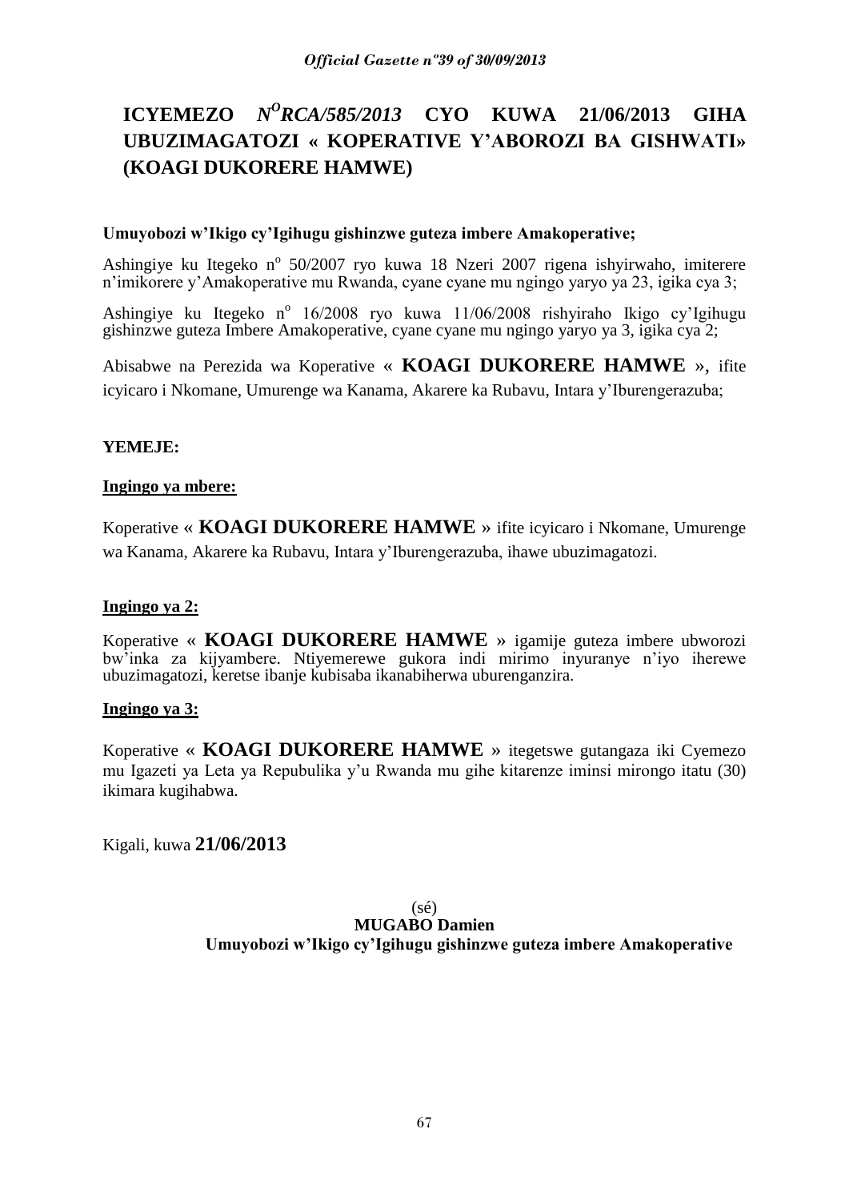# ICYEMEZO *N^O RCA/585/2013* CYO KUWA 21/06/2013 GIHA UBUZIMAGATOZI « KOPERATIVE Y'ABOROZI BA GISHWATI» (KOAGI DUKORERE HAMWE)

**Umuyobozi w'Ikigo cy'Igihugu gishinzwe guteza imbere Amakoperative;**

Ashingiye ku Itegeko n° 50/2007 ryo kuwa 18 Nzeri 2007 rigena ishyirwaho, imiterere n'imikorere y'Amakoperative mu Rwanda, cyane cyane mu ngingo yaryo ya 23, igika cya 3;

Ashingiye ku Itegeko n° 16/2008 ryo kuwa 11/06/2008 rishyiraho Ikigo cy'Igihugu gishinzwe guteza Imbere Amakoperative, cyane cyane mu ngingo yaryo ya 3, igika cya 2;

Abisabwe na Perezida wa Koperative « **KOAGI DUKORERE HAMWE** », ifite icyicaro i Nkomane, Umurenge wa Kanama, Akarere ka Rubavu, Intara y'Iburengerazuba;

**YEMEJE:**

**Ingingo ya mbere:**

Koperative « **KOAGI DUKORERE HAMWE** » ifite icyicaro i Nkomane, Umurenge wa Kanama, Akarere ka Rubavu, Intara y'Iburengerazuba, ihawe ubuzimagatozi.

**Ingingo ya 2:**

Koperative « **KOAGI DUKORERE HAMWE** » igamije guteza imbere ubworozi bw'inka za kijyambere. Ntiyemerewe gukora indi mirimo inyuranye n'iyo iherewe ubuzimagatozi, keretse ibanje kubisaba ikanabiherwa uburenganzira.

**Ingingo ya 3:**

Koperative « **KOAGI DUKORERE HAMWE** » itegetswe gutangaza iki Cyemezo mu Igazeti ya Leta ya Repubulika y'u Rwanda mu gihe kitarenze iminsi mirongo itatu (30) ikimara kugihabwa.

Kigali, kuwa **21/06/2013**

(sé)

**MUGABO Damien**

**Umuyobozi w'Ikigo cy'Igihugu gishinzwe guteza imbere Amakoperative**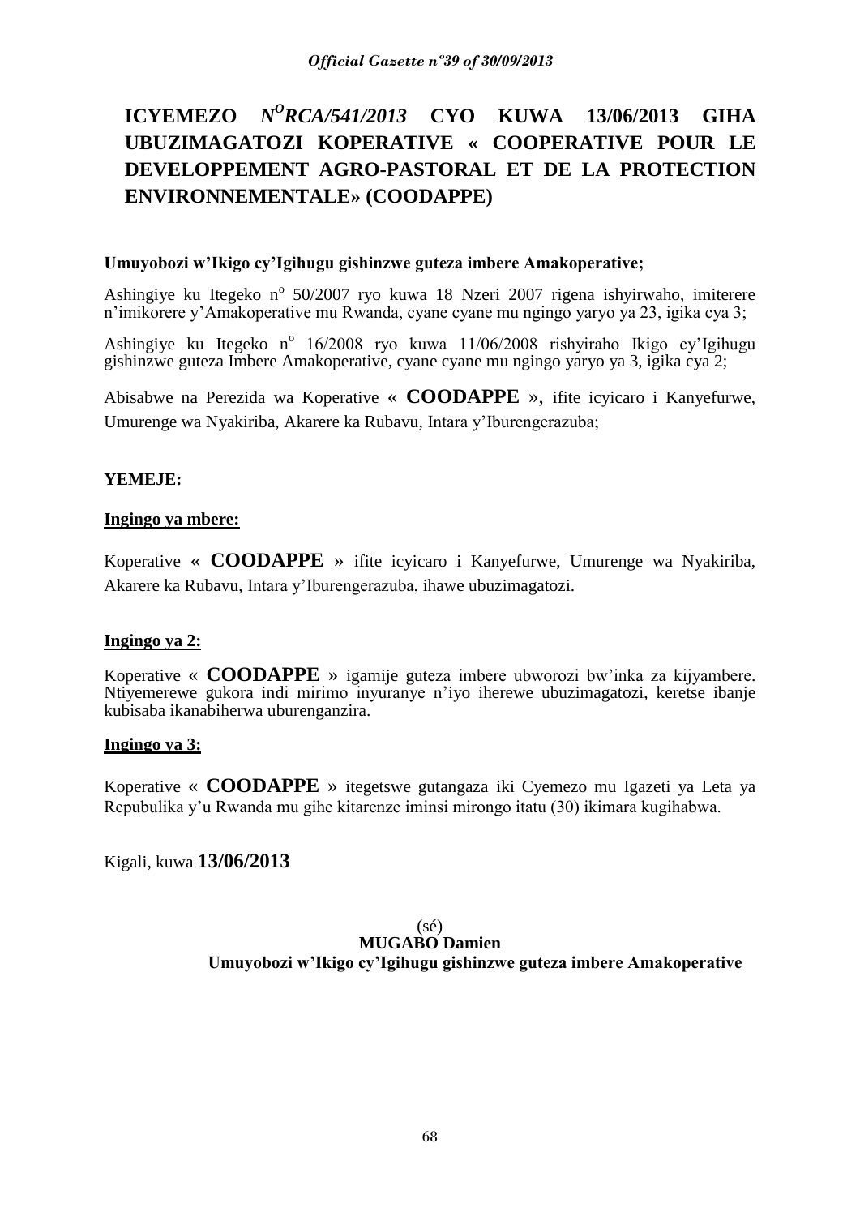# ICYEMEZO N°RCA/541/2013 CYO KUWA 13/06/2013 GIHA UBUZIMAGATOZI KOPERATIVE « COOPERATIVE POUR LE DEVELOPPEMENT AGRO-PASTORAL ET DE LA PROTECTION ENVIRONNEMENTALE» (COODAPPE)

**Umuyobozi w'Ikigo cy'Igihugu gishinzwe guteza imbere Amakoperative;**

Ashingiye ku Itegeko n° 50/2007 ryo kuwa 18 Nzeri 2007 rigena ishyirwaho, imiterere n'imikorere y'Amakoperative mu Rwanda, cyane cyane mu ngingo yaryo ya 23, igika cya 3;

Ashingiye ku Itegeko n° 16/2008 ryo kuwa 11/06/2008 rishyiraho Ikigo cy'Igihugu gishinzwe guteza Imbere Amakoperative, cyane cyane mu ngingo yaryo ya 3, igika cya 2;

Abisabwe na Perezida wa Koperative « **COODAPPE** », ifite icyicaro i Kanyefurwe, Umurenge wa Nyakiriba, Akarere ka Rubavu, Intara y'Iburengerazuba;

**YEMEJE:**

**Ingingo ya mbere:**

Koperative « **COODAPPE** » ifite icyicaro i Kanyefurwe, Umurenge wa Nyakiriba, Akarere ka Rubavu, Intara y'Iburengerazuba, ihawe ubuzimagatozi.

**Ingingo ya 2:**

Koperative « **COODAPPE** » igamije guteza imbere ubworozi bw'inka za kijyambere. Ntiyemerewe gukora indi mirimo inyuranye n'iyo iherewe ubuzimagatozi, keretse ibanje kubisaba ikanabiherwa uburenganzira.

**Ingingo ya 3:**

Koperative « **COODAPPE** » itegetswe gutangaza iki Cyemezo mu Igazeti ya Leta ya Repubulika y'u Rwanda mu gihe kitarenze iminsi mirongo itatu (30) ikimara kugihabwa.

Kigali, kuwa **13/06/2013**

(sé)
**MUGABO Damien**
**Umuyobozi w'Ikigo cy'Igihugu gishinzwe guteza imbere Amakoperative**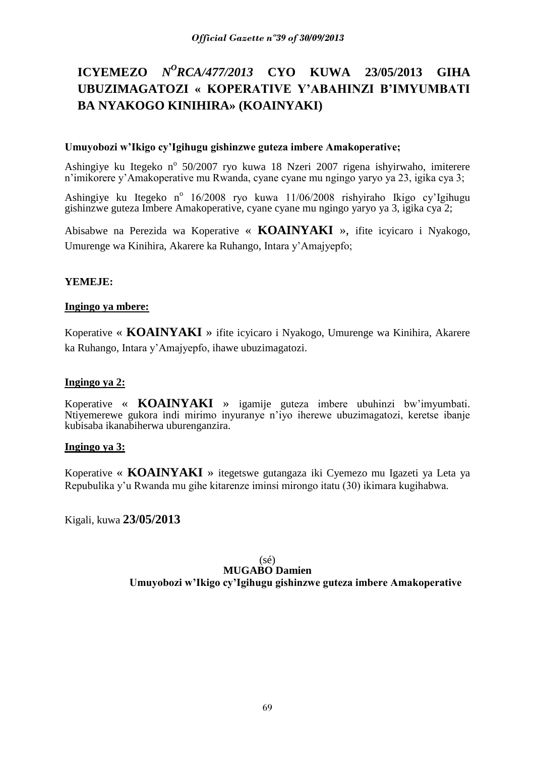# ICYEMEZO *N[O]RCA/477/2013* CYO KUWA 23/05/2013 GIHA UBUZIMAGATOZI « KOPERATIVE Y'ABAHINZI B'IMYUMBATI BA NYAKOGO KINIHIRA» (KOAINYAKI)

**Umuyobozi w'Ikigo cy'Igihugu gishinzwe guteza imbere Amakoperative;**

Ashingiye ku Itegeko n° 50/2007 ryo kuwa 18 Nzeri 2007 rigena ishyirwaho, imiterere n'imikorere y'Amakoperative mu Rwanda, cyane cyane mu ngingo yaryo ya 23, igika cya 3;

Ashingiye ku Itegeko n° 16/2008 ryo kuwa 11/06/2008 rishyiraho Ikigo cy'Igihugu gishinzwe guteza Imbere Amakoperative, cyane cyane mu ngingo yaryo ya 3, igika cya 2;

Abisabwe na Perezida wa Koperative « **KOAINYAKI** », ifite icyicaro i Nyakogo, Umurenge wa Kinihira, Akarere ka Ruhango, Intara y'Amajyepfo;

**YEMEJE:**

**Ingingo ya mbere:**

Koperative « **KOAINYAKI** » ifite icyicaro i Nyakogo, Umurenge wa Kinihira, Akarere ka Ruhango, Intara y'Amajyepfo, ihawe ubuzimagatozi.

**Ingingo ya 2:**

Koperative « **KOAINYAKI** » igamije guteza imbere ubuhinzi bw'imyumbati. Ntiyemerewe gukora indi mirimo inyuranye n'iyo iherewe ubuzimagatozi, keretse ibanje kubisaba ikanabiherwa uburenganzira.

**Ingingo ya 3:**

Koperative « **KOAINYAKI** » itegetswe gutangaza iki Cyemezo mu Igazeti ya Leta ya Repubulika y'u Rwanda mu gihe kitarenze iminsi mirongo itatu (30) ikimara kugihabwa.

Kigali, kuwa **23/05/2013**

(sé)
**MUGABO Damien**
**Umuyobozi w'Ikigo cy'Igihugu gishinzwe guteza imbere Amakoperative**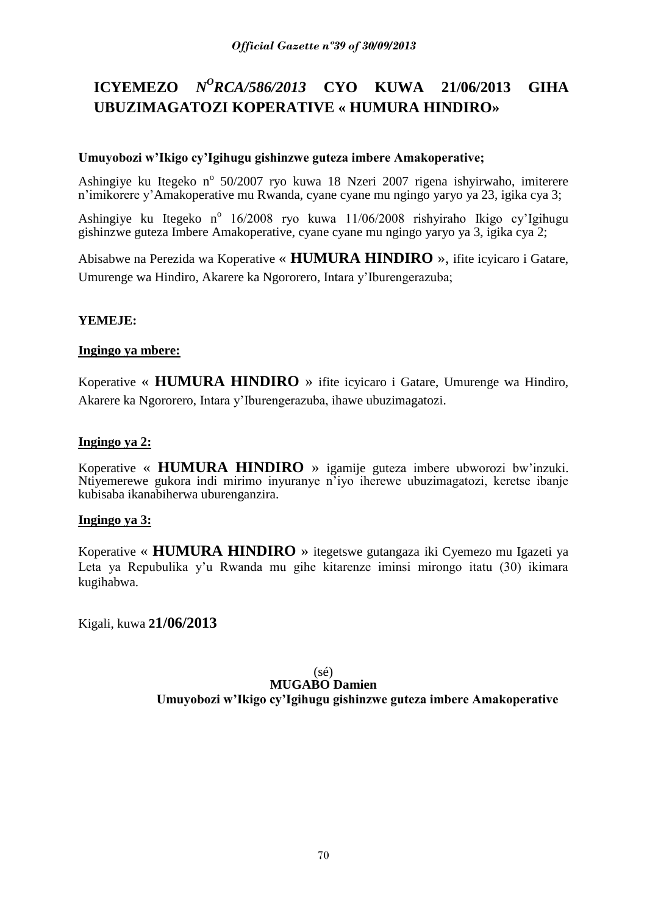# ICYEMEZO *N^O RCA/586/2013* CYO KUWA 21/06/2013 GIHA UBUZIMAGATOZI KOPERATIVE « HUMURA HINDIRO»

**Umuyobozi w'Ikigo cy'Igihugu gishinzwe guteza imbere Amakoperative;**

Ashingiye ku Itegeko n^o 50/2007 ryo kuwa 18 Nzeri 2007 rigena ishyirwaho, imiterere n'imikorere y'Amakoperative mu Rwanda, cyane cyane mu ngingo yaryo ya 23, igika cya 3;

Ashingiye ku Itegeko n^o 16/2008 ryo kuwa 11/06/2008 rishyiraho Ikigo cy'Igihugu gishinzwe guteza Imbere Amakoperative, cyane cyane mu ngingo yaryo ya 3, igika cya 2;

Abisabwe na Perezida wa Koperative « **HUMURA HINDIRO** », ifite icyicaro i Gatare, Umurenge wa Hindiro, Akarere ka Ngororero, Intara y'Iburengerazuba;

**YEMEJE:**

**Ingingo ya mbere:**

Koperative « **HUMURA HINDIRO** » ifite icyicaro i Gatare, Umurenge wa Hindiro, Akarere ka Ngororero, Intara y'Iburengerazuba, ihawe ubuzimagatozi.

**Ingingo ya 2:**

Koperative « **HUMURA HINDIRO** » igamije guteza imbere ubworozi bw'inzuki. Ntiyemerewe gukora indi mirimo inyuranye n'iyo iherewe ubuzimagatozi, keretse ibanje kubisaba ikanabiherwa uburenganzira.

**Ingingo ya 3:**

Koperative « **HUMURA HINDIRO** » itegetswe gutangaza iki Cyemezo mu Igazeti ya Leta ya Repubulika y'u Rwanda mu gihe kitarenze iminsi mirongo itatu (30) ikimara kugihabwa.

Kigali, kuwa **21/06/2013**

(sé)
**MUGABO Damien**
**Umuyobozi w'Ikigo cy'Igihugu gishinzwe guteza imbere Amakoperative**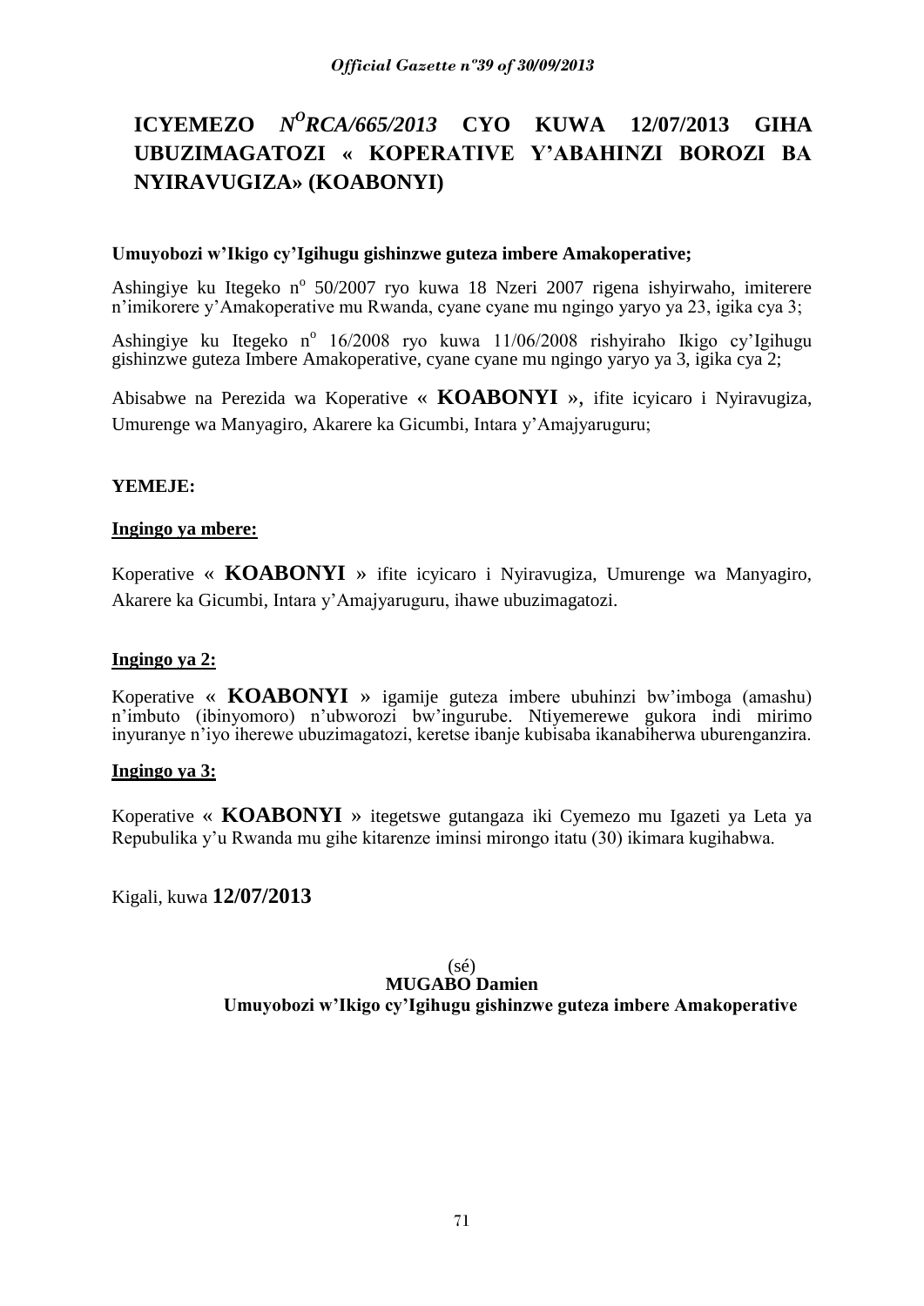# ICYEMEZO *N^O RCA/665/2013* CYO KUWA 12/07/2013 GIHA UBUZIMAGATOZI « KOPERATIVE Y'ABAHINZI BOROZI BA NYIRAVUGIZA» (KOABONYI)

**Umuyobozi w'Ikigo cy'Igihugu gishinzwe guteza imbere Amakoperative;**

Ashingiye ku Itegeko n° 50/2007 ryo kuwa 18 Nzeri 2007 rigena ishyirwaho, imiterere n'imikorere y'Amakoperative mu Rwanda, cyane cyane mu ngingo yaryo ya 23, igika cya 3;

Ashingiye ku Itegeko n° 16/2008 ryo kuwa 11/06/2008 rishyiraho Ikigo cy'Igihugu gishinzwe guteza Imbere Amakoperative, cyane cyane mu ngingo yaryo ya 3, igika cya 2;

Abisabwe na Perezida wa Koperative « **KOABONYI** », ifite icyicaro i Nyiravugiza, Umurenge wa Manyagiro, Akarere ka Gicumbi, Intara y'Amajyaruguru;

**YEMEJE:**

**Ingingo ya mbere:**

Koperative « **KOABONYI** » ifite icyicaro i Nyiravugiza, Umurenge wa Manyagiro, Akarere ka Gicumbi, Intara y'Amajyaruguru, ihawe ubuzimagatozi.

**Ingingo ya 2:**

Koperative « **KOABONYI** » igamije guteza imbere ubuhinzi bw'imboga (amashu) n'imbuto (ibinyomoro) n'ubworozi bw'ingurube. Ntiyemerewe gukora indi mirimo inyuranye n'iyo iherewe ubuzimagatozi, keretse ibanje kubisaba ikanabiherwa uburenganzira.

**Ingingo ya 3:**

Koperative « **KOABONYI** » itegetswe gutangaza iki Cyemezo mu Igazeti ya Leta ya Repubulika y'u Rwanda mu gihe kitarenze iminsi mirongo itatu (30) ikimara kugihabwa.

Kigali, kuwa **12/07/2013**

(sé)
**MUGABO Damien**
**Umuyobozi w'Ikigo cy'Igihugu gishinzwe guteza imbere Amakoperative**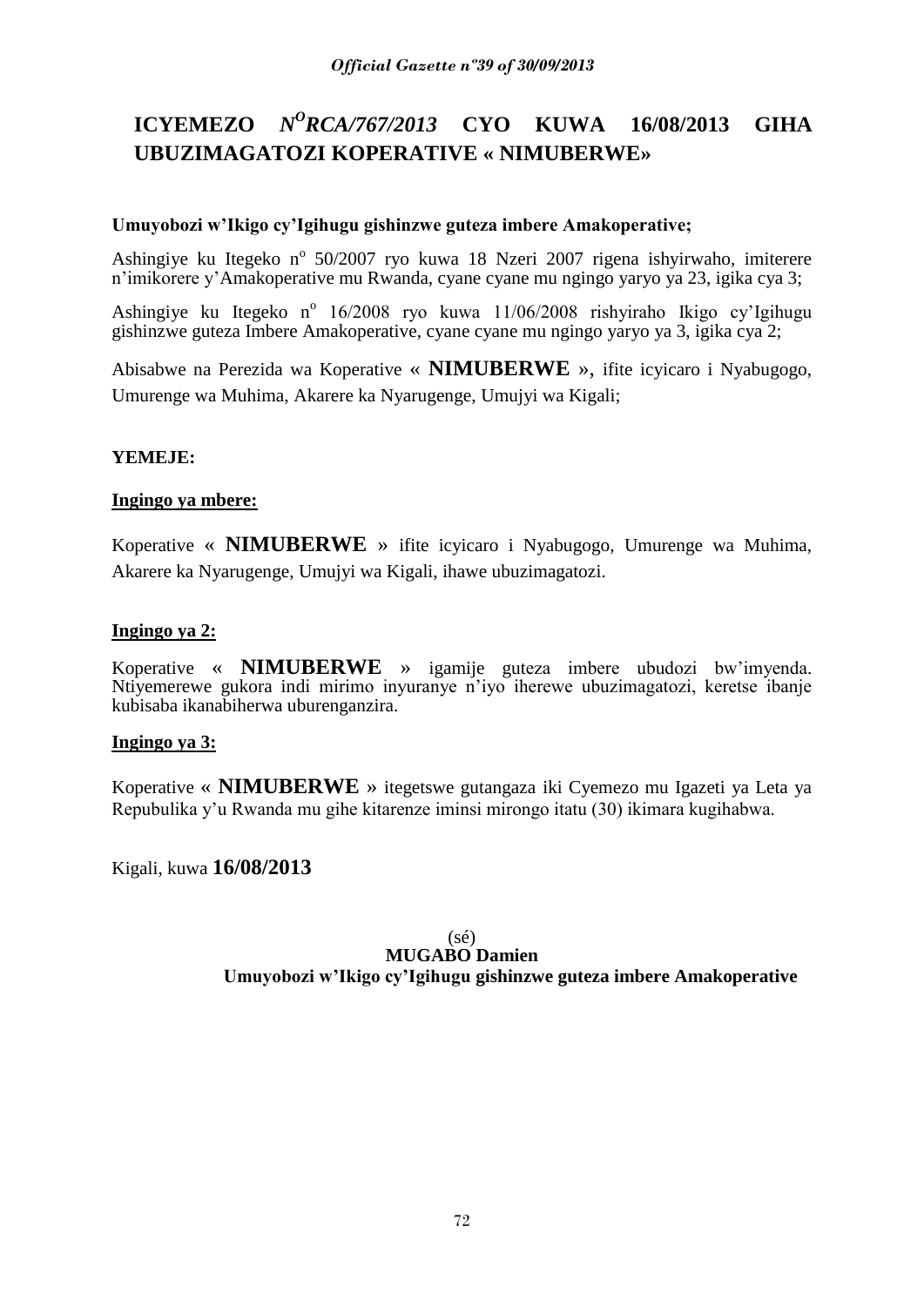# ICYEMEZO *N$^{O}$RCA/767/2013* CYO KUWA 16/08/2013 GIHA UBUZIMAGATOZI KOPERATIVE « NIMUBERWE»

**Umuyobozi w'Ikigo cy'Igihugu gishinzwe guteza imbere Amakoperative;**

Ashingiye ku Itegeko n$^{o}$ 50/2007 ryo kuwa 18 Nzeri 2007 rigena ishyirwaho, imiterere n'imikorere y'Amakoperative mu Rwanda, cyane cyane mu ngingo yaryo ya 23, igika cya 3;

Ashingiye ku Itegeko n$^{o}$ 16/2008 ryo kuwa 11/06/2008 rishyiraho Ikigo cy'Igihugu gishinzwe guteza Imbere Amakoperative, cyane cyane mu ngingo yaryo ya 3, igika cya 2;

Abisabwe na Perezida wa Koperative « **NIMUBERWE** », ifite icyicaro i Nyabugogo, Umurenge wa Muhima, Akarere ka Nyarugenge, Umujyi wa Kigali;

**YEMEJE:**

**<u>Ingingo ya mbere:</u>**

Koperative « **NIMUBERWE** » ifite icyicaro i Nyabugogo, Umurenge wa Muhima, Akarere ka Nyarugenge, Umujyi wa Kigali, ihawe ubuzimagatozi.

**<u>Ingingo ya 2:</u>**

Koperative « **NIMUBERWE** » igamije guteza imbere ubudozi bw'imyenda. Ntiyemerewe gukora indi mirimo inyuranye n'iyo iherewe ubuzimagatozi, keretse ibanje kubisaba ikanabiherwa uburenganzira.

**<u>Ingingo ya 3:</u>**

Koperative « **NIMUBERWE** » itegetswe gutangaza iki Cyemezo mu Igazeti ya Leta ya Repubulika y'u Rwanda mu gihe kitarenze iminsi mirongo itatu (30) ikimara kugihabwa.

Kigali, kuwa **16/08/2013**

(sé)
**MUGABO Damien**
**Umuyobozi w'Ikigo cy'Igihugu gishinzwe guteza imbere Amakoperative**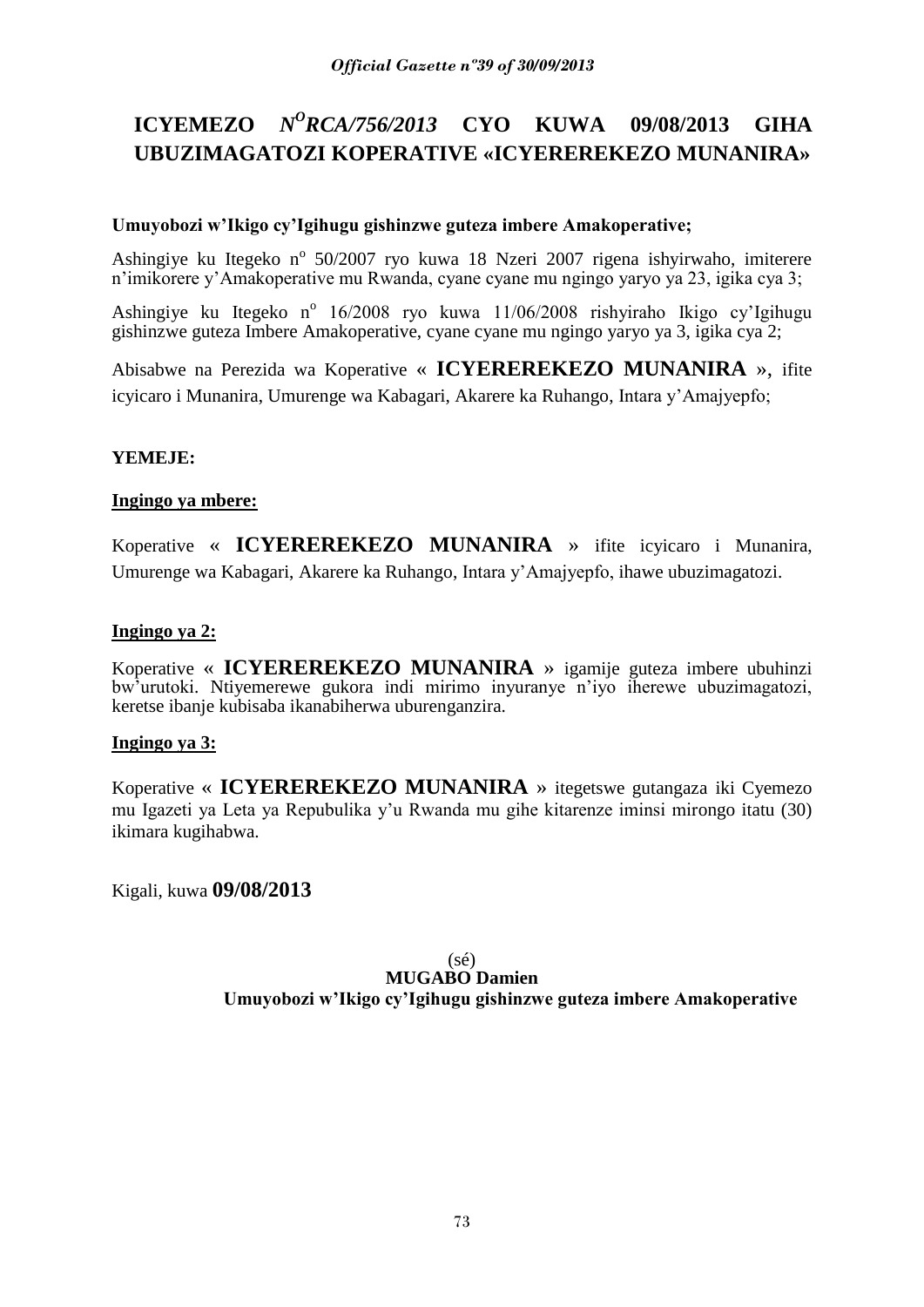# ICYEMEZO *N$^{O}$RCA/756/2013* CYO KUWA 09/08/2013 GIHA UBUZIMAGATOZI KOPERATIVE «ICYEREREKEZO MUNANIRA»

**Umuyobozi w'Ikigo cy'Igihugu gishinzwe guteza imbere Amakoperative;**

Ashingiye ku Itegeko n$^{o}$ 50/2007 ryo kuwa 18 Nzeri 2007 rigena ishyirwaho, imiterere n'imikorere y'Amakoperative mu Rwanda, cyane cyane mu ngingo yaryo ya 23, igika cya 3;

Ashingiye ku Itegeko n$^{o}$ 16/2008 ryo kuwa 11/06/2008 rishyiraho Ikigo cy'Igihugu gishinzwe guteza Imbere Amakoperative, cyane cyane mu ngingo yaryo ya 3, igika cya 2;

Abisabwe na Perezida wa Koperative « **ICYEREREKEZO MUNANIRA** », ifite icyicaro i Munanira, Umurenge wa Kabagari, Akarere ka Ruhango, Intara y'Amajyepfo;

**YEMEJE:**

**Ingingo ya mbere:**

Koperative « **ICYEREREKEZO MUNANIRA** » ifite icyicaro i Munanira, Umurenge wa Kabagari, Akarere ka Ruhango, Intara y'Amajyepfo, ihawe ubuzimagatozi.

**Ingingo ya 2:**

Koperative « **ICYEREREKEZO MUNANIRA** » igamije guteza imbere ubuhinzi bw'urutoki. Ntiyemerewe gukora indi mirimo inyuranye n'iyo iherewe ubuzimagatozi, keretse ibanje kubisaba ikanabiherwa uburenganzira.

**Ingingo ya 3:**

Koperative « **ICYEREREKEZO MUNANIRA** » itegetswe gutangaza iki Cyemezo mu Igazeti ya Leta ya Repubulika y'u Rwanda mu gihe kitarenze iminsi mirongo itatu (30) ikimara kugihabwa.

Kigali, kuwa **09/08/2013**

(sé)

**MUGABO Damien**

**Umuyobozi w'Ikigo cy'Igihugu gishinzwe guteza imbere Amakoperative**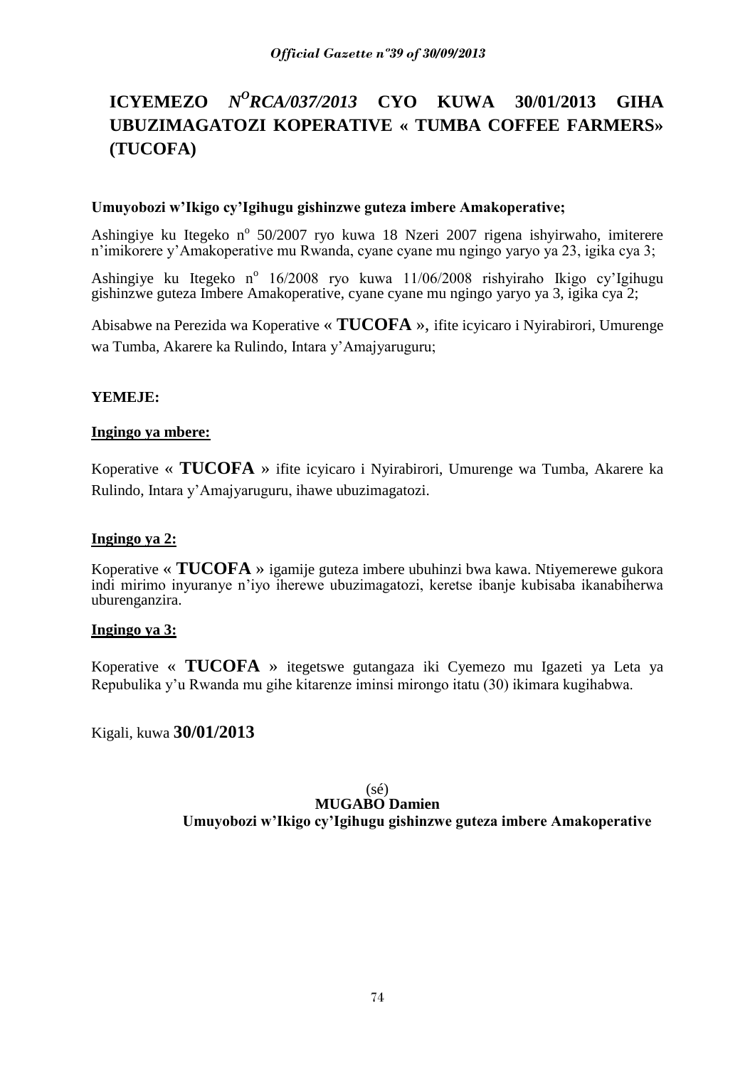# ICYEMEZO *N^O^RCA/037/2013* CYO KUWA 30/01/2013 GIHA UBUZIMAGATOZI KOPERATIVE « TUMBA COFFEE FARMERS» (TUCOFA)

**Umuyobozi w'Ikigo cy'Igihugu gishinzwe guteza imbere Amakoperative;**

Ashingiye ku Itegeko n° 50/2007 ryo kuwa 18 Nzeri 2007 rigena ishyirwaho, imiterere n'imikorere y'Amakoperative mu Rwanda, cyane cyane mu ngingo yaryo ya 23, igika cya 3;

Ashingiye ku Itegeko n° 16/2008 ryo kuwa 11/06/2008 rishyiraho Ikigo cy'Igihugu gishinzwe guteza Imbere Amakoperative, cyane cyane mu ngingo yaryo ya 3, igika cya 2;

Abisabwe na Perezida wa Koperative « **TUCOFA** », ifite icyicaro i Nyirabirori, Umurenge wa Tumba, Akarere ka Rulindo, Intara y'Amajyaruguru;

**YEMEJE:**

**Ingingo ya mbere:**

Koperative « **TUCOFA** » ifite icyicaro i Nyirabirori, Umurenge wa Tumba, Akarere ka Rulindo, Intara y'Amajyaruguru, ihawe ubuzimagatozi.

**Ingingo ya 2:**

Koperative « **TUCOFA** » igamije guteza imbere ubuhinzi bwa kawa. Ntiyemerewe gukora indi mirimo inyuranye n'iyo iherewe ubuzimagatozi, keretse ibanje kubisaba ikanabiherwa uburenganzira.

**Ingingo ya 3:**

Koperative « **TUCOFA** » itegetswe gutangaza iki Cyemezo mu Igazeti ya Leta ya Repubulika y'u Rwanda mu gihe kitarenze iminsi mirongo itatu (30) ikimara kugihabwa.

Kigali, kuwa **30/01/2013**

(sé)

**MUGABO Damien**

**Umuyobozi w'Ikigo cy'Igihugu gishinzwe guteza imbere Amakoperative**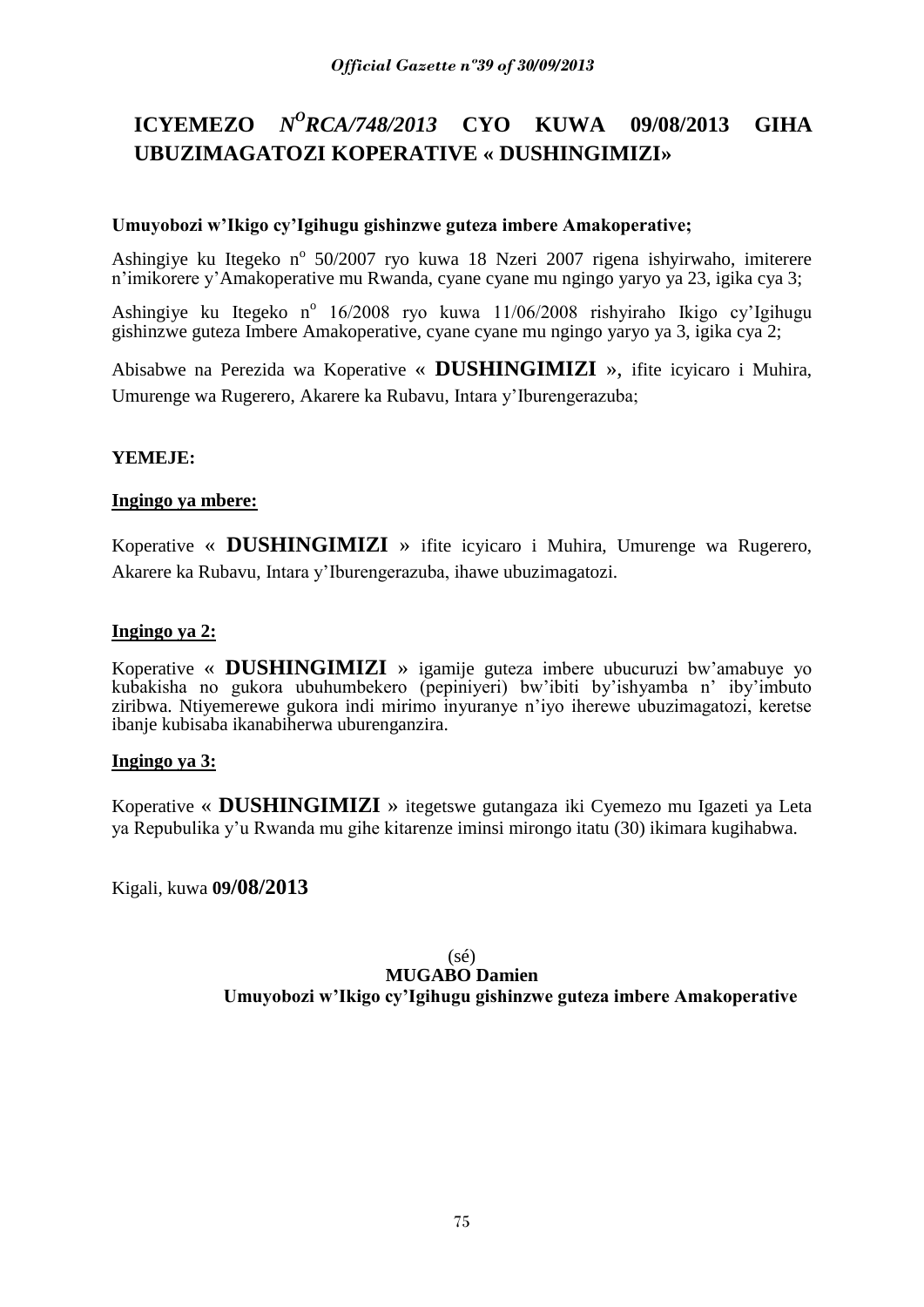# ICYEMEZO $N^{O}$*RCA/748/2013* CYO KUWA 09/08/2013 GIHA UBUZIMAGATOZI KOPERATIVE « DUSHINGIMIZI»

**Umuyobozi w'Ikigo cy'Igihugu gishinzwe guteza imbere Amakoperative;**

Ashingiye ku Itegeko n° 50/2007 ryo kuwa 18 Nzeri 2007 rigena ishyirwaho, imiterere n'imikorere y'Amakoperative mu Rwanda, cyane cyane mu ngingo yaryo ya 23, igika cya 3;

Ashingiye ku Itegeko n° 16/2008 ryo kuwa 11/06/2008 rishyiraho Ikigo cy'Igihugu gishinzwe guteza Imbere Amakoperative, cyane cyane mu ngingo yaryo ya 3, igika cya 2;

Abisabwe na Perezida wa Koperative « **DUSHINGIMIZI** », ifite icyicaro i Muhira, Umurenge wa Rugerero, Akarere ka Rubavu, Intara y'Iburengerazuba;

**YEMEJE:**

**Ingingo ya mbere:**

Koperative « **DUSHINGIMIZI** » ifite icyicaro i Muhira, Umurenge wa Rugerero, Akarere ka Rubavu, Intara y'Iburengerazuba, ihawe ubuzimagatozi.

**Ingingo ya 2:**

Koperative « **DUSHINGIMIZI** » igamije guteza imbere ubucuruzi bw'amabuye yo kubakisha no gukora ubuhumbekero (pepiniyeri) bw'ibiti by'ishyamba n' iby'imbuto ziribwa. Ntiyemerewe gukora indi mirimo inyuranye n'iyo iherewe ubuzimagatozi, keretse ibanje kubisaba ikanabiherwa uburenganzira.

**Ingingo ya 3:**

Koperative « **DUSHINGIMIZI** » itegetswe gutangaza iki Cyemezo mu Igazeti ya Leta ya Repubulika y'u Rwanda mu gihe kitarenze iminsi mirongo itatu (30) ikimara kugihabwa.

Kigali, kuwa **09/08/2013**

(sé)

**MUGABO Damien**

**Umuyobozi w'Ikigo cy'Igihugu gishinzwe guteza imbere Amakoperative**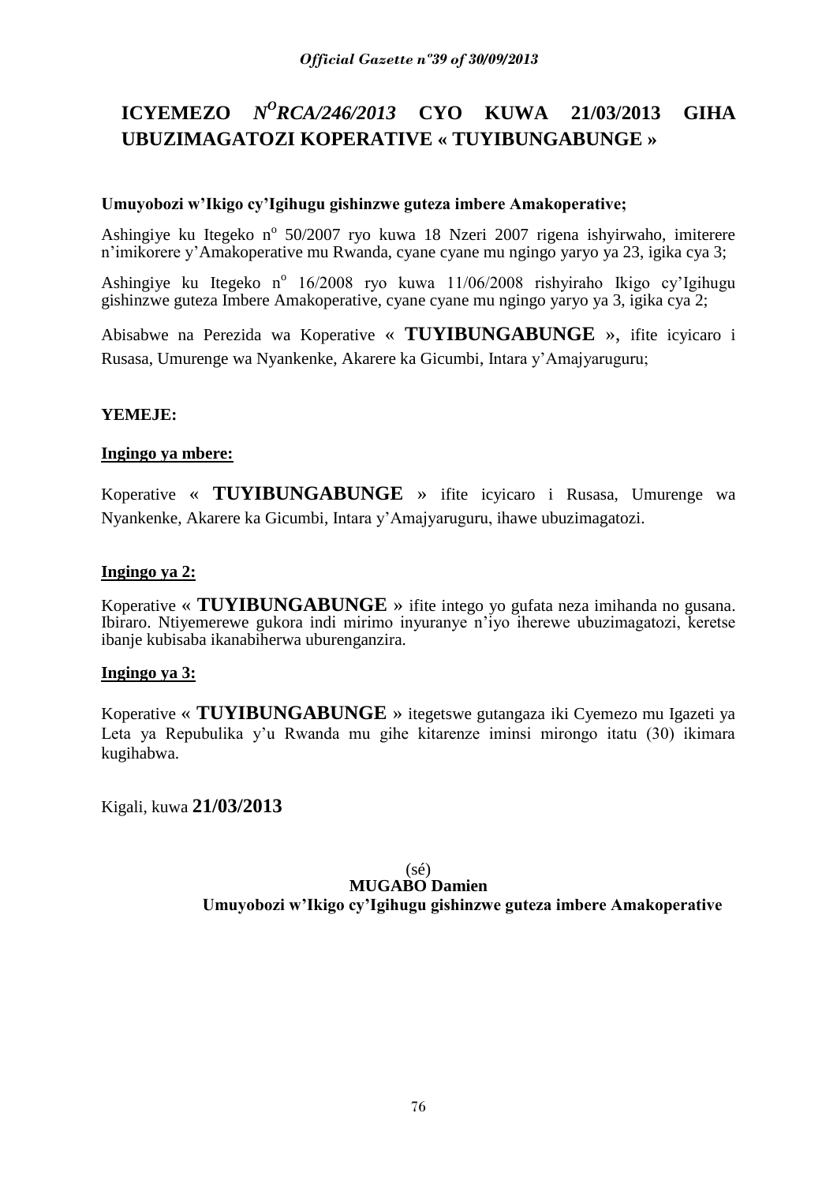# ICYEMEZO *N[o] RCA/246/2013* CYO KUWA 21/03/2013 GIHA UBUZIMAGATOZI KOPERATIVE « TUYIBUNGABUNGE »

**Umuyobozi w'Ikigo cy'Igihugu gishinzwe guteza imbere Amakoperative;**

Ashingiye ku Itegeko n° 50/2007 ryo kuwa 18 Nzeri 2007 rigena ishyirwaho, imiterere n'imikorere y'Amakoperative mu Rwanda, cyane cyane mu ngingo yaryo ya 23, igika cya 3;

Ashingiye ku Itegeko n° 16/2008 ryo kuwa 11/06/2008 rishyiraho Ikigo cy'Igihugu gishinzwe guteza Imbere Amakoperative, cyane cyane mu ngingo yaryo ya 3, igika cya 2;

Abisabwe na Perezida wa Koperative « **TUYIBUNGABUNGE** », ifite icyicaro i Rusasa, Umurenge wa Nyankenke, Akarere ka Gicumbi, Intara y'Amajyaruguru;

**YEMEJE:**

**Ingingo ya mbere:**

Koperative « **TUYIBUNGABUNGE** » ifite icyicaro i Rusasa, Umurenge wa Nyankenke, Akarere ka Gicumbi, Intara y'Amajyaruguru, ihawe ubuzimagatozi.

**Ingingo ya 2:**

Koperative « **TUYIBUNGABUNGE** » ifite intego yo gufata neza imihanda no gusana. Ibiraro. Ntiyemerewe gukora indi mirimo inyuranye n'iyo iherewe ubuzimagatozi, keretse ibanje kubisaba ikanabiherwa uburenganzira.

**Ingingo ya 3:**

Koperative « **TUYIBUNGABUNGE** » itegetswe gutangaza iki Cyemezo mu Igazeti ya Leta ya Repubulika y'u Rwanda mu gihe kitarenze iminsi mirongo itatu (30) ikimara kugihabwa.

Kigali, kuwa **21/03/2013**

(sé)

**MUGABO Damien**

**Umuyobozi w'Ikigo cy'Igihugu gishinzwe guteza imbere Amakoperative**